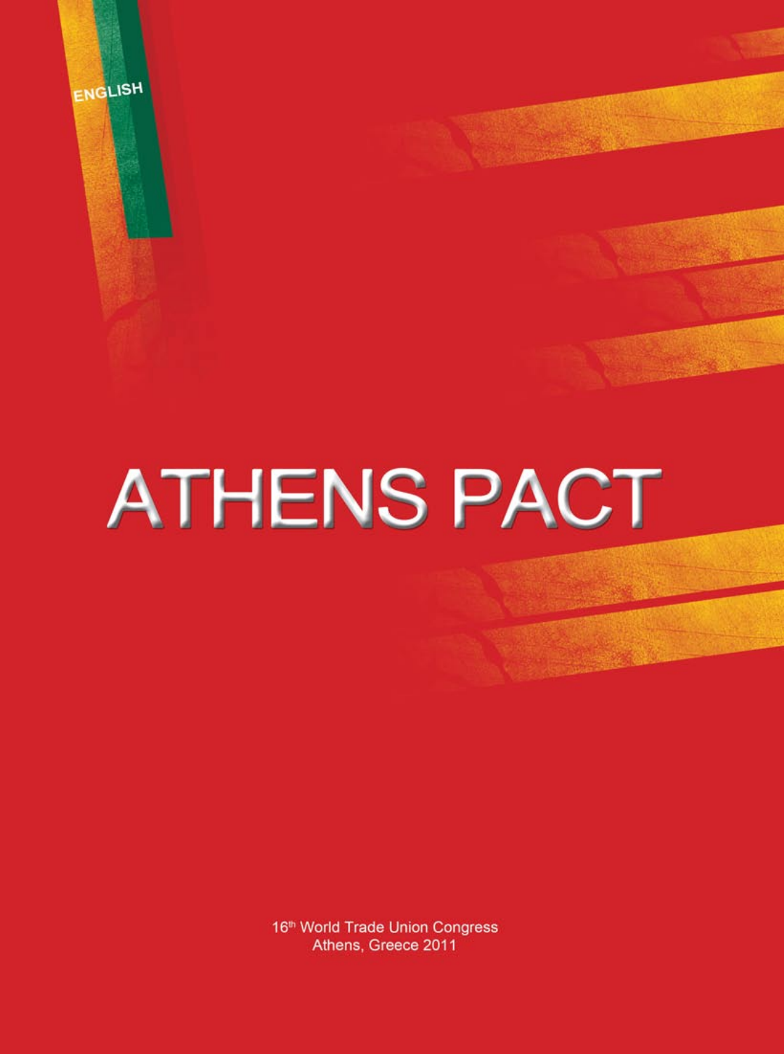ENGLISH

# ATHENS PACT

16th World Trade Union Congress
Athens, Greece 2011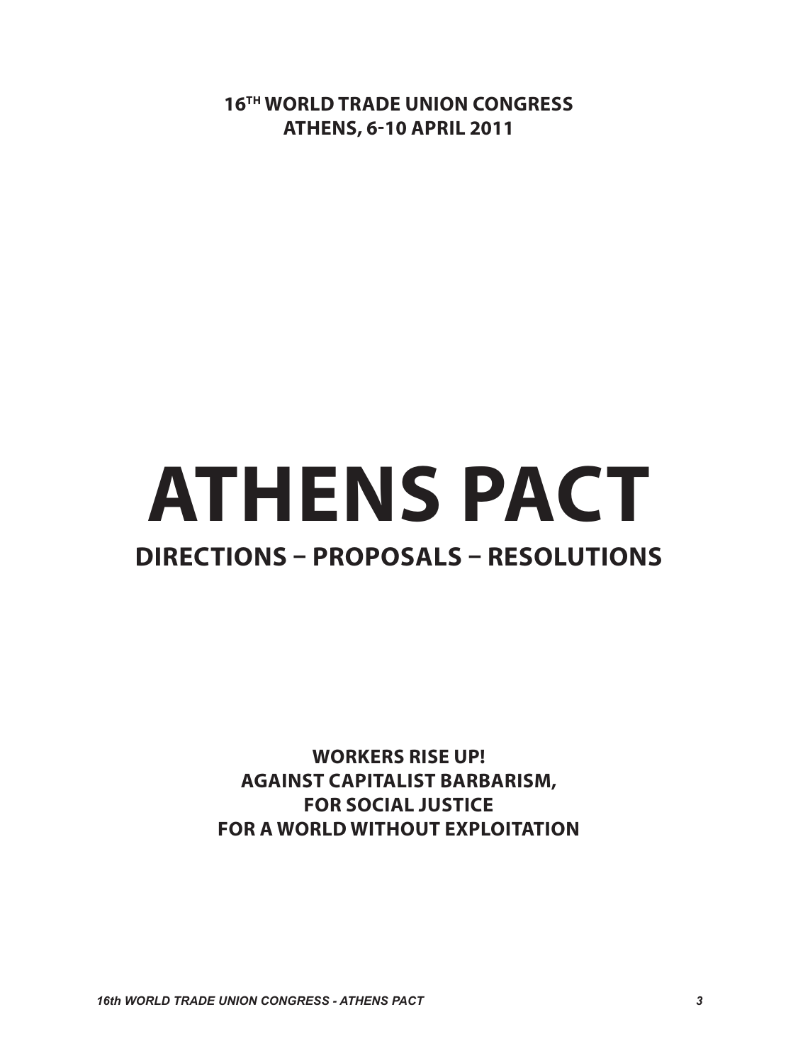**16TH WORLD TRADE UNION CONGRESS**
**ATHENS, 6-10 APRIL 2011**

# ATHENS PACT

## DIRECTIONS – PROPOSALS – RESOLUTIONS

**WORKERS RISE UP!**
**AGAINST CAPITALIST BARBARISM,**
**FOR SOCIAL JUSTICE**
**FOR A WORLD WITHOUT EXPLOITATION**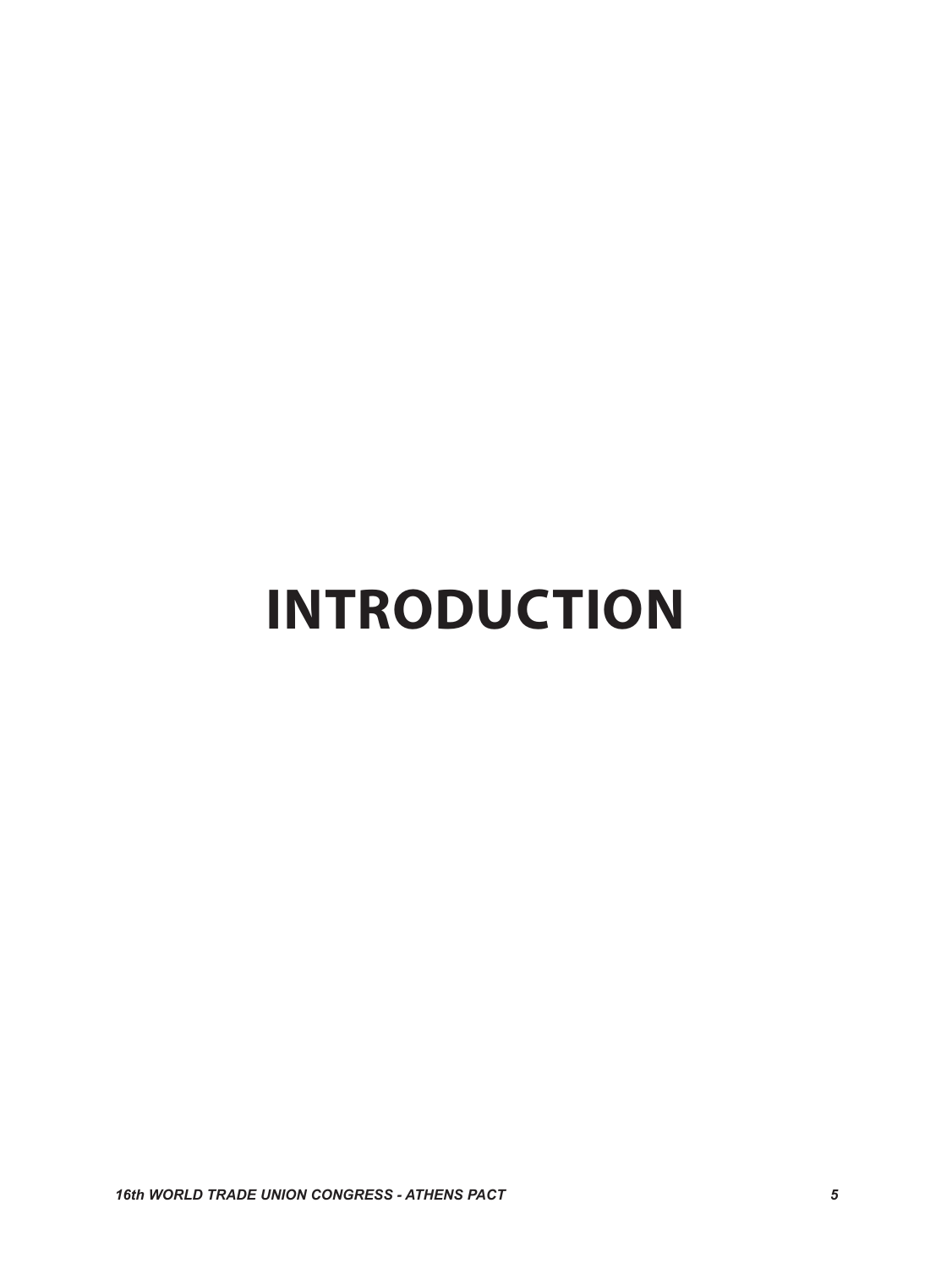# INTRODUCTION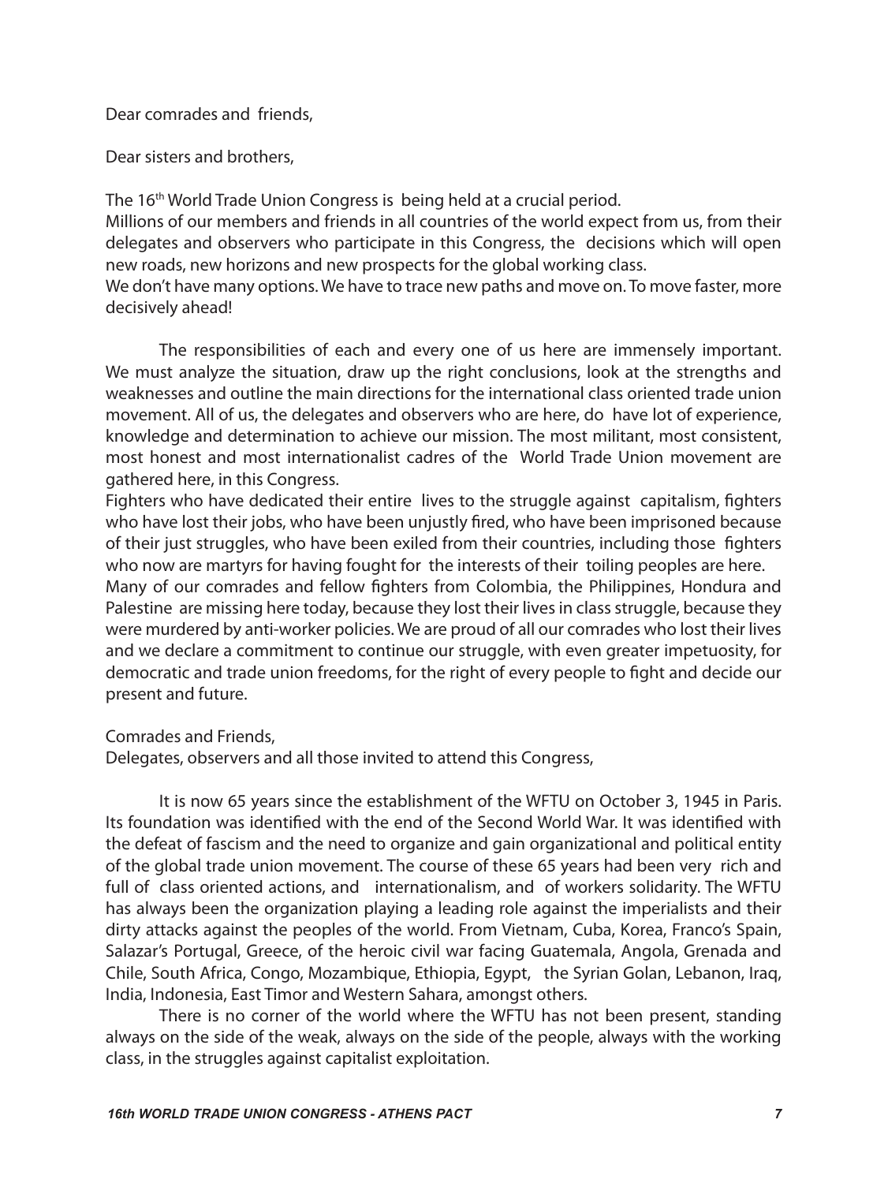Dear comrades and friends,

Dear sisters and brothers,

The 16th World Trade Union Congress is being held at a crucial period.
Millions of our members and friends in all countries of the world expect from us, from their delegates and observers who participate in this Congress, the decisions which will open new roads, new horizons and new prospects for the global working class.
We don't have many options. We have to trace new paths and move on. To move faster, more decisively ahead!

The responsibilities of each and every one of us here are immensely important. We must analyze the situation, draw up the right conclusions, look at the strengths and weaknesses and outline the main directions for the international class oriented trade union movement. All of us, the delegates and observers who are here, do have lot of experience, knowledge and determination to achieve our mission. The most militant, most consistent, most honest and most internationalist cadres of the World Trade Union movement are gathered here, in this Congress.
Fighters who have dedicated their entire lives to the struggle against capitalism, fighters who have lost their jobs, who have been unjustly fired, who have been imprisoned because of their just struggles, who have been exiled from their countries, including those fighters who now are martyrs for having fought for the interests of their toiling peoples are here.
Many of our comrades and fellow fighters from Colombia, the Philippines, Hondura and Palestine are missing here today, because they lost their lives in class struggle, because they were murdered by anti-worker policies. We are proud of all our comrades who lost their lives and we declare a commitment to continue our struggle, with even greater impetuosity, for democratic and trade union freedoms, for the right of every people to fight and decide our present and future.

Comrades and Friends,
Delegates, observers and all those invited to attend this Congress,

It is now 65 years since the establishment of the WFTU on October 3, 1945 in Paris. Its foundation was identified with the end of the Second World War. It was identified with the defeat of fascism and the need to organize and gain organizational and political entity of the global trade union movement. The course of these 65 years had been very rich and full of class oriented actions, and internationalism, and of workers solidarity. The WFTU has always been the organization playing a leading role against the imperialists and their dirty attacks against the peoples of the world. From Vietnam, Cuba, Korea, Franco's Spain, Salazar's Portugal, Greece, of the heroic civil war facing Guatemala, Angola, Grenada and Chile, South Africa, Congo, Mozambique, Ethiopia, Egypt, the Syrian Golan, Lebanon, Iraq, India, Indonesia, East Timor and Western Sahara, amongst others.

There is no corner of the world where the WFTU has not been present, standing always on the side of the weak, always on the side of the people, always with the working class, in the struggles against capitalist exploitation.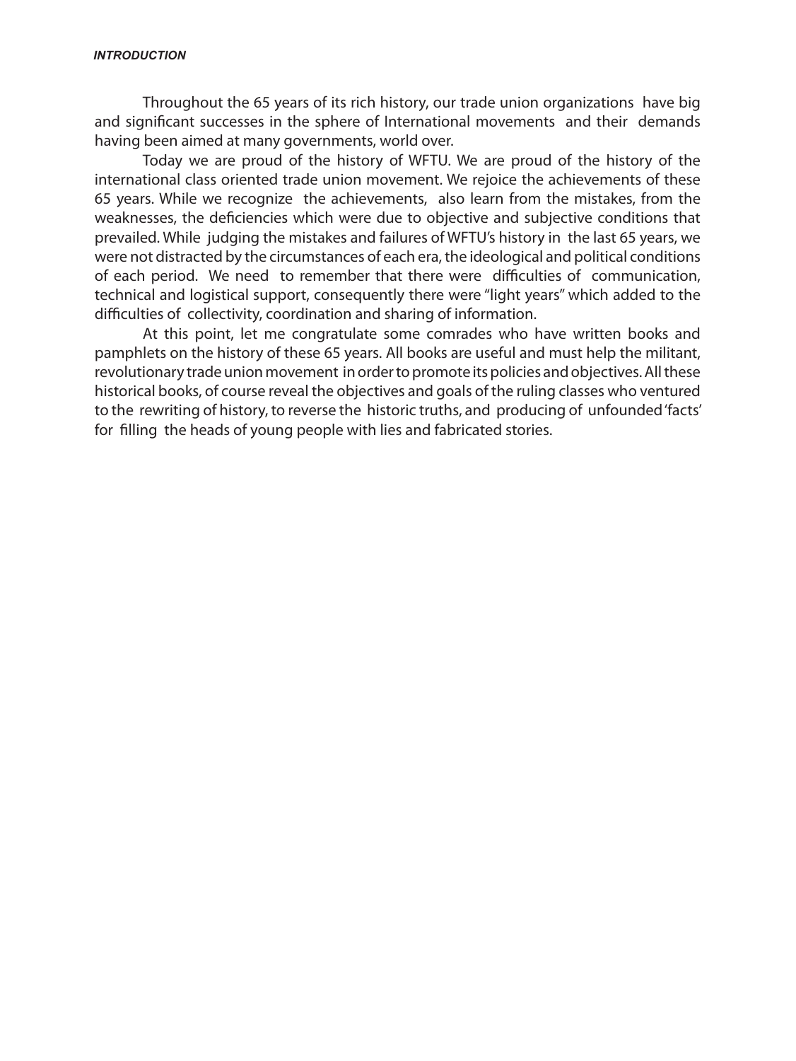Throughout the 65 years of its rich history, our trade union organizations have big and significant successes in the sphere of International movements and their demands having been aimed at many governments, world over.

Today we are proud of the history of WFTU. We are proud of the history of the international class oriented trade union movement. We rejoice the achievements of these 65 years. While we recognize the achievements, also learn from the mistakes, from the weaknesses, the deficiencies which were due to objective and subjective conditions that prevailed. While judging the mistakes and failures of WFTU's history in the last 65 years, we were not distracted by the circumstances of each era, the ideological and political conditions of each period. We need to remember that there were difficulties of communication, technical and logistical support, consequently there were "light years" which added to the difficulties of collectivity, coordination and sharing of information.

At this point, let me congratulate some comrades who have written books and pamphlets on the history of these 65 years. All books are useful and must help the militant, revolutionary trade union movement in order to promote its policies and objectives. All these historical books, of course reveal the objectives and goals of the ruling classes who ventured to the rewriting of history, to reverse the historic truths, and producing of unfounded 'facts' for filling the heads of young people with lies and fabricated stories.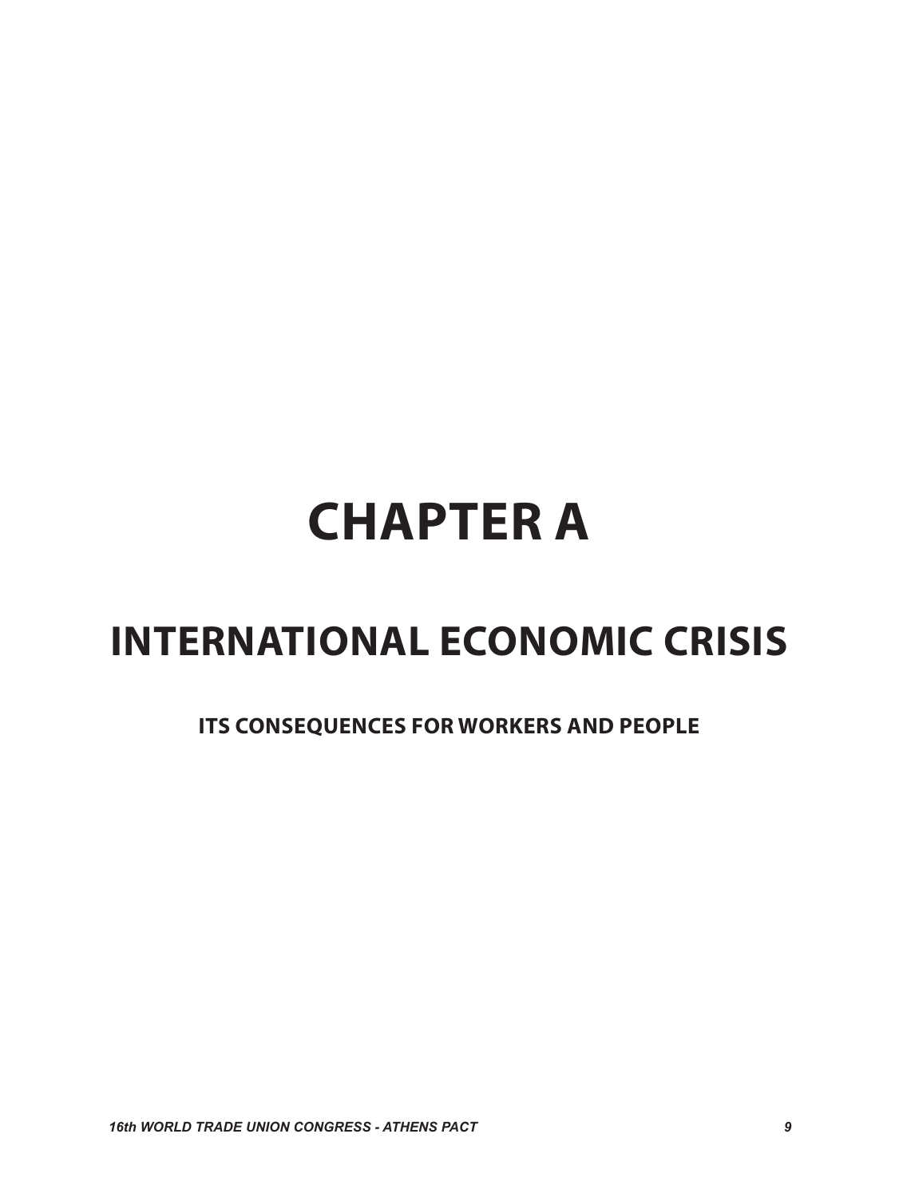# CHAPTER A

## INTERNATIONAL ECONOMIC CRISIS

### ITS CONSEQUENCES FOR WORKERS AND PEOPLE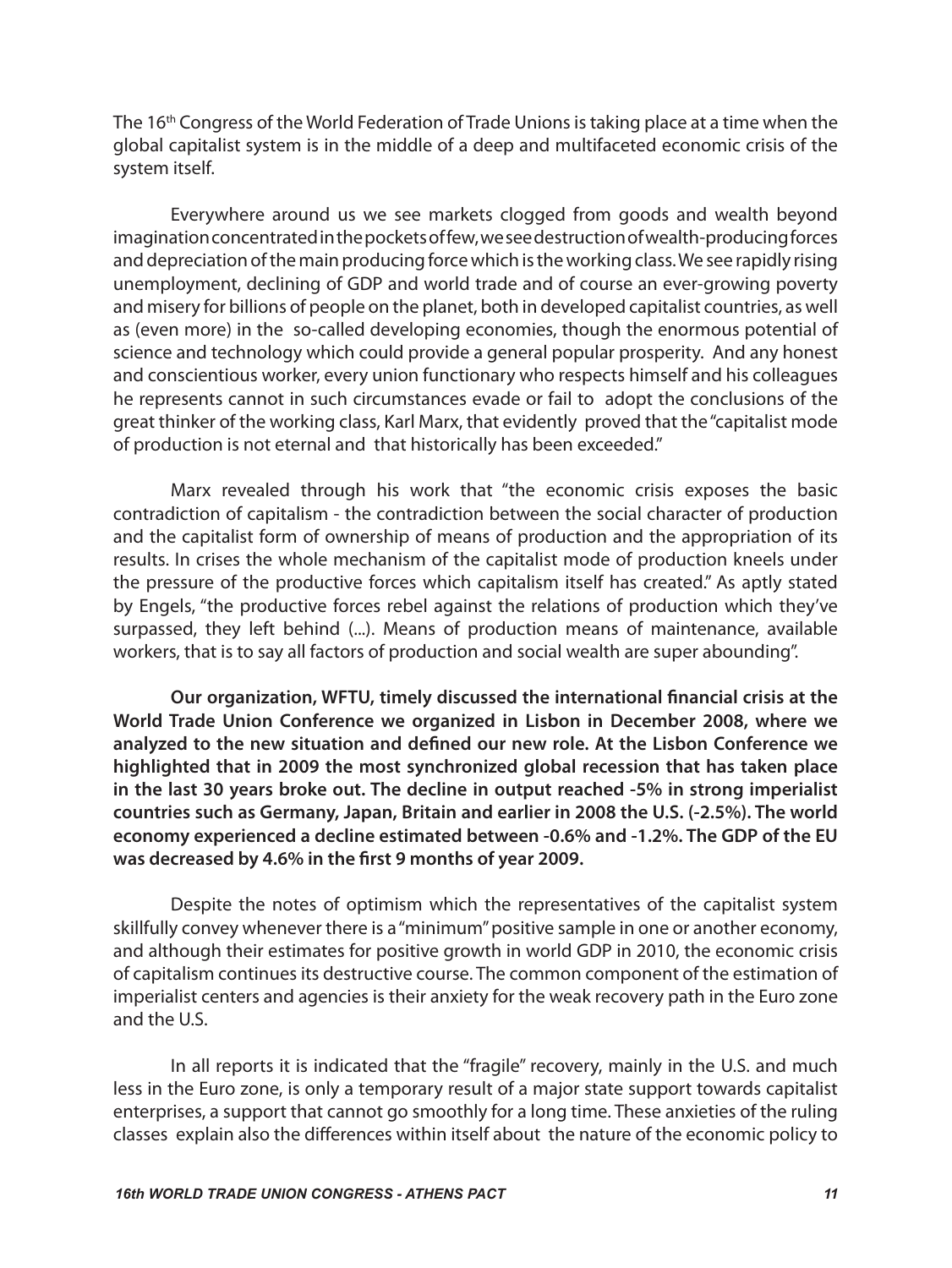The 16th Congress of the World Federation of Trade Unions is taking place at a time when the global capitalist system is in the middle of a deep and multifaceted economic crisis of the system itself.

Everywhere around us we see markets clogged from goods and wealth beyond imagination concentrated in the pockets of few, we see destruction of wealth-producing forces and depreciation of the main producing force which is the working class. We see rapidly rising unemployment, declining of GDP and world trade and of course an ever-growing poverty and misery for billions of people on the planet, both in developed capitalist countries, as well as (even more) in the so-called developing economies, though the enormous potential of science and technology which could provide a general popular prosperity. And any honest and conscientious worker, every union functionary who respects himself and his colleagues he represents cannot in such circumstances evade or fail to adopt the conclusions of the great thinker of the working class, Karl Marx, that evidently proved that the "capitalist mode of production is not eternal and that historically has been exceeded."

Marx revealed through his work that "the economic crisis exposes the basic contradiction of capitalism - the contradiction between the social character of production and the capitalist form of ownership of means of production and the appropriation of its results. In crises the whole mechanism of the capitalist mode of production kneels under the pressure of the productive forces which capitalism itself has created." As aptly stated by Engels, "the productive forces rebel against the relations of production which they've surpassed, they left behind (...). Means of production means of maintenance, available workers, that is to say all factors of production and social wealth are super abounding".

**Our organization, WFTU, timely discussed the international financial crisis at the World Trade Union Conference we organized in Lisbon in December 2008, where we analyzed to the new situation and defined our new role. At the Lisbon Conference we highlighted that in 2009 the most synchronized global recession that has taken place in the last 30 years broke out. The decline in output reached -5% in strong imperialist countries such as Germany, Japan, Britain and earlier in 2008 the U.S. (-2.5%). The world economy experienced a decline estimated between -0.6% and -1.2%. The GDP of the EU was decreased by 4.6% in the first 9 months of year 2009.**

Despite the notes of optimism which the representatives of the capitalist system skillfully convey whenever there is a "minimum" positive sample in one or another economy, and although their estimates for positive growth in world GDP in 2010, the economic crisis of capitalism continues its destructive course. The common component of the estimation of imperialist centers and agencies is their anxiety for the weak recovery path in the Euro zone and the U.S.

In all reports it is indicated that the "fragile" recovery, mainly in the U.S. and much less in the Euro zone, is only a temporary result of a major state support towards capitalist enterprises, a support that cannot go smoothly for a long time. These anxieties of the ruling classes explain also the differences within itself about the nature of the economic policy to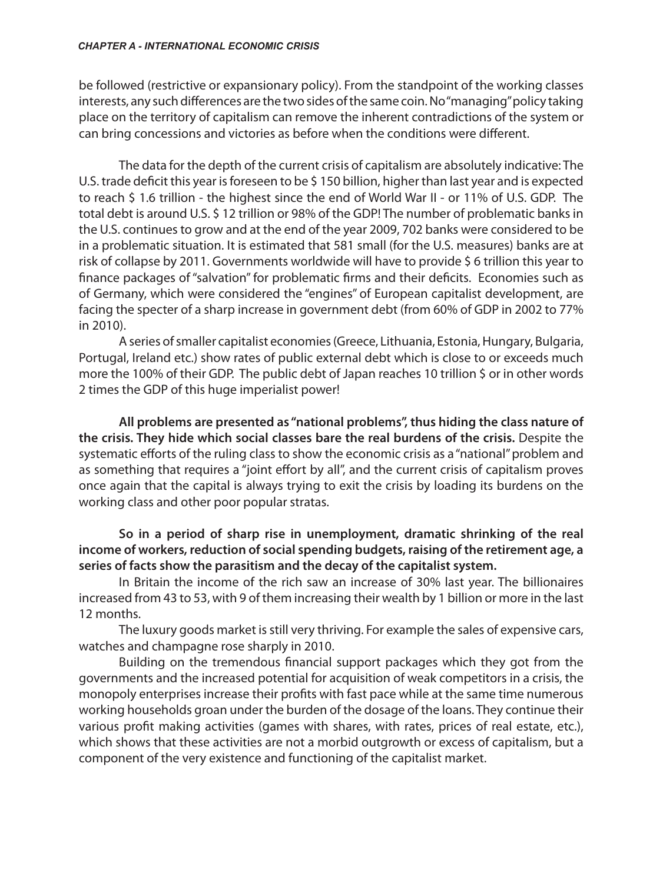be followed (restrictive or expansionary policy). From the standpoint of the working classes interests, any such differences are the two sides of the same coin. No "managing" policy taking place on the territory of capitalism can remove the inherent contradictions of the system or can bring concessions and victories as before when the conditions were different.

The data for the depth of the current crisis of capitalism are absolutely indicative: The U.S. trade deficit this year is foreseen to be $ 150 billion, higher than last year and is expected to reach $ 1.6 trillion - the highest since the end of World War II - or 11% of U.S. GDP. The total debt is around U.S. $ 12 trillion or 98% of the GDP! The number of problematic banks in the U.S. continues to grow and at the end of the year 2009, 702 banks were considered to be in a problematic situation. It is estimated that 581 small (for the U.S. measures) banks are at risk of collapse by 2011. Governments worldwide will have to provide $ 6 trillion this year to finance packages of "salvation" for problematic firms and their deficits. Economies such as of Germany, which were considered the "engines" of European capitalist development, are facing the specter of a sharp increase in government debt (from 60% of GDP in 2002 to 77% in 2010).

A series of smaller capitalist economies (Greece, Lithuania, Estonia, Hungary, Bulgaria, Portugal, Ireland etc.) show rates of public external debt which is close to or exceeds much more the 100% of their GDP. The public debt of Japan reaches 10 trillion $ or in other words 2 times the GDP of this huge imperialist power!

**All problems are presented as "national problems", thus hiding the class nature of the crisis. They hide which social classes bare the real burdens of the crisis.** Despite the systematic efforts of the ruling class to show the economic crisis as a "national" problem and as something that requires a "joint effort by all", and the current crisis of capitalism proves once again that the capital is always trying to exit the crisis by loading its burdens on the working class and other poor popular stratas.

**So in a period of sharp rise in unemployment, dramatic shrinking of the real income of workers, reduction of social spending budgets, raising of the retirement age, a series of facts show the parasitism and the decay of the capitalist system.**

In Britain the income of the rich saw an increase of 30% last year. The billionaires increased from 43 to 53, with 9 of them increasing their wealth by 1 billion or more in the last 12 months.

The luxury goods market is still very thriving. For example the sales of expensive cars, watches and champagne rose sharply in 2010.

Building on the tremendous financial support packages which they got from the governments and the increased potential for acquisition of weak competitors in a crisis, the monopoly enterprises increase their profits with fast pace while at the same time numerous working households groan under the burden of the dosage of the loans. They continue their various profit making activities (games with shares, with rates, prices of real estate, etc.), which shows that these activities are not a morbid outgrowth or excess of capitalism, but a component of the very existence and functioning of the capitalist market.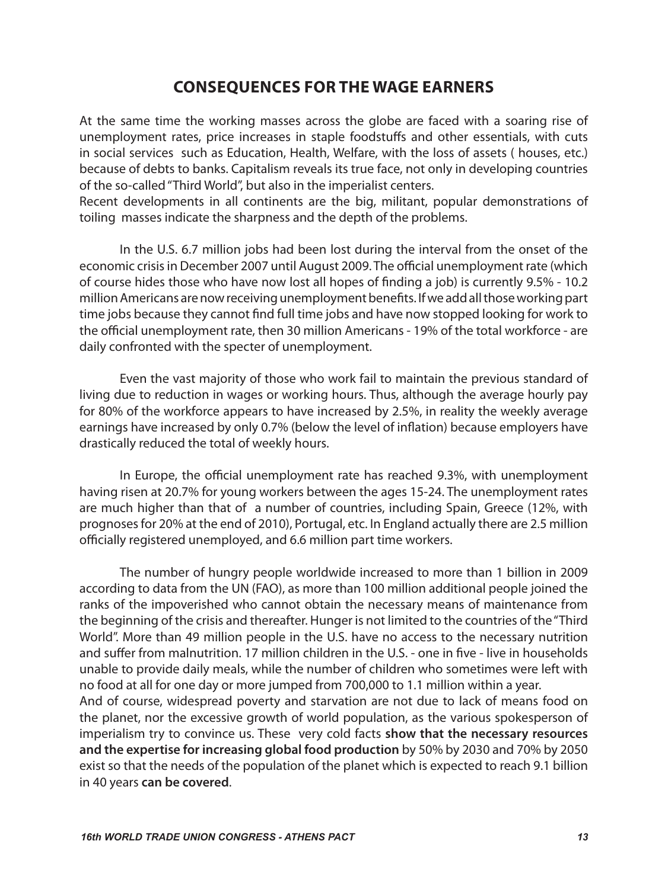## CONSEQUENCES FOR THE WAGE EARNERS

At the same time the working masses across the globe are faced with a soaring rise of unemployment rates, price increases in staple foodstuffs and other essentials, with cuts in social services such as Education, Health, Welfare, with the loss of assets ( houses, etc.) because of debts to banks. Capitalism reveals its true face, not only in developing countries of the so-called "Third World", but also in the imperialist centers.
Recent developments in all continents are the big, militant, popular demonstrations of toiling masses indicate the sharpness and the depth of the problems.

In the U.S. 6.7 million jobs had been lost during the interval from the onset of the economic crisis in December 2007 until August 2009. The official unemployment rate (which of course hides those who have now lost all hopes of finding a job) is currently 9.5% - 10.2 million Americans are now receiving unemployment benefits. If we add all those working part time jobs because they cannot find full time jobs and have now stopped looking for work to the official unemployment rate, then 30 million Americans - 19% of the total workforce - are daily confronted with the specter of unemployment.

Even the vast majority of those who work fail to maintain the previous standard of living due to reduction in wages or working hours. Thus, although the average hourly pay for 80% of the workforce appears to have increased by 2.5%, in reality the weekly average earnings have increased by only 0.7% (below the level of inflation) because employers have drastically reduced the total of weekly hours.

In Europe, the official unemployment rate has reached 9.3%, with unemployment having risen at 20.7% for young workers between the ages 15-24. The unemployment rates are much higher than that of a number of countries, including Spain, Greece (12%, with prognoses for 20% at the end of 2010), Portugal, etc. In England actually there are 2.5 million officially registered unemployed, and 6.6 million part time workers.

The number of hungry people worldwide increased to more than 1 billion in 2009 according to data from the UN (FAO), as more than 100 million additional people joined the ranks of the impoverished who cannot obtain the necessary means of maintenance from the beginning of the crisis and thereafter. Hunger is not limited to the countries of the "Third World". More than 49 million people in the U.S. have no access to the necessary nutrition and suffer from malnutrition. 17 million children in the U.S. - one in five - live in households unable to provide daily meals, while the number of children who sometimes were left with no food at all for one day or more jumped from 700,000 to 1.1 million within a year.
And of course, widespread poverty and starvation are not due to lack of means food on the planet, nor the excessive growth of world population, as the various spokesperson of imperialism try to convince us. These very cold facts **show that the necessary resources and the expertise for increasing global food production** by 50% by 2030 and 70% by 2050 exist so that the needs of the population of the planet which is expected to reach 9.1 billion in 40 years **can be covered**.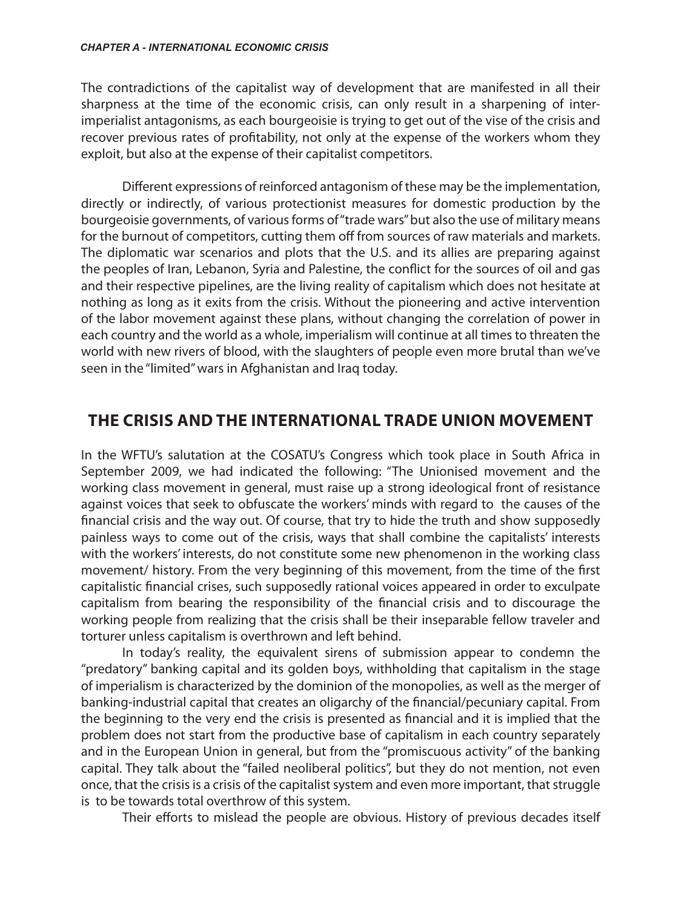The contradictions of the capitalist way of development that are manifested in all their sharpness at the time of the economic crisis, can only result in a sharpening of inter-imperialist antagonisms, as each bourgeoisie is trying to get out of the vise of the crisis and recover previous rates of profitability, not only at the expense of the workers whom they exploit, but also at the expense of their capitalist competitors.

Different expressions of reinforced antagonism of these may be the implementation, directly or indirectly, of various protectionist measures for domestic production by the bourgeoisie governments, of various forms of "trade wars" but also the use of military means for the burnout of competitors, cutting them off from sources of raw materials and markets. The diplomatic war scenarios and plots that the U.S. and its allies are preparing against the peoples of Iran, Lebanon, Syria and Palestine, the conflict for the sources of oil and gas and their respective pipelines, are the living reality of capitalism which does not hesitate at nothing as long as it exits from the crisis. Without the pioneering and active intervention of the labor movement against these plans, without changing the correlation of power in each country and the world as a whole, imperialism will continue at all times to threaten the world with new rivers of blood, with the slaughters of people even more brutal than we've seen in the "limited" wars in Afghanistan and Iraq today.

## THE CRISIS AND THE INTERNATIONAL TRADE UNION MOVEMENT

In the WFTU's salutation at the COSATU's Congress which took place in South Africa in September 2009, we had indicated the following: "The Unionised movement and the working class movement in general, must raise up a strong ideological front of resistance against voices that seek to obfuscate the workers' minds with regard to the causes of the financial crisis and the way out. Of course, that try to hide the truth and show supposedly painless ways to come out of the crisis, ways that shall combine the capitalists' interests with the workers' interests, do not constitute some new phenomenon in the working class movement/ history. From the very beginning of this movement, from the time of the first capitalistic financial crises, such supposedly rational voices appeared in order to exculpate capitalism from bearing the responsibility of the financial crisis and to discourage the working people from realizing that the crisis shall be their inseparable fellow traveler and torturer unless capitalism is overthrown and left behind.

In today's reality, the equivalent sirens of submission appear to condemn the "predatory" banking capital and its golden boys, withholding that capitalism in the stage of imperialism is characterized by the dominion of the monopolies, as well as the merger of banking-industrial capital that creates an oligarchy of the financial/pecuniary capital. From the beginning to the very end the crisis is presented as financial and it is implied that the problem does not start from the productive base of capitalism in each country separately and in the European Union in general, but from the "promiscuous activity" of the banking capital. They talk about the "failed neoliberal politics", but they do not mention, not even once, that the crisis is a crisis of the capitalist system and even more important, that struggle is to be towards total overthrow of this system.

Their efforts to mislead the people are obvious. History of previous decades itself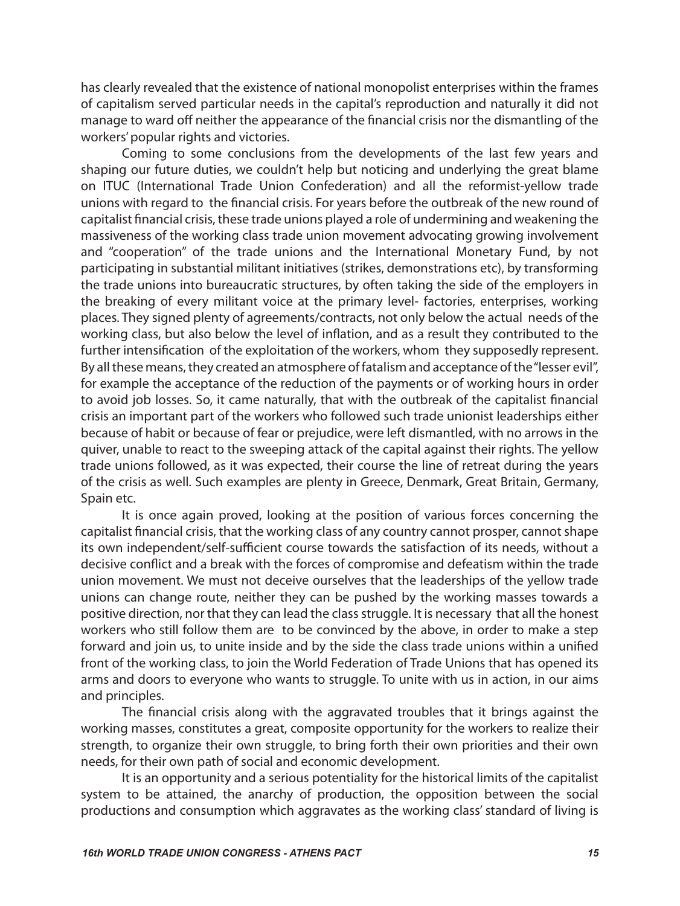has clearly revealed that the existence of national monopolist enterprises within the frames of capitalism served particular needs in the capital's reproduction and naturally it did not manage to ward off neither the appearance of the financial crisis nor the dismantling of the workers' popular rights and victories.

Coming to some conclusions from the developments of the last few years and shaping our future duties, we couldn't help but noticing and underlying the great blame on ITUC (International Trade Union Confederation) and all the reformist-yellow trade unions with regard to the financial crisis. For years before the outbreak of the new round of capitalist financial crisis, these trade unions played a role of undermining and weakening the massiveness of the working class trade union movement advocating growing involvement and "cooperation" of the trade unions and the International Monetary Fund, by not participating in substantial militant initiatives (strikes, demonstrations etc), by transforming the trade unions into bureaucratic structures, by often taking the side of the employers in the breaking of every militant voice at the primary level- factories, enterprises, working places. They signed plenty of agreements/contracts, not only below the actual needs of the working class, but also below the level of inflation, and as a result they contributed to the further intensification of the exploitation of the workers, whom they supposedly represent. By all these means, they created an atmosphere of fatalism and acceptance of the "lesser evil", for example the acceptance of the reduction of the payments or of working hours in order to avoid job losses. So, it came naturally, that with the outbreak of the capitalist financial crisis an important part of the workers who followed such trade unionist leaderships either because of habit or because of fear or prejudice, were left dismantled, with no arrows in the quiver, unable to react to the sweeping attack of the capital against their rights. The yellow trade unions followed, as it was expected, their course the line of retreat during the years of the crisis as well. Such examples are plenty in Greece, Denmark, Great Britain, Germany, Spain etc.

It is once again proved, looking at the position of various forces concerning the capitalist financial crisis, that the working class of any country cannot prosper, cannot shape its own independent/self-sufficient course towards the satisfaction of its needs, without a decisive conflict and a break with the forces of compromise and defeatism within the trade union movement. We must not deceive ourselves that the leaderships of the yellow trade unions can change route, neither they can be pushed by the working masses towards a positive direction, nor that they can lead the class struggle. It is necessary that all the honest workers who still follow them are to be convinced by the above, in order to make a step forward and join us, to unite inside and by the side the class trade unions within a unified front of the working class, to join the World Federation of Trade Unions that has opened its arms and doors to everyone who wants to struggle. To unite with us in action, in our aims and principles.

The financial crisis along with the aggravated troubles that it brings against the working masses, constitutes a great, composite opportunity for the workers to realize their strength, to organize their own struggle, to bring forth their own priorities and their own needs, for their own path of social and economic development.

It is an opportunity and a serious potentiality for the historical limits of the capitalist system to be attained, the anarchy of production, the opposition between the social productions and consumption which aggravates as the working class' standard of living is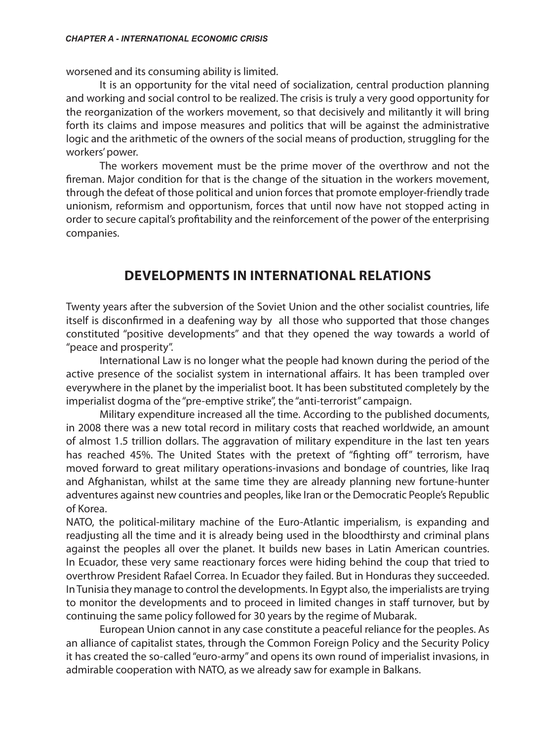worsened and its consuming ability is limited.

It is an opportunity for the vital need of socialization, central production planning and working and social control to be realized. The crisis is truly a very good opportunity for the reorganization of the workers movement, so that decisively and militantly it will bring forth its claims and impose measures and politics that will be against the administrative logic and the arithmetic of the owners of the social means of production, struggling for the workers' power.

The workers movement must be the prime mover of the overthrow and not the fireman. Major condition for that is the change of the situation in the workers movement, through the defeat of those political and union forces that promote employer-friendly trade unionism, reformism and opportunism, forces that until now have not stopped acting in order to secure capital's profitability and the reinforcement of the power of the enterprising companies.

## DEVELOPMENTS IN INTERNATIONAL RELATIONS

Twenty years after the subversion of the Soviet Union and the other socialist countries, life itself is disconfirmed in a deafening way by all those who supported that those changes constituted "positive developments" and that they opened the way towards a world of "peace and prosperity".

International Law is no longer what the people had known during the period of the active presence of the socialist system in international affairs. It has been trampled over everywhere in the planet by the imperialist boot. It has been substituted completely by the imperialist dogma of the "pre-emptive strike", the "anti-terrorist" campaign.

Military expenditure increased all the time. According to the published documents, in 2008 there was a new total record in military costs that reached worldwide, an amount of almost 1.5 trillion dollars. The aggravation of military expenditure in the last ten years has reached 45%. The United States with the pretext of "fighting off" terrorism, have moved forward to great military operations-invasions and bondage of countries, like Iraq and Afghanistan, whilst at the same time they are already planning new fortune-hunter adventures against new countries and peoples, like Iran or the Democratic People's Republic of Korea.

NATO, the political-military machine of the Euro-Atlantic imperialism, is expanding and readjusting all the time and it is already being used in the bloodthirsty and criminal plans against the peoples all over the planet. It builds new bases in Latin American countries. In Ecuador, these very same reactionary forces were hiding behind the coup that tried to overthrow President Rafael Correa. In Ecuador they failed. But in Honduras they succeeded. In Tunisia they manage to control the developments. In Egypt also, the imperialists are trying to monitor the developments and to proceed in limited changes in staff turnover, but by continuing the same policy followed for 30 years by the regime of Mubarak.

European Union cannot in any case constitute a peaceful reliance for the peoples. As an alliance of capitalist states, through the Common Foreign Policy and the Security Policy it has created the so-called "euro-army" and opens its own round of imperialist invasions, in admirable cooperation with NATO, as we already saw for example in Balkans.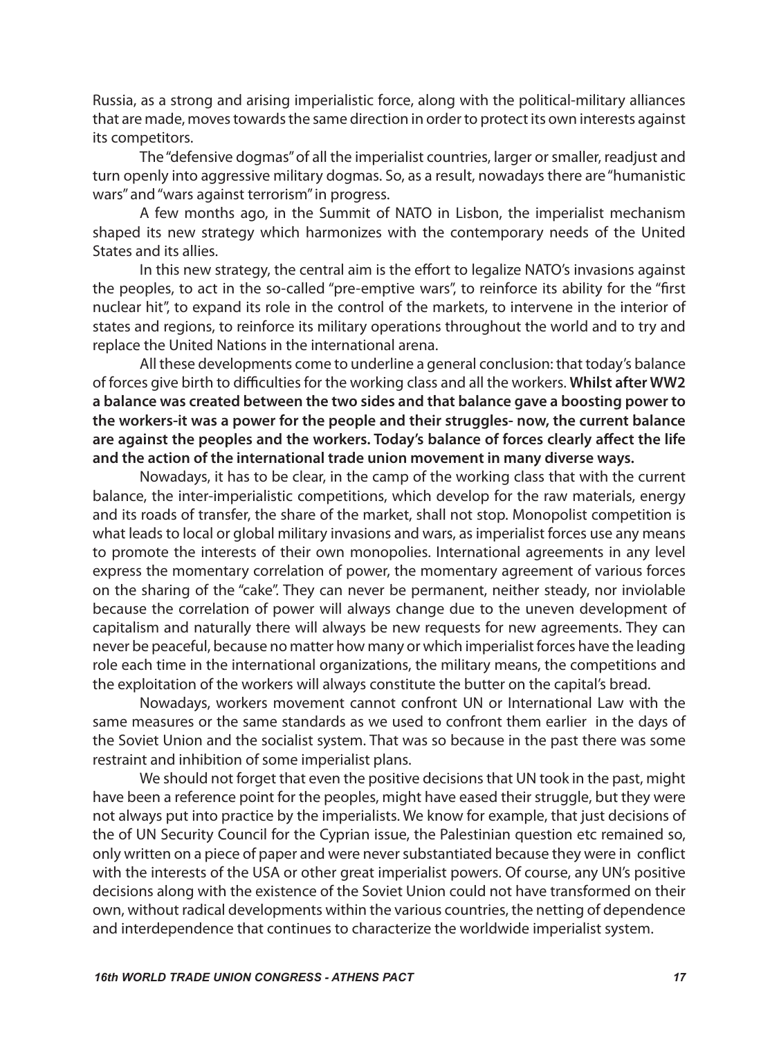Russia, as a strong and arising imperialistic force, along with the political-military alliances that are made, moves towards the same direction in order to protect its own interests against its competitors.

The "defensive dogmas" of all the imperialist countries, larger or smaller, readjust and turn openly into aggressive military dogmas. So, as a result, nowadays there are "humanistic wars" and "wars against terrorism" in progress.

A few months ago, in the Summit of NATO in Lisbon, the imperialist mechanism shaped its new strategy which harmonizes with the contemporary needs of the United States and its allies.

In this new strategy, the central aim is the effort to legalize NATO's invasions against the peoples, to act in the so-called "pre-emptive wars", to reinforce its ability for the "first nuclear hit", to expand its role in the control of the markets, to intervene in the interior of states and regions, to reinforce its military operations throughout the world and to try and replace the United Nations in the international arena.

All these developments come to underline a general conclusion: that today's balance of forces give birth to difficulties for the working class and all the workers. **Whilst after WW2 a balance was created between the two sides and that balance gave a boosting power to the workers-it was a power for the people and their struggles- now, the current balance are against the peoples and the workers. Today's balance of forces clearly affect the life and the action of the international trade union movement in many diverse ways.**

Nowadays, it has to be clear, in the camp of the working class that with the current balance, the inter-imperialistic competitions, which develop for the raw materials, energy and its roads of transfer, the share of the market, shall not stop. Monopolist competition is what leads to local or global military invasions and wars, as imperialist forces use any means to promote the interests of their own monopolies. International agreements in any level express the momentary correlation of power, the momentary agreement of various forces on the sharing of the "cake". They can never be permanent, neither steady, nor inviolable because the correlation of power will always change due to the uneven development of capitalism and naturally there will always be new requests for new agreements. They can never be peaceful, because no matter how many or which imperialist forces have the leading role each time in the international organizations, the military means, the competitions and the exploitation of the workers will always constitute the butter on the capital's bread.

Nowadays, workers movement cannot confront UN or International Law with the same measures or the same standards as we used to confront them earlier in the days of the Soviet Union and the socialist system. That was so because in the past there was some restraint and inhibition of some imperialist plans.

We should not forget that even the positive decisions that UN took in the past, might have been a reference point for the peoples, might have eased their struggle, but they were not always put into practice by the imperialists. We know for example, that just decisions of the of UN Security Council for the Cyprian issue, the Palestinian question etc remained so, only written on a piece of paper and were never substantiated because they were in conflict with the interests of the USA or other great imperialist powers. Of course, any UN's positive decisions along with the existence of the Soviet Union could not have transformed on their own, without radical developments within the various countries, the netting of dependence and interdependence that continues to characterize the worldwide imperialist system.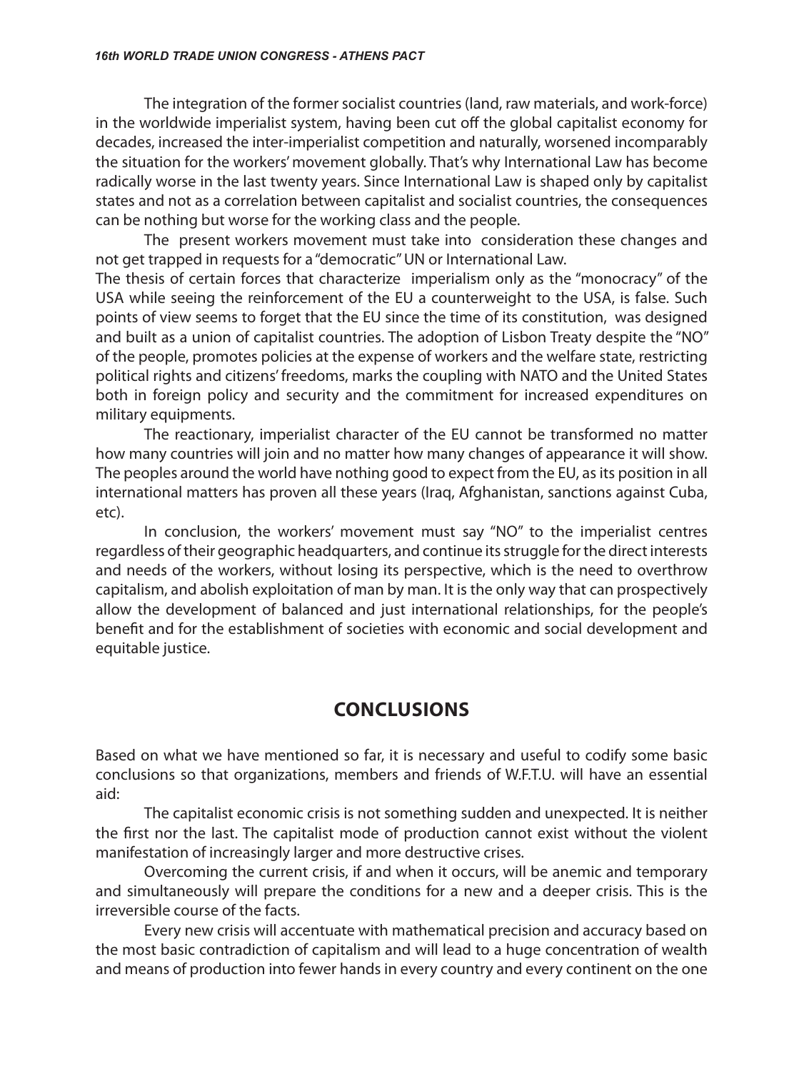The integration of the former socialist countries (land, raw materials, and work-force) in the worldwide imperialist system, having been cut off the global capitalist economy for decades, increased the inter-imperialist competition and naturally, worsened incomparably the situation for the workers' movement globally. That's why International Law has become radically worse in the last twenty years. Since International Law is shaped only by capitalist states and not as a correlation between capitalist and socialist countries, the consequences can be nothing but worse for the working class and the people.

The present workers movement must take into consideration these changes and not get trapped in requests for a "democratic" UN or International Law.

The thesis of certain forces that characterize imperialism only as the "monocracy" of the USA while seeing the reinforcement of the EU a counterweight to the USA, is false. Such points of view seems to forget that the EU since the time of its constitution, was designed and built as a union of capitalist countries. The adoption of Lisbon Treaty despite the "NO" of the people, promotes policies at the expense of workers and the welfare state, restricting political rights and citizens' freedoms, marks the coupling with NATO and the United States both in foreign policy and security and the commitment for increased expenditures on military equipments.

The reactionary, imperialist character of the EU cannot be transformed no matter how many countries will join and no matter how many changes of appearance it will show. The peoples around the world have nothing good to expect from the EU, as its position in all international matters has proven all these years (Iraq, Afghanistan, sanctions against Cuba, etc).

In conclusion, the workers' movement must say "NO" to the imperialist centres regardless of their geographic headquarters, and continue its struggle for the direct interests and needs of the workers, without losing its perspective, which is the need to overthrow capitalism, and abolish exploitation of man by man. It is the only way that can prospectively allow the development of balanced and just international relationships, for the people's benefit and for the establishment of societies with economic and social development and equitable justice.

## CONCLUSIONS

Based on what we have mentioned so far, it is necessary and useful to codify some basic conclusions so that organizations, members and friends of W.F.T.U. will have an essential aid:

The capitalist economic crisis is not something sudden and unexpected. It is neither the first nor the last. The capitalist mode of production cannot exist without the violent manifestation of increasingly larger and more destructive crises.

Overcoming the current crisis, if and when it occurs, will be anemic and temporary and simultaneously will prepare the conditions for a new and a deeper crisis. This is the irreversible course of the facts.

Every new crisis will accentuate with mathematical precision and accuracy based on the most basic contradiction of capitalism and will lead to a huge concentration of wealth and means of production into fewer hands in every country and every continent on the one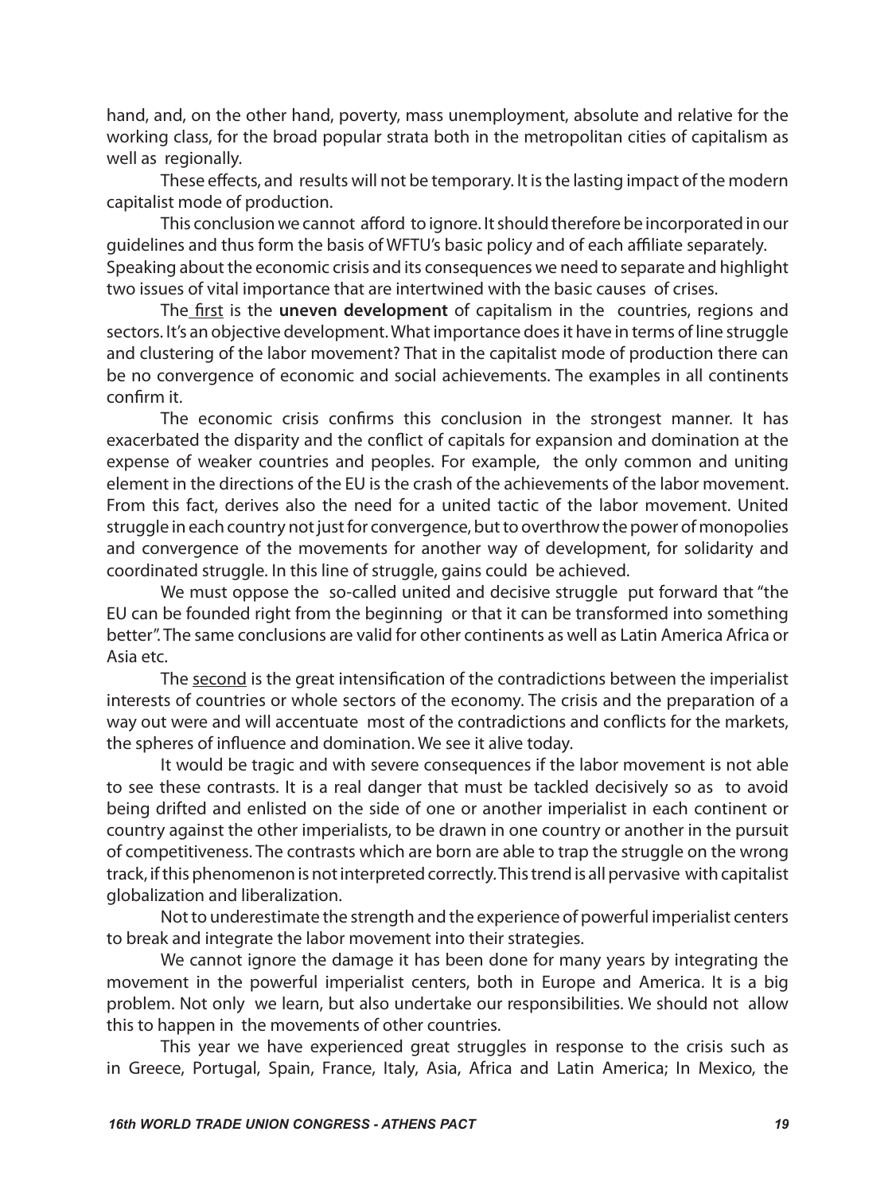hand, and, on the other hand, poverty, mass unemployment, absolute and relative for the working class, for the broad popular strata both in the metropolitan cities of capitalism as well as regionally.

These effects, and results will not be temporary. It is the lasting impact of the modern capitalist mode of production.

This conclusion we cannot afford to ignore. It should therefore be incorporated in our guidelines and thus form the basis of WFTU's basic policy and of each affiliate separately. Speaking about the economic crisis and its consequences we need to separate and highlight two issues of vital importance that are intertwined with the basic causes of crises.

The first is the **uneven development** of capitalism in the countries, regions and sectors. It's an objective development. What importance does it have in terms of line struggle and clustering of the labor movement? That in the capitalist mode of production there can be no convergence of economic and social achievements. The examples in all continents confirm it.

The economic crisis confirms this conclusion in the strongest manner. It has exacerbated the disparity and the conflict of capitals for expansion and domination at the expense of weaker countries and peoples. For example, the only common and uniting element in the directions of the EU is the crash of the achievements of the labor movement. From this fact, derives also the need for a united tactic of the labor movement. United struggle in each country not just for convergence, but to overthrow the power of monopolies and convergence of the movements for another way of development, for solidarity and coordinated struggle. In this line of struggle, gains could be achieved.

We must oppose the so-called united and decisive struggle put forward that "the EU can be founded right from the beginning or that it can be transformed into something better". The same conclusions are valid for other continents as well as Latin America Africa or Asia etc.

The second is the great intensification of the contradictions between the imperialist interests of countries or whole sectors of the economy. The crisis and the preparation of a way out were and will accentuate most of the contradictions and conflicts for the markets, the spheres of influence and domination. We see it alive today.

It would be tragic and with severe consequences if the labor movement is not able to see these contrasts. It is a real danger that must be tackled decisively so as to avoid being drifted and enlisted on the side of one or another imperialist in each continent or country against the other imperialists, to be drawn in one country or another in the pursuit of competitiveness. The contrasts which are born are able to trap the struggle on the wrong track, if this phenomenon is not interpreted correctly. This trend is all pervasive with capitalist globalization and liberalization.

Not to underestimate the strength and the experience of powerful imperialist centers to break and integrate the labor movement into their strategies.

We cannot ignore the damage it has been done for many years by integrating the movement in the powerful imperialist centers, both in Europe and America. It is a big problem. Not only we learn, but also undertake our responsibilities. We should not allow this to happen in the movements of other countries.

This year we have experienced great struggles in response to the crisis such as in Greece, Portugal, Spain, France, Italy, Asia, Africa and Latin America; In Mexico, the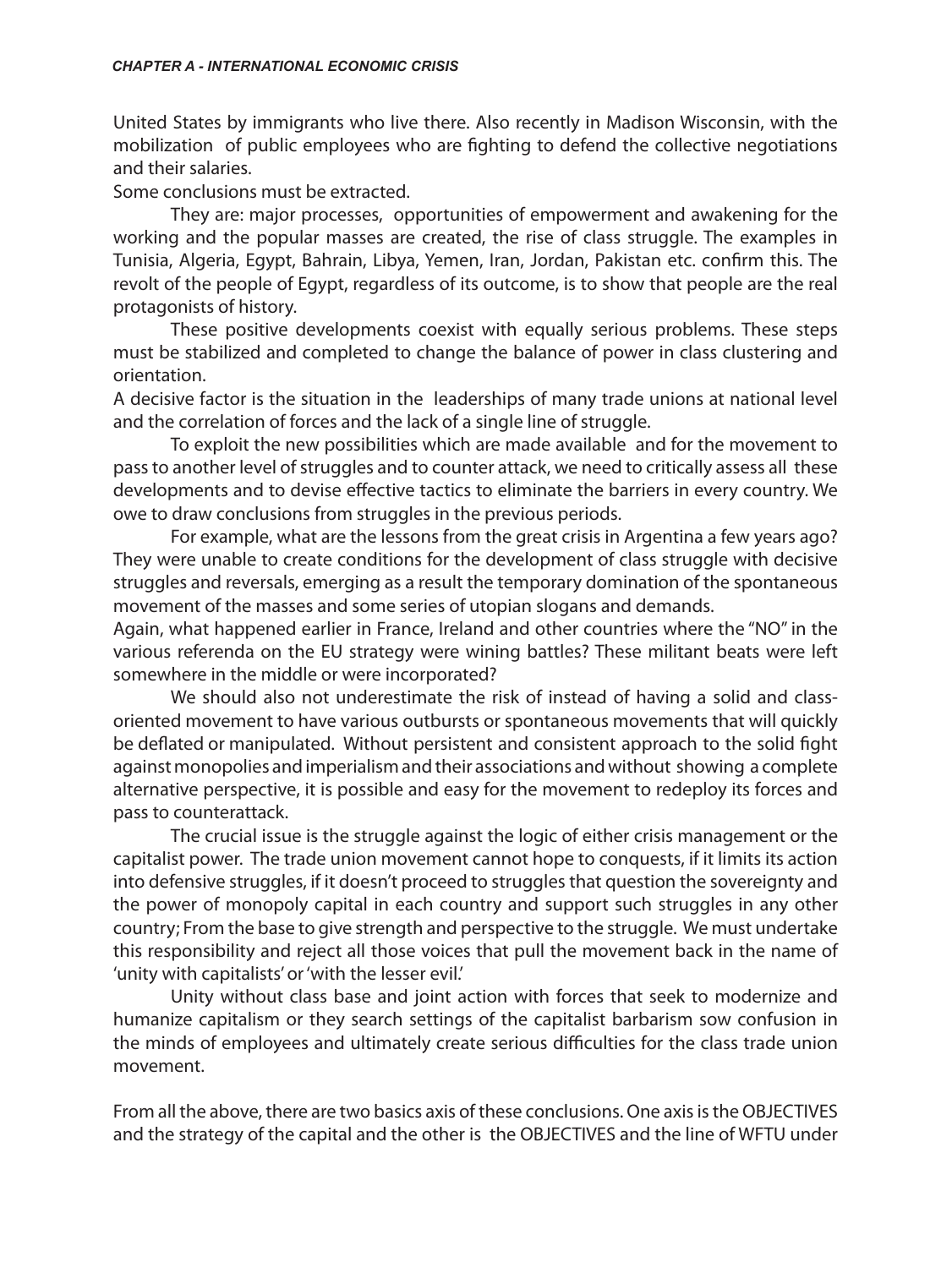United States by immigrants who live there. Also recently in Madison Wisconsin, with the mobilization of public employees who are fighting to defend the collective negotiations and their salaries.

Some conclusions must be extracted.

They are: major processes, opportunities of empowerment and awakening for the working and the popular masses are created, the rise of class struggle. The examples in Tunisia, Algeria, Egypt, Bahrain, Libya, Yemen, Iran, Jordan, Pakistan etc. confirm this. The revolt of the people of Egypt, regardless of its outcome, is to show that people are the real protagonists of history.

These positive developments coexist with equally serious problems. These steps must be stabilized and completed to change the balance of power in class clustering and orientation.

A decisive factor is the situation in the leaderships of many trade unions at national level and the correlation of forces and the lack of a single line of struggle.

To exploit the new possibilities which are made available and for the movement to pass to another level of struggles and to counter attack, we need to critically assess all these developments and to devise effective tactics to eliminate the barriers in every country. We owe to draw conclusions from struggles in the previous periods.

For example, what are the lessons from the great crisis in Argentina a few years ago? They were unable to create conditions for the development of class struggle with decisive struggles and reversals, emerging as a result the temporary domination of the spontaneous movement of the masses and some series of utopian slogans and demands.

Again, what happened earlier in France, Ireland and other countries where the "NO" in the various referenda on the EU strategy were wining battles? These militant beats were left somewhere in the middle or were incorporated?

We should also not underestimate the risk of instead of having a solid and class-oriented movement to have various outbursts or spontaneous movements that will quickly be deflated or manipulated. Without persistent and consistent approach to the solid fight against monopolies and imperialism and their associations and without showing a complete alternative perspective, it is possible and easy for the movement to redeploy its forces and pass to counterattack.

The crucial issue is the struggle against the logic of either crisis management or the capitalist power. The trade union movement cannot hope to conquests, if it limits its action into defensive struggles, if it doesn't proceed to struggles that question the sovereignty and the power of monopoly capital in each country and support such struggles in any other country; From the base to give strength and perspective to the struggle. We must undertake this responsibility and reject all those voices that pull the movement back in the name of 'unity with capitalists' or 'with the lesser evil.'

Unity without class base and joint action with forces that seek to modernize and humanize capitalism or they search settings of the capitalist barbarism sow confusion in the minds of employees and ultimately create serious difficulties for the class trade union movement.

From all the above, there are two basics axis of these conclusions. One axis is the OBJECTIVES and the strategy of the capital and the other is the OBJECTIVES and the line of WFTU under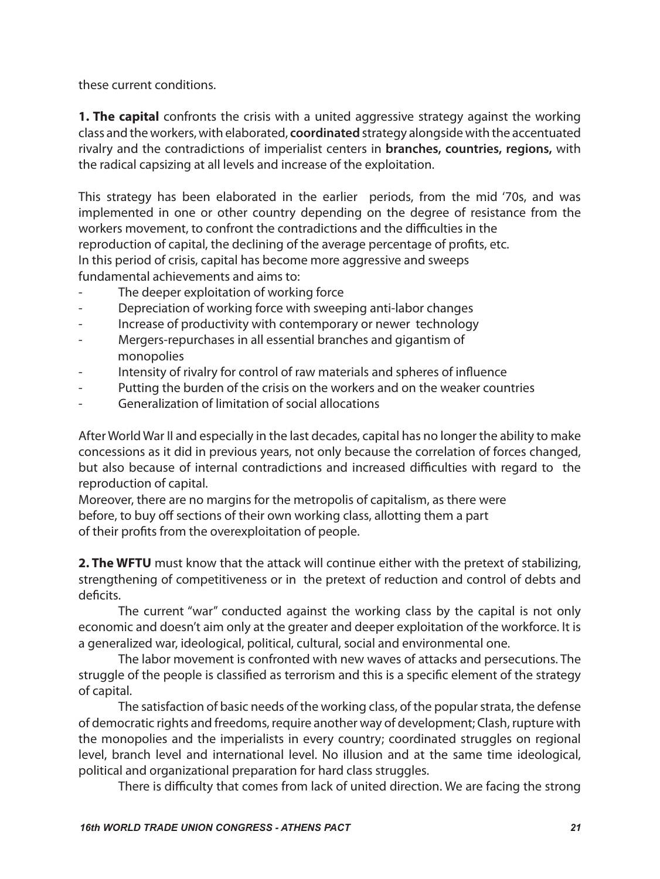these current conditions.

**1. The capital** confronts the crisis with a united aggressive strategy against the working class and the workers, with elaborated, **coordinated** strategy alongside with the accentuated rivalry and the contradictions of imperialist centers in **branches, countries, regions,** with the radical capsizing at all levels and increase of the exploitation.

This strategy has been elaborated in the earlier periods, from the mid '70s, and was implemented in one or other country depending on the degree of resistance from the workers movement, to confront the contradictions and the difficulties in the reproduction of capital, the declining of the average percentage of profits, etc.
In this period of crisis, capital has become more aggressive and sweeps fundamental achievements and aims to:

- The deeper exploitation of working force
- Depreciation of working force with sweeping anti-labor changes
- Increase of productivity with contemporary or newer technology
- Mergers-repurchases in all essential branches and gigantism of monopolies
- Intensity of rivalry for control of raw materials and spheres of influence
- Putting the burden of the crisis on the workers and on the weaker countries
- Generalization of limitation of social allocations

After World War II and especially in the last decades, capital has no longer the ability to make concessions as it did in previous years, not only because the correlation of forces changed, but also because of internal contradictions and increased difficulties with regard to the reproduction of capital.
Moreover, there are no margins for the metropolis of capitalism, as there were before, to buy off sections of their own working class, allotting them a part of their profits from the overexploitation of people.

**2. The WFTU** must know that the attack will continue either with the pretext of stabilizing, strengthening of competitiveness or in the pretext of reduction and control of debts and deficits.

The current "war" conducted against the working class by the capital is not only economic and doesn't aim only at the greater and deeper exploitation of the workforce. It is a generalized war, ideological, political, cultural, social and environmental one.

The labor movement is confronted with new waves of attacks and persecutions. The struggle of the people is classified as terrorism and this is a specific element of the strategy of capital.

The satisfaction of basic needs of the working class, of the popular strata, the defense of democratic rights and freedoms, require another way of development; Clash, rupture with the monopolies and the imperialists in every country; coordinated struggles on regional level, branch level and international level. No illusion and at the same time ideological, political and organizational preparation for hard class struggles.

There is difficulty that comes from lack of united direction. We are facing the strong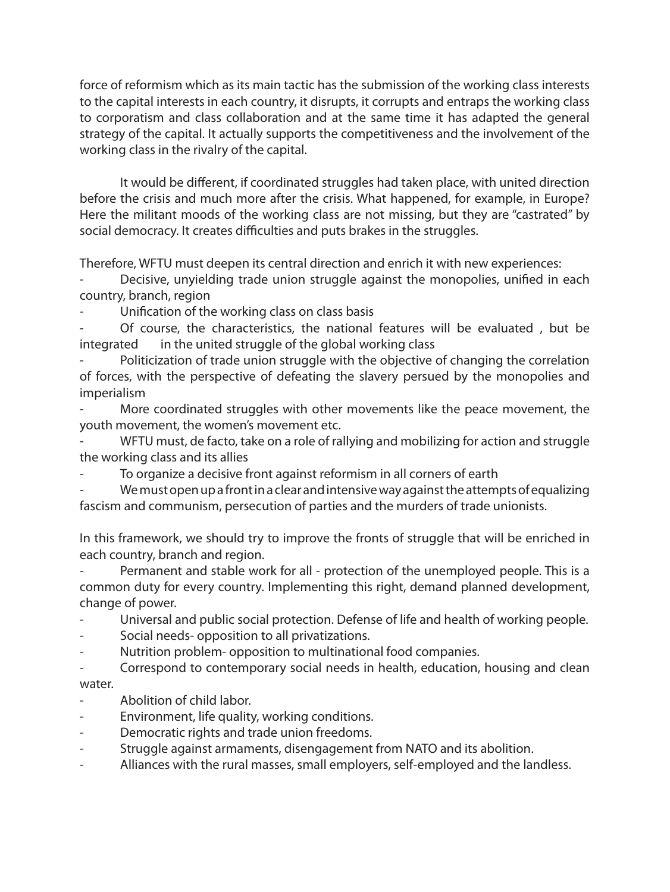force of reformism which as its main tactic has the submission of the working class interests to the capital interests in each country, it disrupts, it corrupts and entraps the working class to corporatism and class collaboration and at the same time it has adapted the general strategy of the capital. It actually supports the competitiveness and the involvement of the working class in the rivalry of the capital.

It would be different, if coordinated struggles had taken place, with united direction before the crisis and much more after the crisis. What happened, for example, in Europe? Here the militant moods of the working class are not missing, but they are "castrated" by social democracy. It creates difficulties and puts brakes in the struggles.

Therefore, WFTU must deepen its central direction and enrich it with new experiences:

- Decisive, unyielding trade union struggle against the monopolies, unified in each country, branch, region
- Unification of the working class on class basis
- Of course, the characteristics, the national features will be evaluated , but be integrated in the united struggle of the global working class
- Politicization of trade union struggle with the objective of changing the correlation of forces, with the perspective of defeating the slavery persued by the monopolies and imperialism
- More coordinated struggles with other movements like the peace movement, the youth movement, the women's movement etc.
- WFTU must, de facto, take on a role of rallying and mobilizing for action and struggle the working class and its allies
- To organize a decisive front against reformism in all corners of earth
- We must open up a front in a clear and intensive way against the attempts of equalizing fascism and communism, persecution of parties and the murders of trade unionists.

In this framework, we should try to improve the fronts of struggle that will be enriched in each country, branch and region.

- Permanent and stable work for all - protection of the unemployed people. This is a common duty for every country. Implementing this right, demand planned development, change of power.
- Universal and public social protection. Defense of life and health of working people.
- Social needs- opposition to all privatizations.
- Nutrition problem- opposition to multinational food companies.
- Correspond to contemporary social needs in health, education, housing and clean water.
- Abolition of child labor.
- Environment, life quality, working conditions.
- Democratic rights and trade union freedoms.
- Struggle against armaments, disengagement from NATO and its abolition.
- Alliances with the rural masses, small employers, self-employed and the landless.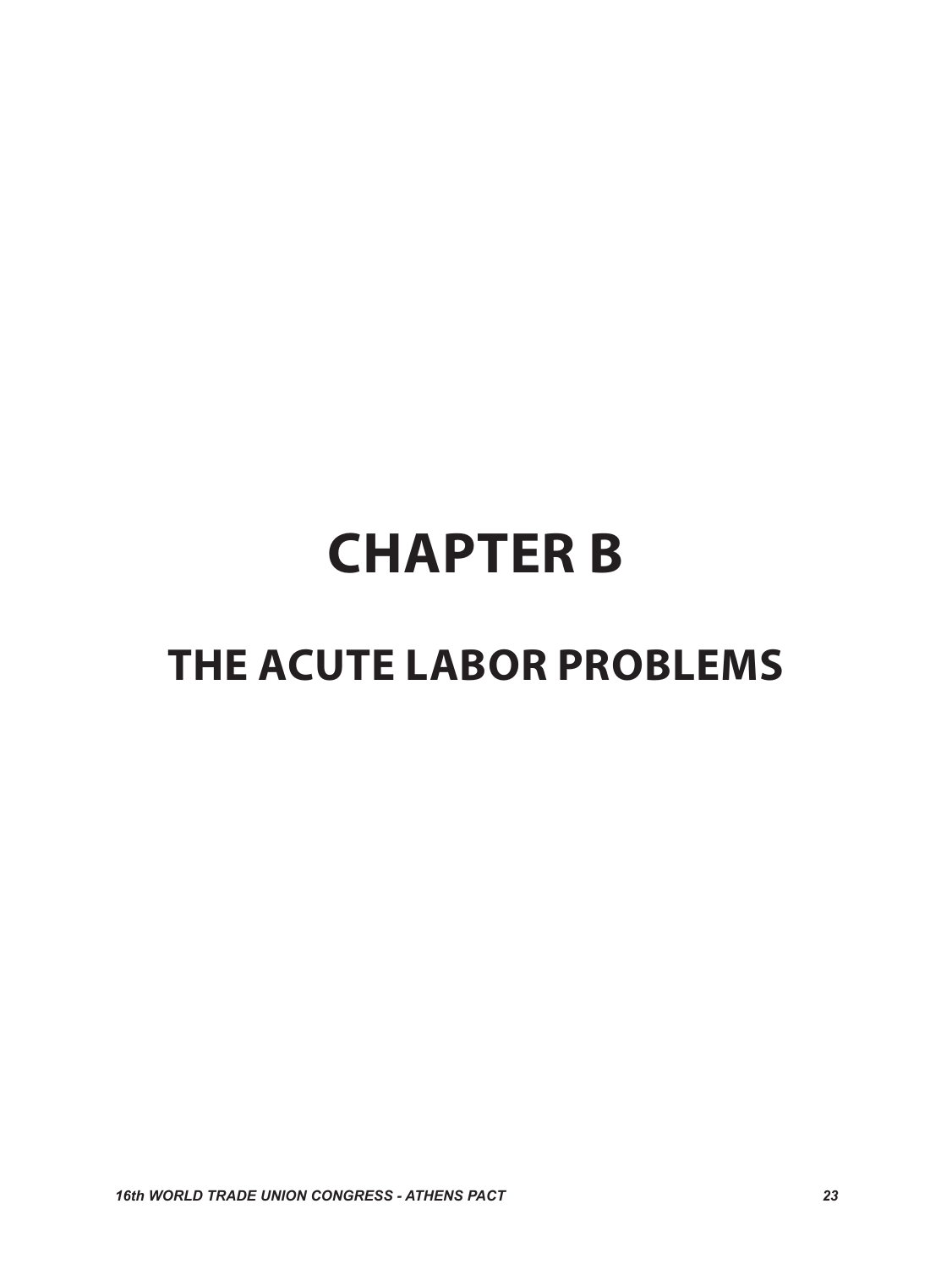# CHAPTER B

## THE ACUTE LABOR PROBLEMS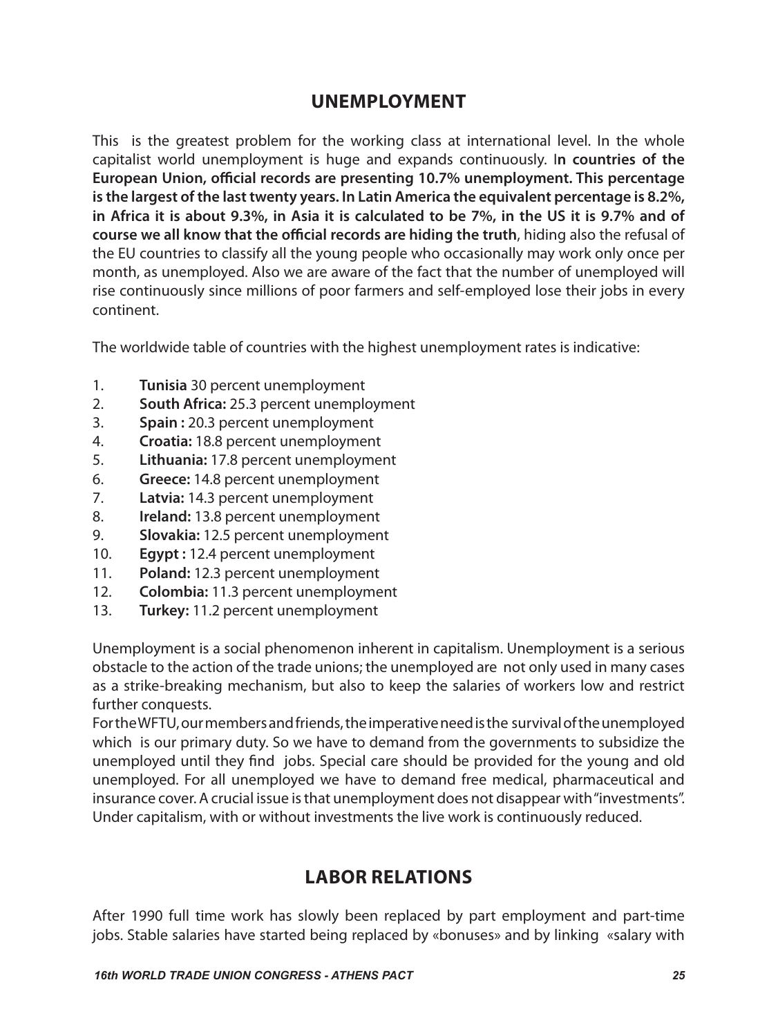## UNEMPLOYMENT

This is the greatest problem for the working class at international level. In the whole capitalist world unemployment is huge and expands continuously. I**n countries of the European Union, official records are presenting 10.7% unemployment. This percentage is the largest of the last twenty years. In Latin America the equivalent percentage is 8.2%, in Africa it is about 9.3%, in Asia it is calculated to be 7%, in the US it is 9.7% and of course we all know that the official records are hiding the truth**, hiding also the refusal of the EU countries to classify all the young people who occasionally may work only once per month, as unemployed. Also we are aware of the fact that the number of unemployed will rise continuously since millions of poor farmers and self-employed lose their jobs in every continent.

The worldwide table of countries with the highest unemployment rates is indicative:

1. **Tunisia** 30 percent unemployment
2. **South Africa:** 25.3 percent unemployment
3. **Spain :** 20.3 percent unemployment
4. **Croatia:** 18.8 percent unemployment
5. **Lithuania:** 17.8 percent unemployment
6. **Greece:** 14.8 percent unemployment
7. **Latvia:** 14.3 percent unemployment
8. **Ireland:** 13.8 percent unemployment
9. **Slovakia:** 12.5 percent unemployment
10. **Egypt :** 12.4 percent unemployment
11. **Poland:** 12.3 percent unemployment
12. **Colombia:** 11.3 percent unemployment
13. **Turkey:** 11.2 percent unemployment

Unemployment is a social phenomenon inherent in capitalism. Unemployment is a serious obstacle to the action of the trade unions; the unemployed are not only used in many cases as a strike-breaking mechanism, but also to keep the salaries of workers low and restrict further conquests.

For the WFTU, our members and friends, the imperative need is the survival of the unemployed which is our primary duty. So we have to demand from the governments to subsidize the unemployed until they find jobs. Special care should be provided for the young and old unemployed. For all unemployed we have to demand free medical, pharmaceutical and insurance cover. A crucial issue is that unemployment does not disappear with "investments". Under capitalism, with or without investments the live work is continuously reduced.

## LABOR RELATIONS

After 1990 full time work has slowly been replaced by part employment and part-time jobs. Stable salaries have started being replaced by «bonuses» and by linking «salary with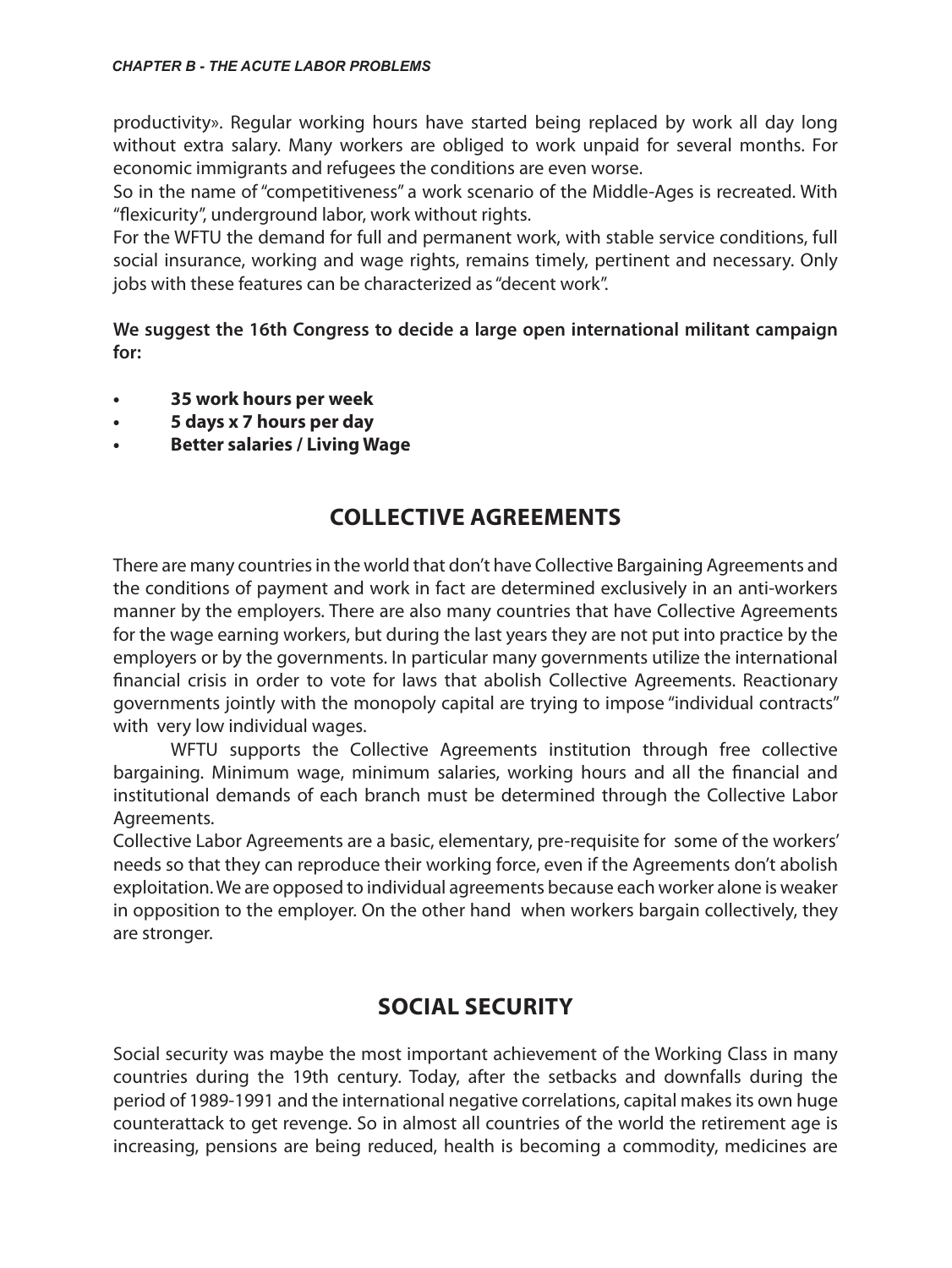productivity». Regular working hours have started being replaced by work all day long without extra salary. Many workers are obliged to work unpaid for several months. For economic immigrants and refugees the conditions are even worse.
So in the name of "competitiveness" a work scenario of the Middle-Ages is recreated. With "flexicurity", underground labor, work without rights.
For the WFTU the demand for full and permanent work, with stable service conditions, full social insurance, working and wage rights, remains timely, pertinent and necessary. Only jobs with these features can be characterized as "decent work".

**We suggest the 16th Congress to decide a large open international militant campaign for:**

- **35 work hours per week**
- **5 days x 7 hours per day**
- **Better salaries / Living Wage**

## COLLECTIVE AGREEMENTS

There are many countries in the world that don't have Collective Bargaining Agreements and the conditions of payment and work in fact are determined exclusively in an anti-workers manner by the employers. There are also many countries that have Collective Agreements for the wage earning workers, but during the last years they are not put into practice by the employers or by the governments. In particular many governments utilize the international financial crisis in order to vote for laws that abolish Collective Agreements. Reactionary governments jointly with the monopoly capital are trying to impose "individual contracts" with very low individual wages.

WFTU supports the Collective Agreements institution through free collective bargaining. Minimum wage, minimum salaries, working hours and all the financial and institutional demands of each branch must be determined through the Collective Labor Agreements.
Collective Labor Agreements are a basic, elementary, pre-requisite for some of the workers' needs so that they can reproduce their working force, even if the Agreements don't abolish exploitation. We are opposed to individual agreements because each worker alone is weaker in opposition to the employer. On the other hand when workers bargain collectively, they are stronger.

## SOCIAL SECURITY

Social security was maybe the most important achievement of the Working Class in many countries during the 19th century. Today, after the setbacks and downfalls during the period of 1989-1991 and the international negative correlations, capital makes its own huge counterattack to get revenge. So in almost all countries of the world the retirement age is increasing, pensions are being reduced, health is becoming a commodity, medicines are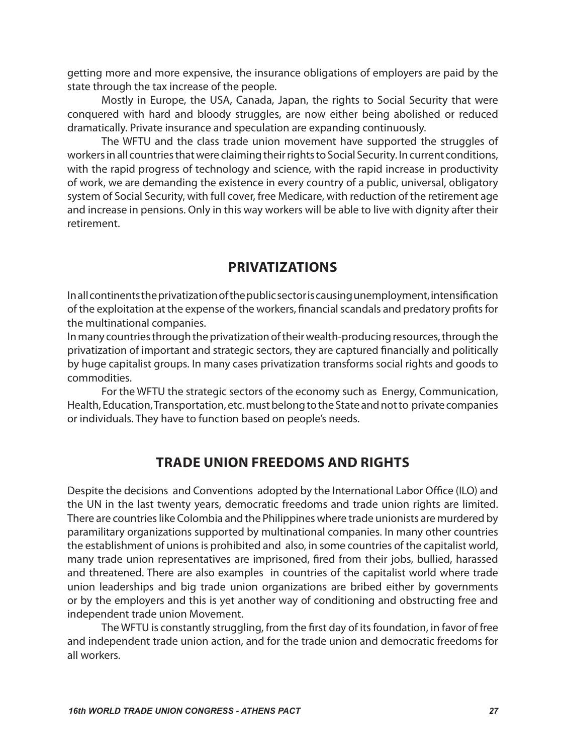getting more and more expensive, the insurance obligations of employers are paid by the state through the tax increase of the people.

Mostly in Europe, the USA, Canada, Japan, the rights to Social Security that were conquered with hard and bloody struggles, are now either being abolished or reduced dramatically. Private insurance and speculation are expanding continuously.

The WFTU and the class trade union movement have supported the struggles of workers in all countries that were claiming their rights to Social Security. In current conditions, with the rapid progress of technology and science, with the rapid increase in productivity of work, we are demanding the existence in every country of a public, universal, obligatory system of Social Security, with full cover, free Medicare, with reduction of the retirement age and increase in pensions. Only in this way workers will be able to live with dignity after their retirement.

## PRIVATIZATIONS

In all continents the privatization of the public sector is causing unemployment, intensification of the exploitation at the expense of the workers, financial scandals and predatory profits for the multinational companies.

In many countries through the privatization of their wealth-producing resources, through the privatization of important and strategic sectors, they are captured financially and politically by huge capitalist groups. In many cases privatization transforms social rights and goods to commodities.

For the WFTU the strategic sectors of the economy such as Energy, Communication, Health, Education, Transportation, etc. must belong to the State and not to private companies or individuals. They have to function based on people's needs.

## TRADE UNION FREEDOMS AND RIGHTS

Despite the decisions and Conventions adopted by the International Labor Office (ILO) and the UN in the last twenty years, democratic freedoms and trade union rights are limited. There are countries like Colombia and the Philippines where trade unionists are murdered by paramilitary organizations supported by multinational companies. In many other countries the establishment of unions is prohibited and also, in some countries of the capitalist world, many trade union representatives are imprisoned, fired from their jobs, bullied, harassed and threatened. There are also examples in countries of the capitalist world where trade union leaderships and big trade union organizations are bribed either by governments or by the employers and this is yet another way of conditioning and obstructing free and independent trade union Movement.

The WFTU is constantly struggling, from the first day of its foundation, in favor of free and independent trade union action, and for the trade union and democratic freedoms for all workers.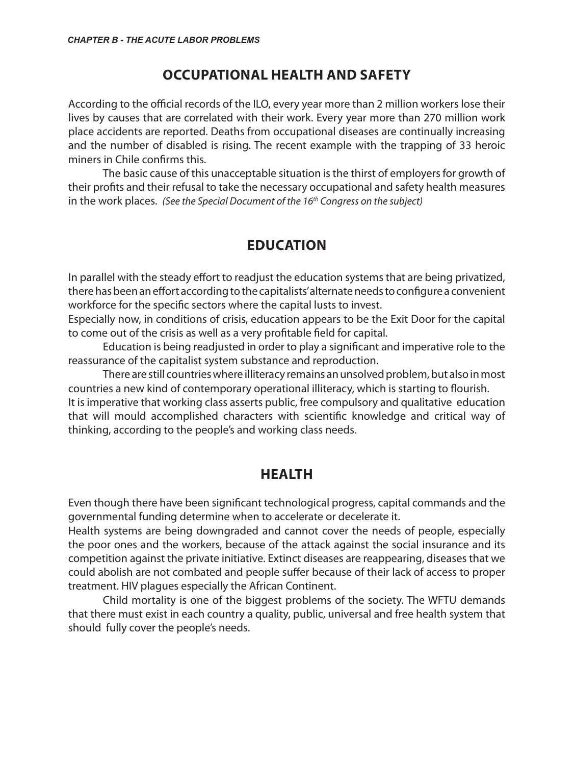## OCCUPATIONAL HEALTH AND SAFETY

According to the official records of the ILO, every year more than 2 million workers lose their lives by causes that are correlated with their work. Every year more than 270 million work place accidents are reported. Deaths from occupational diseases are continually increasing and the number of disabled is rising. The recent example with the trapping of 33 heroic miners in Chile confirms this.

The basic cause of this unacceptable situation is the thirst of employers for growth of their profits and their refusal to take the necessary occupational and safety health measures in the work places. *(See the Special Document of the 16th Congress on the subject)*

## EDUCATION

In parallel with the steady effort to readjust the education systems that are being privatized, there has been an effort according to the capitalists' alternate needs to configure a convenient workforce for the specific sectors where the capital lusts to invest.

Especially now, in conditions of crisis, education appears to be the Exit Door for the capital to come out of the crisis as well as a very profitable field for capital.

Education is being readjusted in order to play a significant and imperative role to the reassurance of the capitalist system substance and reproduction.

There are still countries where illiteracy remains an unsolved problem, but also in most countries a new kind of contemporary operational illiteracy, which is starting to flourish.

It is imperative that working class asserts public, free compulsory and qualitative education that will mould accomplished characters with scientific knowledge and critical way of thinking, according to the people's and working class needs.

## HEALTH

Even though there have been significant technological progress, capital commands and the governmental funding determine when to accelerate or decelerate it.

Health systems are being downgraded and cannot cover the needs of people, especially the poor ones and the workers, because of the attack against the social insurance and its competition against the private initiative. Extinct diseases are reappearing, diseases that we could abolish are not combated and people suffer because of their lack of access to proper treatment. HIV plagues especially the African Continent.

Child mortality is one of the biggest problems of the society. The WFTU demands that there must exist in each country a quality, public, universal and free health system that should fully cover the people's needs.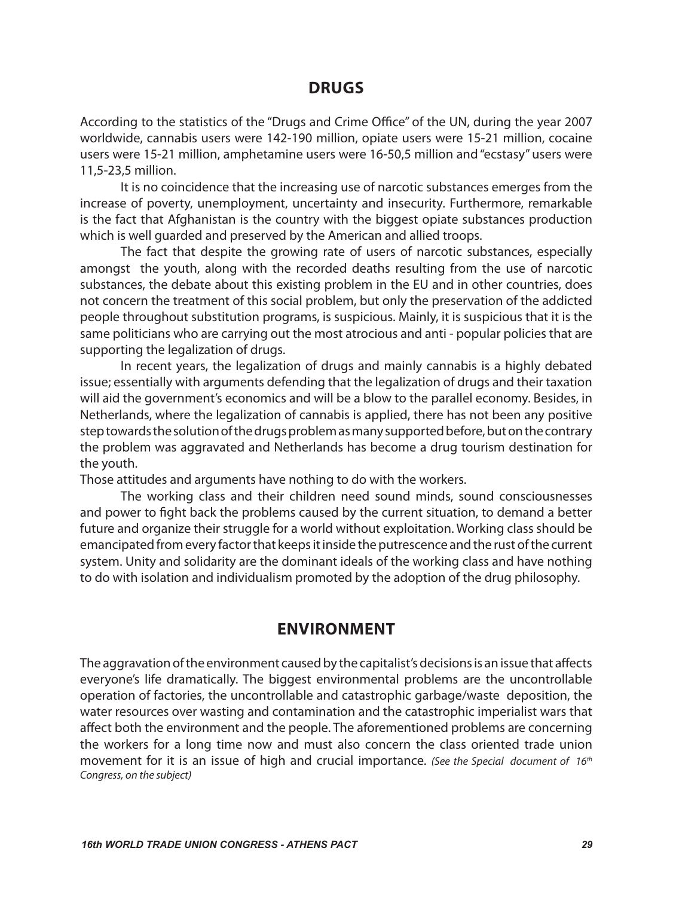## DRUGS

According to the statistics of the "Drugs and Crime Office" of the UN, during the year 2007 worldwide, cannabis users were 142-190 million, opiate users were 15-21 million, cocaine users were 15-21 million, amphetamine users were 16-50,5 million and "ecstasy" users were 11,5-23,5 million.

It is no coincidence that the increasing use of narcotic substances emerges from the increase of poverty, unemployment, uncertainty and insecurity. Furthermore, remarkable is the fact that Afghanistan is the country with the biggest opiate substances production which is well guarded and preserved by the American and allied troops.

The fact that despite the growing rate of users of narcotic substances, especially amongst the youth, along with the recorded deaths resulting from the use of narcotic substances, the debate about this existing problem in the EU and in other countries, does not concern the treatment of this social problem, but only the preservation of the addicted people throughout substitution programs, is suspicious. Mainly, it is suspicious that it is the same politicians who are carrying out the most atrocious and anti - popular policies that are supporting the legalization of drugs.

In recent years, the legalization of drugs and mainly cannabis is a highly debated issue; essentially with arguments defending that the legalization of drugs and their taxation will aid the government's economics and will be a blow to the parallel economy. Besides, in Netherlands, where the legalization of cannabis is applied, there has not been any positive step towards the solution of the drugs problem as many supported before, but on the contrary the problem was aggravated and Netherlands has become a drug tourism destination for the youth.

Those attitudes and arguments have nothing to do with the workers.

The working class and their children need sound minds, sound consciousnesses and power to fight back the problems caused by the current situation, to demand a better future and organize their struggle for a world without exploitation. Working class should be emancipated from every factor that keeps it inside the putrescence and the rust of the current system. Unity and solidarity are the dominant ideals of the working class and have nothing to do with isolation and individualism promoted by the adoption of the drug philosophy.

## ENVIRONMENT

The aggravation of the environment caused by the capitalist's decisions is an issue that affects everyone's life dramatically. The biggest environmental problems are the uncontrollable operation of factories, the uncontrollable and catastrophic garbage/waste deposition, the water resources over wasting and contamination and the catastrophic imperialist wars that affect both the environment and the people. The aforementioned problems are concerning the workers for a long time now and must also concern the class oriented trade union movement for it is an issue of high and crucial importance. *(See the Special document of 16th Congress, on the subject)*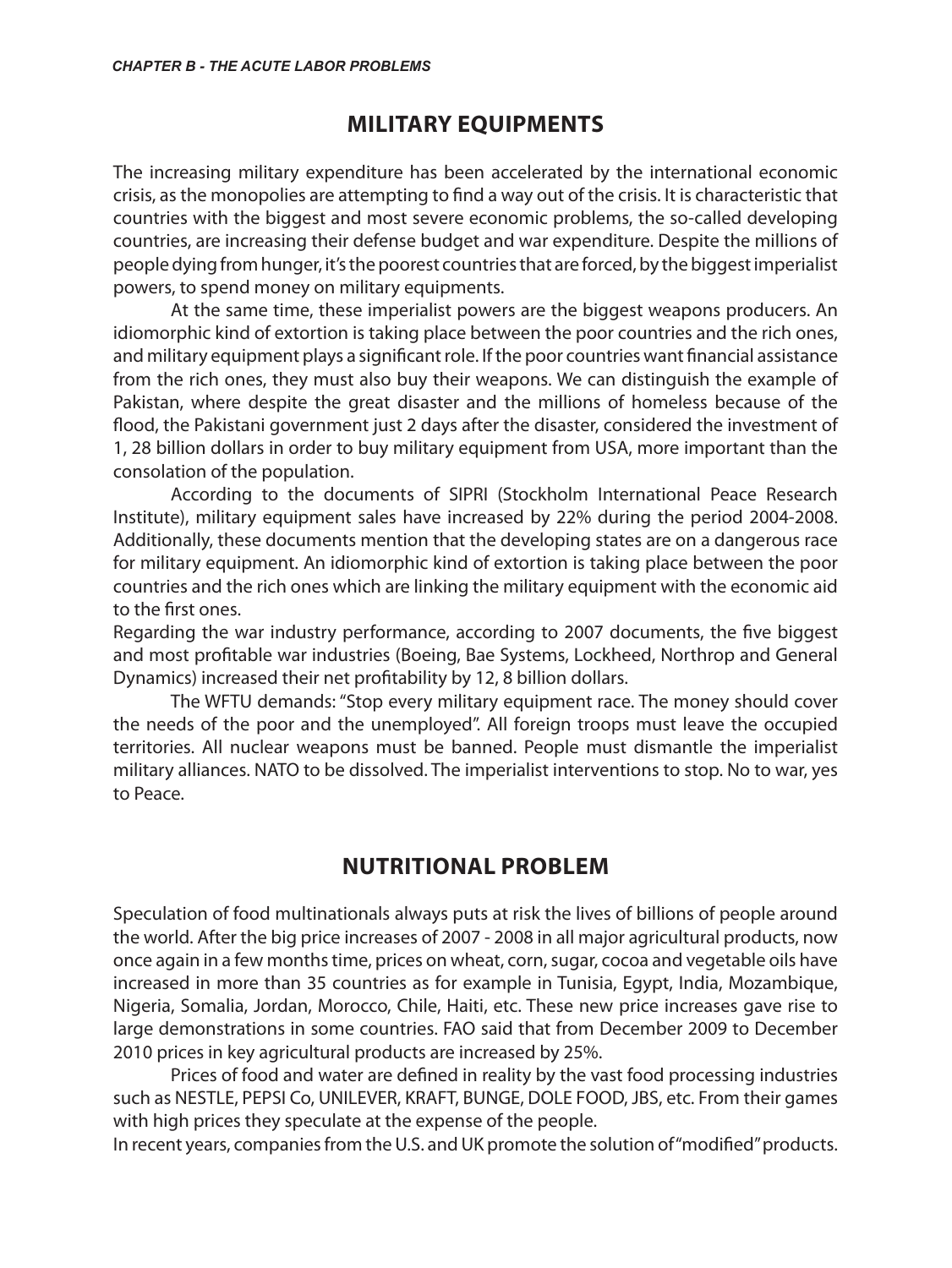## MILITARY EQUIPMENTS

The increasing military expenditure has been accelerated by the international economic crisis, as the monopolies are attempting to find a way out of the crisis. It is characteristic that countries with the biggest and most severe economic problems, the so-called developing countries, are increasing their defense budget and war expenditure. Despite the millions of people dying from hunger, it's the poorest countries that are forced, by the biggest imperialist powers, to spend money on military equipments.

At the same time, these imperialist powers are the biggest weapons producers. An idiomorphic kind of extortion is taking place between the poor countries and the rich ones, and military equipment plays a significant role. If the poor countries want financial assistance from the rich ones, they must also buy their weapons. We can distinguish the example of Pakistan, where despite the great disaster and the millions of homeless because of the flood, the Pakistani government just 2 days after the disaster, considered the investment of 1, 28 billion dollars in order to buy military equipment from USA, more important than the consolation of the population.

According to the documents of SIPRI (Stockholm International Peace Research Institute), military equipment sales have increased by 22% during the period 2004-2008. Additionally, these documents mention that the developing states are on a dangerous race for military equipment. An idiomorphic kind of extortion is taking place between the poor countries and the rich ones which are linking the military equipment with the economic aid to the first ones.

Regarding the war industry performance, according to 2007 documents, the five biggest and most profitable war industries (Boeing, Bae Systems, Lockheed, Northrop and General Dynamics) increased their net profitability by 12, 8 billion dollars.

The WFTU demands: "Stop every military equipment race. The money should cover the needs of the poor and the unemployed". All foreign troops must leave the occupied territories. All nuclear weapons must be banned. People must dismantle the imperialist military alliances. NATO to be dissolved. The imperialist interventions to stop. No to war, yes to Peace.

## NUTRITIONAL PROBLEM

Speculation of food multinationals always puts at risk the lives of billions of people around the world. After the big price increases of 2007 - 2008 in all major agricultural products, now once again in a few months time, prices on wheat, corn, sugar, cocoa and vegetable oils have increased in more than 35 countries as for example in Tunisia, Egypt, India, Mozambique, Nigeria, Somalia, Jordan, Morocco, Chile, Haiti, etc. These new price increases gave rise to large demonstrations in some countries. FAO said that from December 2009 to December 2010 prices in key agricultural products are increased by 25%.

Prices of food and water are defined in reality by the vast food processing industries such as NESTLE, PEPSI Co, UNILEVER, KRAFT, BUNGE, DOLE FOOD, JBS, etc. From their games with high prices they speculate at the expense of the people.

In recent years, companies from the U.S. and UK promote the solution of "modified" products.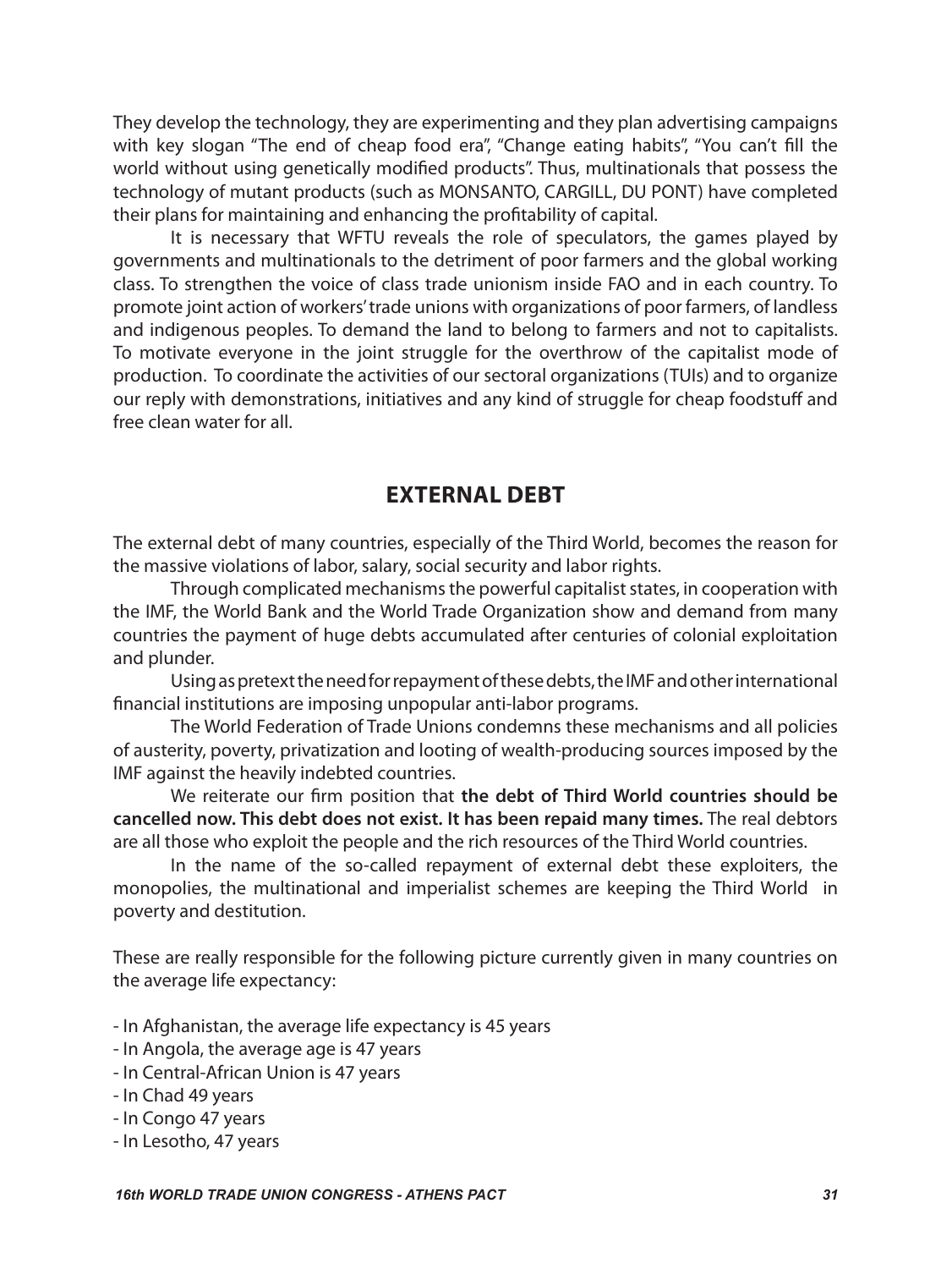They develop the technology, they are experimenting and they plan advertising campaigns with key slogan "The end of cheap food era", "Change eating habits", "You can't fill the world without using genetically modified products". Thus, multinationals that possess the technology of mutant products (such as MONSANTO, CARGILL, DU PONT) have completed their plans for maintaining and enhancing the profitability of capital.

It is necessary that WFTU reveals the role of speculators, the games played by governments and multinationals to the detriment of poor farmers and the global working class. To strengthen the voice of class trade unionism inside FAO and in each country. To promote joint action of workers' trade unions with organizations of poor farmers, of landless and indigenous peoples. To demand the land to belong to farmers and not to capitalists. To motivate everyone in the joint struggle for the overthrow of the capitalist mode of production. To coordinate the activities of our sectoral organizations (TUIs) and to organize our reply with demonstrations, initiatives and any kind of struggle for cheap foodstuff and free clean water for all.

## EXTERNAL DEBT

The external debt of many countries, especially of the Third World, becomes the reason for the massive violations of labor, salary, social security and labor rights.

Through complicated mechanisms the powerful capitalist states, in cooperation with the IMF, the World Bank and the World Trade Organization show and demand from many countries the payment of huge debts accumulated after centuries of colonial exploitation and plunder.

Using as pretext the need for repayment of these debts, the IMF and other international financial institutions are imposing unpopular anti-labor programs.

The World Federation of Trade Unions condemns these mechanisms and all policies of austerity, poverty, privatization and looting of wealth-producing sources imposed by the IMF against the heavily indebted countries.

We reiterate our firm position that **the debt of Third World countries should be cancelled now. This debt does not exist. It has been repaid many times.** The real debtors are all those who exploit the people and the rich resources of the Third World countries.

In the name of the so-called repayment of external debt these exploiters, the monopolies, the multinational and imperialist schemes are keeping the Third World in poverty and destitution.

These are really responsible for the following picture currently given in many countries on the average life expectancy:

- In Afghanistan, the average life expectancy is 45 years
- In Angola, the average age is 47 years
- In Central-African Union is 47 years
- In Chad 49 years
- In Congo 47 years
- In Lesotho, 47 years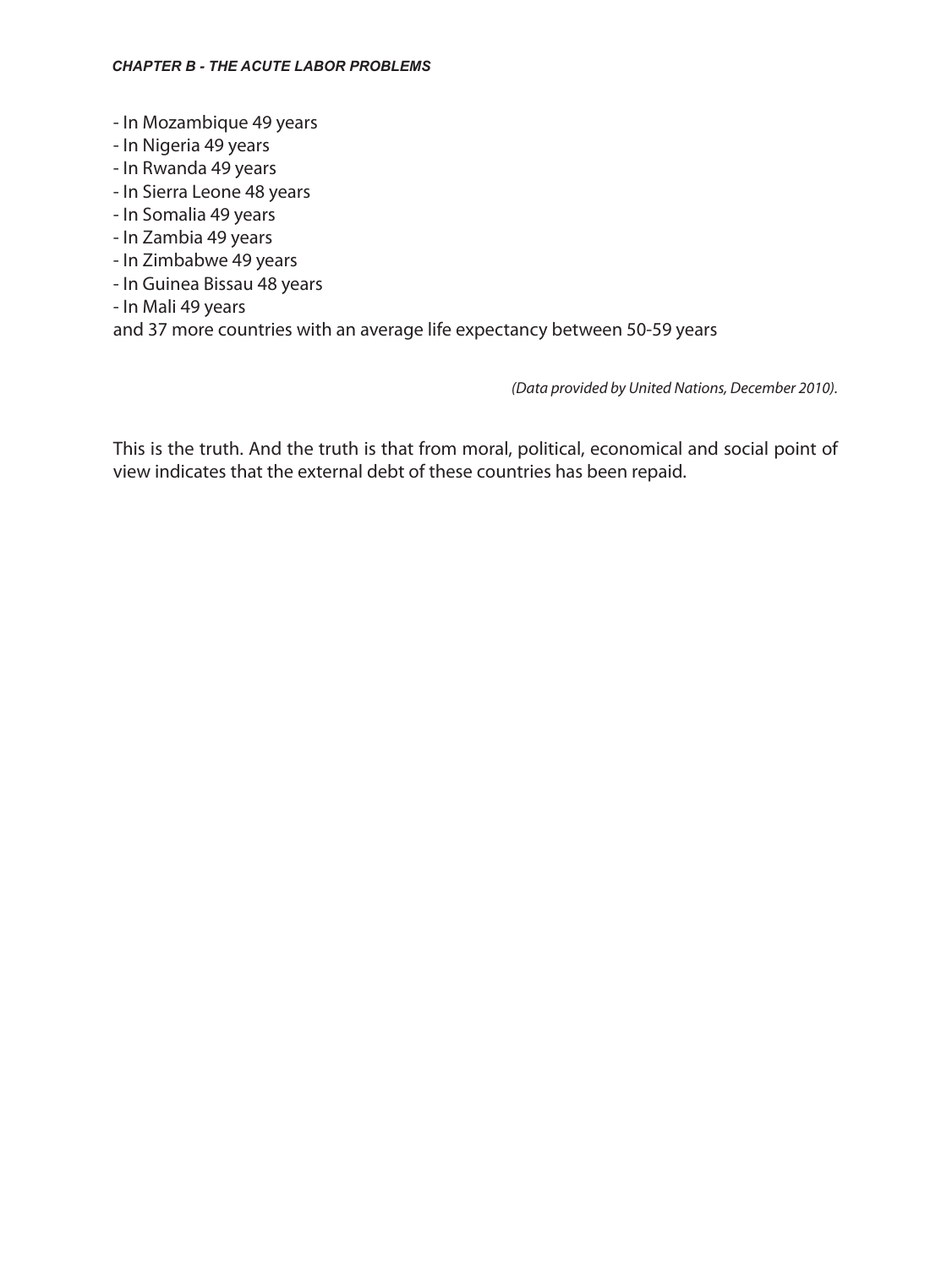- In Mozambique 49 years
- In Nigeria 49 years
- In Rwanda 49 years
- In Sierra Leone 48 years
- In Somalia 49 years
- In Zambia 49 years
- In Zimbabwe 49 years
- In Guinea Bissau 48 years
- In Mali 49 years

and 37 more countries with an average life expectancy between 50-59 years

*(Data provided by United Nations, December 2010).*

This is the truth. And the truth is that from moral, political, economical and social point of view indicates that the external debt of these countries has been repaid.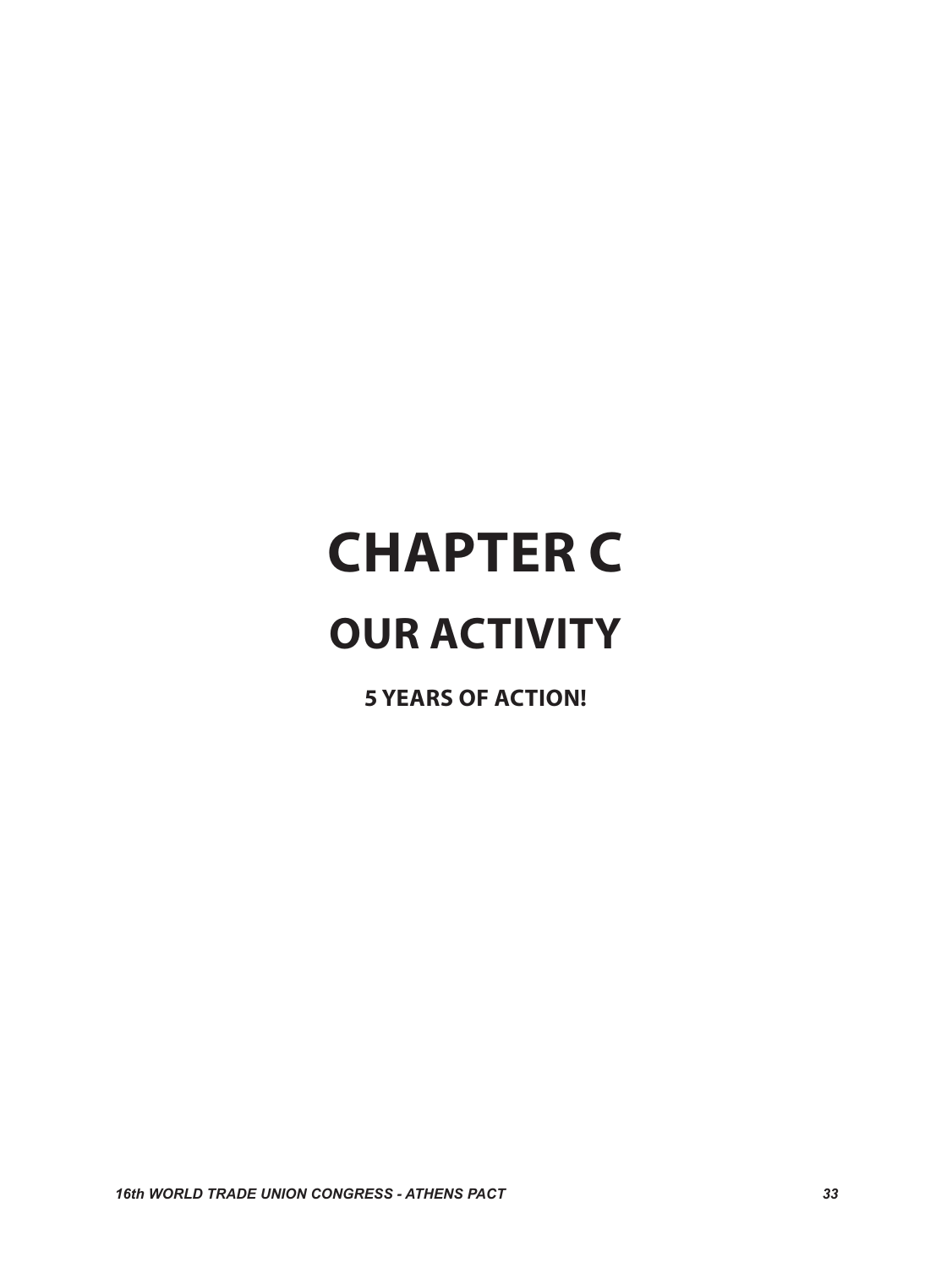# CHAPTER C

## OUR ACTIVITY

**5 YEARS OF ACTION!**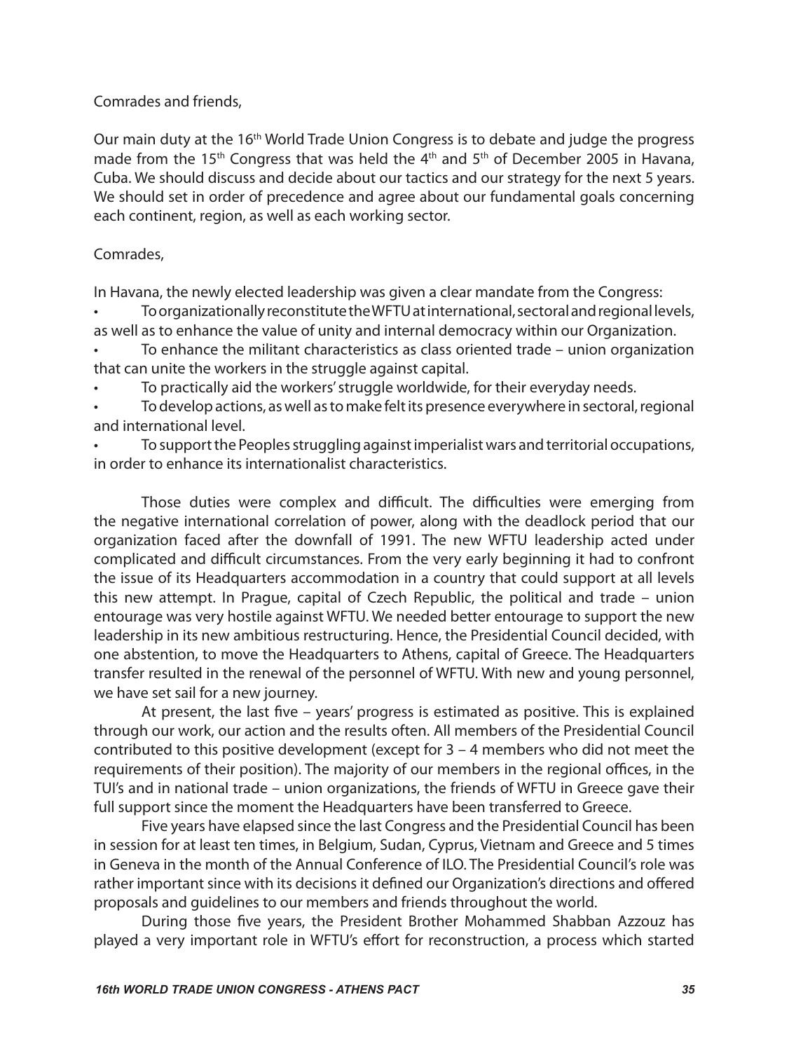Comrades and friends,

Our main duty at the 16th World Trade Union Congress is to debate and judge the progress made from the 15th Congress that was held the 4th and 5th of December 2005 in Havana, Cuba. We should discuss and decide about our tactics and our strategy for the next 5 years. We should set in order of precedence and agree about our fundamental goals concerning each continent, region, as well as each working sector.

Comrades,

In Havana, the newly elected leadership was given a clear mandate from the Congress:

- To organizationally reconstitute the WFTU at international, sectoral and regional levels, as well as to enhance the value of unity and internal democracy within our Organization.
- To enhance the militant characteristics as class oriented trade – union organization that can unite the workers in the struggle against capital.
- To practically aid the workers' struggle worldwide, for their everyday needs.
- To develop actions, as well as to make felt its presence everywhere in sectoral, regional and international level.
- To support the Peoples struggling against imperialist wars and territorial occupations, in order to enhance its internationalist characteristics.

Those duties were complex and difficult. The difficulties were emerging from the negative international correlation of power, along with the deadlock period that our organization faced after the downfall of 1991. The new WFTU leadership acted under complicated and difficult circumstances. From the very early beginning it had to confront the issue of its Headquarters accommodation in a country that could support at all levels this new attempt. In Prague, capital of Czech Republic, the political and trade – union entourage was very hostile against WFTU. We needed better entourage to support the new leadership in its new ambitious restructuring. Hence, the Presidential Council decided, with one abstention, to move the Headquarters to Athens, capital of Greece. The Headquarters transfer resulted in the renewal of the personnel of WFTU. With new and young personnel, we have set sail for a new journey.

At present, the last five – years' progress is estimated as positive. This is explained through our work, our action and the results often. All members of the Presidential Council contributed to this positive development (except for 3 – 4 members who did not meet the requirements of their position). The majority of our members in the regional offices, in the TUI's and in national trade – union organizations, the friends of WFTU in Greece gave their full support since the moment the Headquarters have been transferred to Greece.

Five years have elapsed since the last Congress and the Presidential Council has been in session for at least ten times, in Belgium, Sudan, Cyprus, Vietnam and Greece and 5 times in Geneva in the month of the Annual Conference of ILO. The Presidential Council's role was rather important since with its decisions it defined our Organization's directions and offered proposals and guidelines to our members and friends throughout the world.

During those five years, the President Brother Mohammed Shabban Azzouz has played a very important role in WFTU's effort for reconstruction, a process which started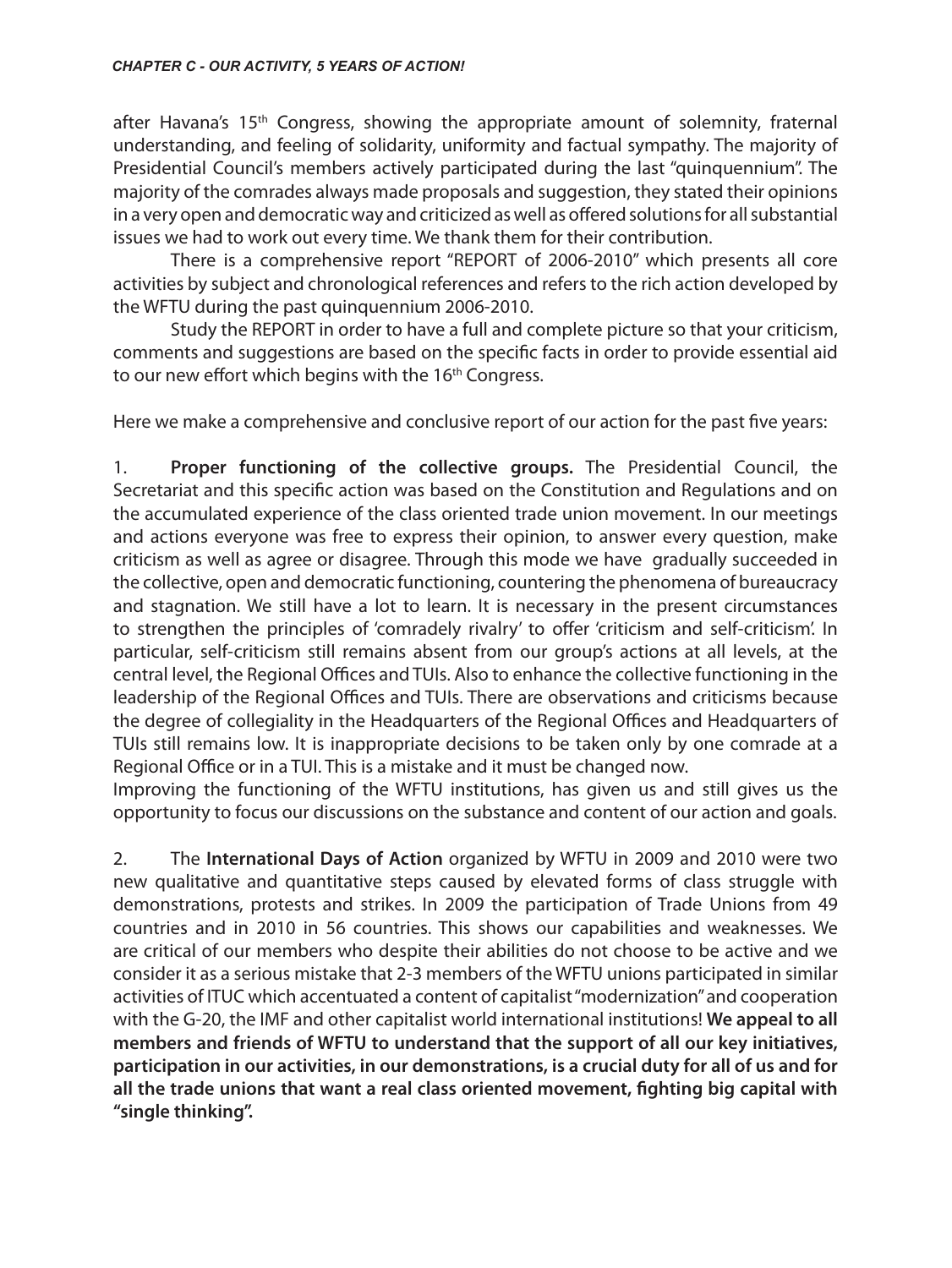after Havana's 15th Congress, showing the appropriate amount of solemnity, fraternal understanding, and feeling of solidarity, uniformity and factual sympathy. The majority of Presidential Council's members actively participated during the last "quinquennium". The majority of the comrades always made proposals and suggestion, they stated their opinions in a very open and democratic way and criticized as well as offered solutions for all substantial issues we had to work out every time. We thank them for their contribution.

There is a comprehensive report "REPORT of 2006-2010" which presents all core activities by subject and chronological references and refers to the rich action developed by the WFTU during the past quinquennium 2006-2010.

Study the REPORT in order to have a full and complete picture so that your criticism, comments and suggestions are based on the specific facts in order to provide essential aid to our new effort which begins with the 16th Congress.

Here we make a comprehensive and conclusive report of our action for the past five years:

1. **Proper functioning of the collective groups.** The Presidential Council, the Secretariat and this specific action was based on the Constitution and Regulations and on the accumulated experience of the class oriented trade union movement. In our meetings and actions everyone was free to express their opinion, to answer every question, make criticism as well as agree or disagree. Through this mode we have gradually succeeded in the collective, open and democratic functioning, countering the phenomena of bureaucracy and stagnation. We still have a lot to learn. It is necessary in the present circumstances to strengthen the principles of 'comradely rivalry' to offer 'criticism and self-criticism'. In particular, self-criticism still remains absent from our group's actions at all levels, at the central level, the Regional Offices and TUIs. Also to enhance the collective functioning in the leadership of the Regional Offices and TUIs. There are observations and criticisms because the degree of collegiality in the Headquarters of the Regional Offices and Headquarters of TUIs still remains low. It is inappropriate decisions to be taken only by one comrade at a Regional Office or in a TUI. This is a mistake and it must be changed now.
Improving the functioning of the WFTU institutions, has given us and still gives us the opportunity to focus our discussions on the substance and content of our action and goals.

2. The **International Days of Action** organized by WFTU in 2009 and 2010 were two new qualitative and quantitative steps caused by elevated forms of class struggle with demonstrations, protests and strikes. In 2009 the participation of Trade Unions from 49 countries and in 2010 in 56 countries. This shows our capabilities and weaknesses. We are critical of our members who despite their abilities do not choose to be active and we consider it as a serious mistake that 2-3 members of the WFTU unions participated in similar activities of ITUC which accentuated a content of capitalist "modernization" and cooperation with the G-20, the IMF and other capitalist world international institutions! **We appeal to all members and friends of WFTU to understand that the support of all our key initiatives, participation in our activities, in our demonstrations, is a crucial duty for all of us and for all the trade unions that want a real class oriented movement, fighting big capital with "single thinking".**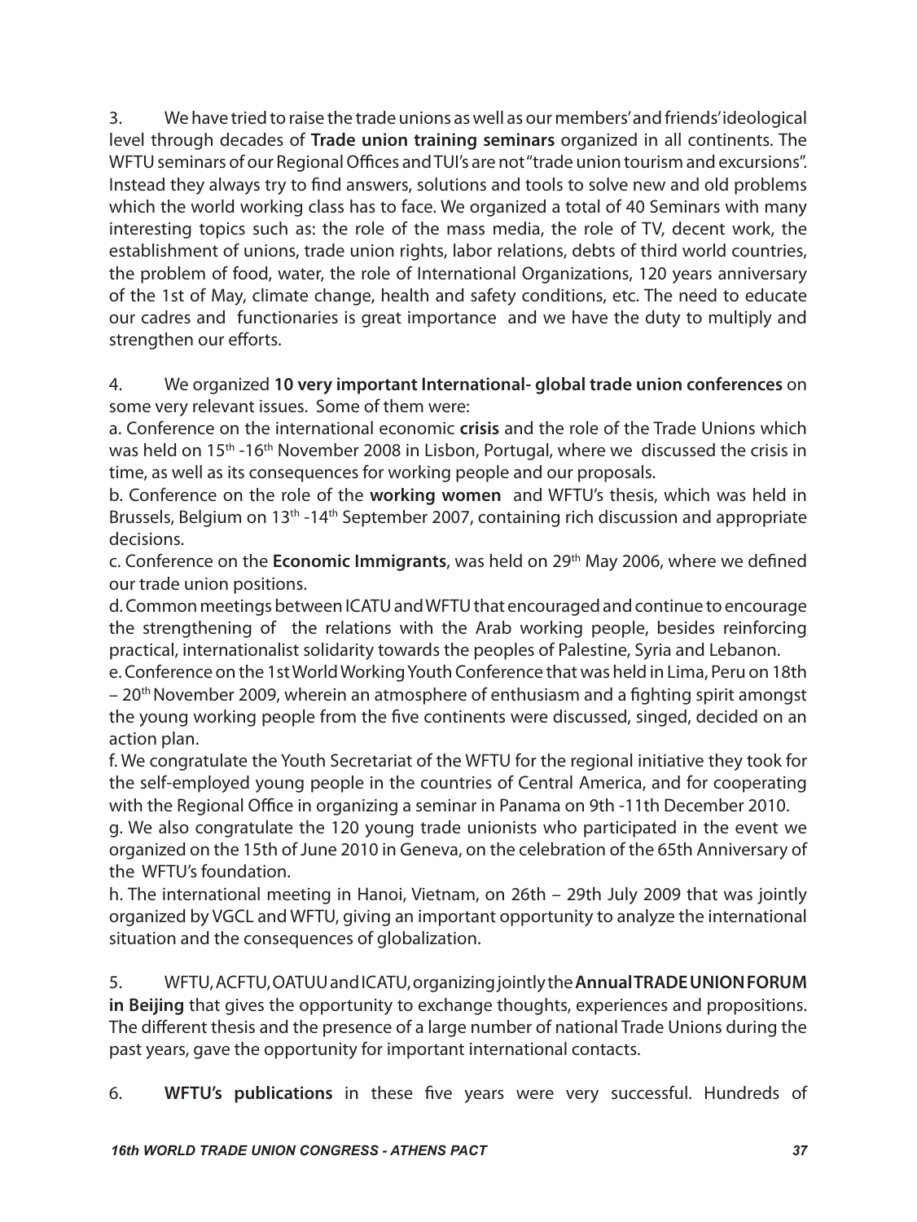3. We have tried to raise the trade unions as well as our members' and friends' ideological level through decades of **Trade union training seminars** organized in all continents. The WFTU seminars of our Regional Offices and TUI's are not "trade union tourism and excursions". Instead they always try to find answers, solutions and tools to solve new and old problems which the world working class has to face. We organized a total of 40 Seminars with many interesting topics such as: the role of the mass media, the role of TV, decent work, the establishment of unions, trade union rights, labor relations, debts of third world countries, the problem of food, water, the role of International Organizations, 120 years anniversary of the 1st of May, climate change, health and safety conditions, etc. The need to educate our cadres and functionaries is great importance and we have the duty to multiply and strengthen our efforts.

4. We organized **10 very important International- global trade union conferences** on some very relevant issues. Some of them were:

a. Conference on the international economic **crisis** and the role of the Trade Unions which was held on 15th -16th November 2008 in Lisbon, Portugal, where we discussed the crisis in time, as well as its consequences for working people and our proposals.

b. Conference on the role of the **working women** and WFTU's thesis, which was held in Brussels, Belgium on 13th -14th September 2007, containing rich discussion and appropriate decisions.

c. Conference on the **Economic Immigrants**, was held on 29th May 2006, where we defined our trade union positions.

d. Common meetings between ICATU and WFTU that encouraged and continue to encourage the strengthening of the relations with the Arab working people, besides reinforcing practical, internationalist solidarity towards the peoples of Palestine, Syria and Lebanon.

e. Conference on the 1st World Working Youth Conference that was held in Lima, Peru on 18th – 20th November 2009, wherein an atmosphere of enthusiasm and a fighting spirit amongst the young working people from the five continents were discussed, singed, decided on an action plan.

f. We congratulate the Youth Secretariat of the WFTU for the regional initiative they took for the self-employed young people in the countries of Central America, and for cooperating with the Regional Office in organizing a seminar in Panama on 9th -11th December 2010.

g. We also congratulate the 120 young trade unionists who participated in the event we organized on the 15th of June 2010 in Geneva, on the celebration of the 65th Anniversary of the WFTU's foundation.

h. The international meeting in Hanoi, Vietnam, on 26th – 29th July 2009 that was jointly organized by VGCL and WFTU, giving an important opportunity to analyze the international situation and the consequences of globalization.

5. WFTU, ACFTU, OATUU and ICATU, organizing jointly the **Annual TRADE UNION FORUM in Beijing** that gives the opportunity to exchange thoughts, experiences and propositions. The different thesis and the presence of a large number of national Trade Unions during the past years, gave the opportunity for important international contacts.

6. **WFTU's publications** in these five years were very successful. Hundreds of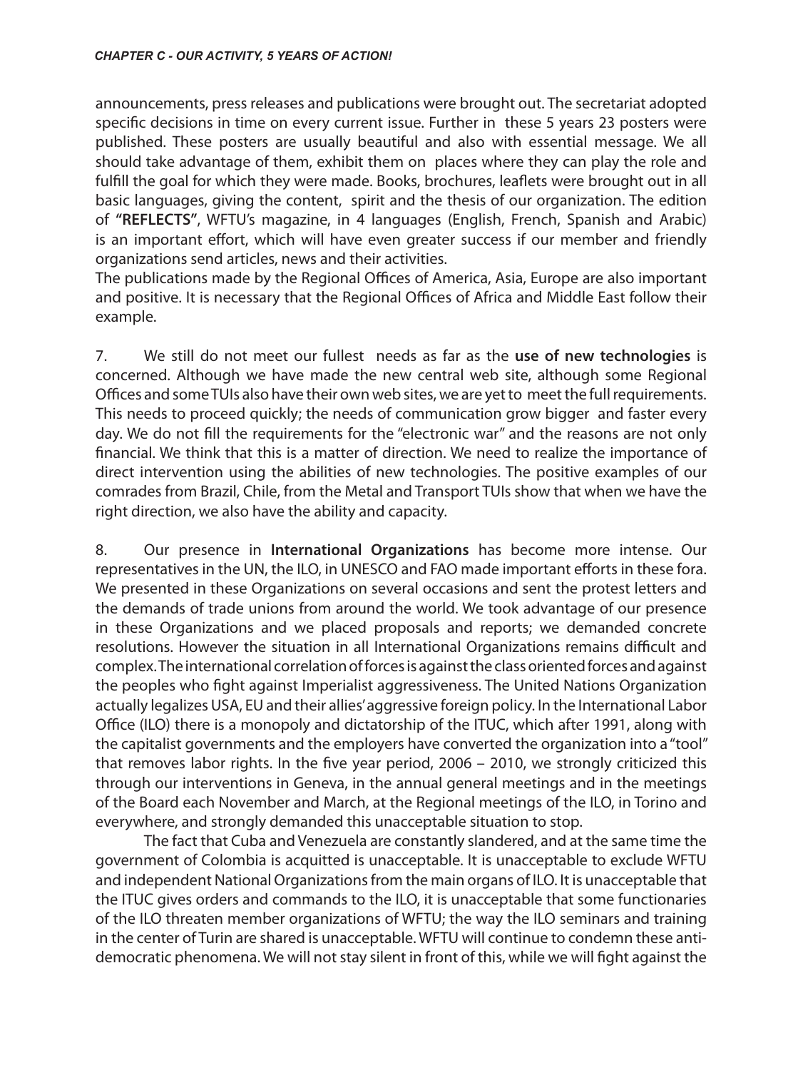announcements, press releases and publications were brought out. The secretariat adopted specific decisions in time on every current issue. Further in these 5 years 23 posters were published. These posters are usually beautiful and also with essential message. We all should take advantage of them, exhibit them on places where they can play the role and fulfill the goal for which they were made. Books, brochures, leaflets were brought out in all basic languages, giving the content, spirit and the thesis of our organization. The edition of **"REFLECTS"**, WFTU's magazine, in 4 languages (English, French, Spanish and Arabic) is an important effort, which will have even greater success if our member and friendly organizations send articles, news and their activities.

The publications made by the Regional Offices of America, Asia, Europe are also important and positive. It is necessary that the Regional Offices of Africa and Middle East follow their example.

7. We still do not meet our fullest needs as far as the **use of new technologies** is concerned. Although we have made the new central web site, although some Regional Offices and some TUIs also have their own web sites, we are yet to meet the full requirements. This needs to proceed quickly; the needs of communication grow bigger and faster every day. We do not fill the requirements for the "electronic war" and the reasons are not only financial. We think that this is a matter of direction. We need to realize the importance of direct intervention using the abilities of new technologies. The positive examples of our comrades from Brazil, Chile, from the Metal and Transport TUIs show that when we have the right direction, we also have the ability and capacity.

8. Our presence in **International Organizations** has become more intense. Our representatives in the UN, the ILO, in UNESCO and FAO made important efforts in these fora. We presented in these Organizations on several occasions and sent the protest letters and the demands of trade unions from around the world. We took advantage of our presence in these Organizations and we placed proposals and reports; we demanded concrete resolutions. However the situation in all International Organizations remains difficult and complex. The international correlation of forces is against the class oriented forces and against the peoples who fight against Imperialist aggressiveness. The United Nations Organization actually legalizes USA, EU and their allies' aggressive foreign policy. In the International Labor Office (ILO) there is a monopoly and dictatorship of the ITUC, which after 1991, along with the capitalist governments and the employers have converted the organization into a "tool" that removes labor rights. In the five year period, 2006 – 2010, we strongly criticized this through our interventions in Geneva, in the annual general meetings and in the meetings of the Board each November and March, at the Regional meetings of the ILO, in Torino and everywhere, and strongly demanded this unacceptable situation to stop.

The fact that Cuba and Venezuela are constantly slandered, and at the same time the government of Colombia is acquitted is unacceptable. It is unacceptable to exclude WFTU and independent National Organizations from the main organs of ILO. It is unacceptable that the ITUC gives orders and commands to the ILO, it is unacceptable that some functionaries of the ILO threaten member organizations of WFTU; the way the ILO seminars and training in the center of Turin are shared is unacceptable. WFTU will continue to condemn these anti-democratic phenomena. We will not stay silent in front of this, while we will fight against the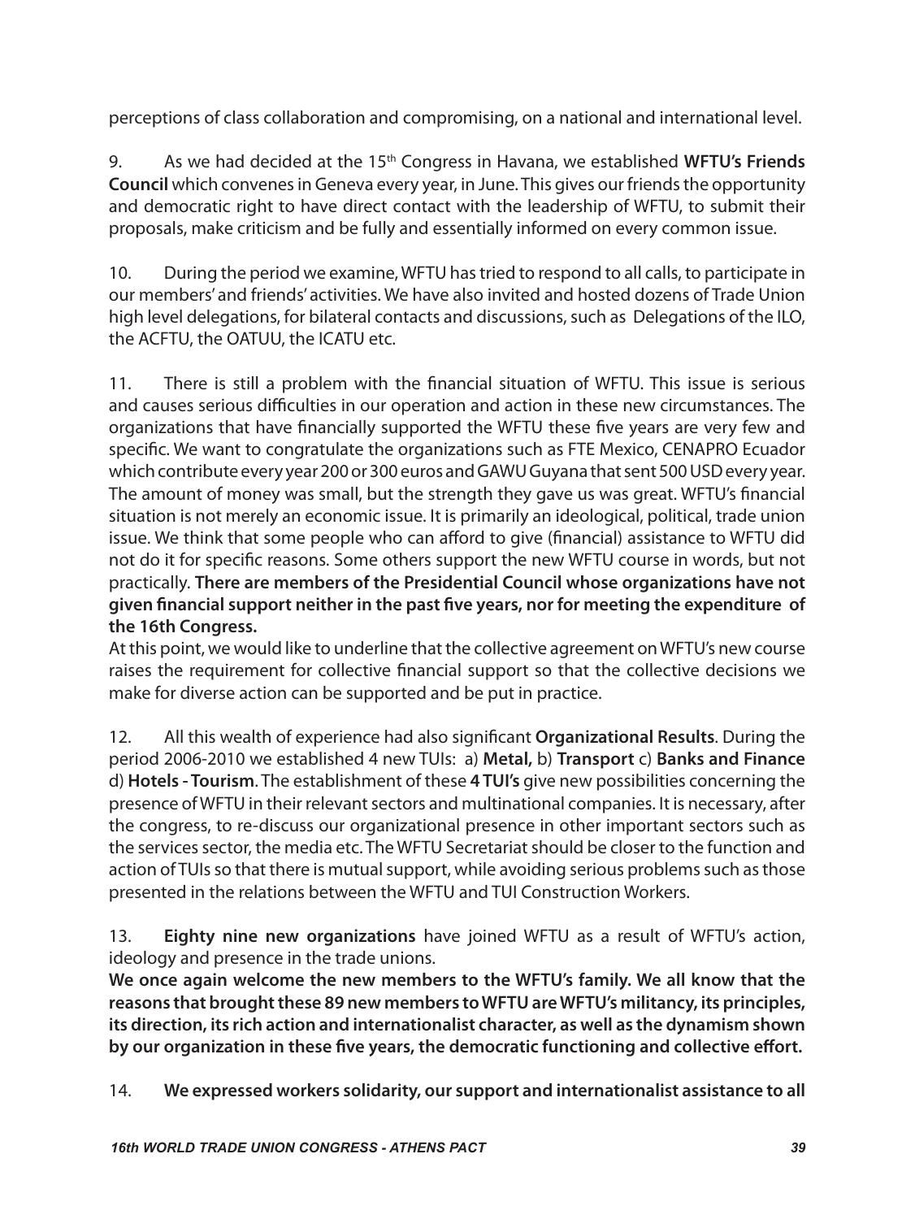perceptions of class collaboration and compromising, on a national and international level.

9. As we had decided at the 15th Congress in Havana, we established **WFTU's Friends Council** which convenes in Geneva every year, in June. This gives our friends the opportunity and democratic right to have direct contact with the leadership of WFTU, to submit their proposals, make criticism and be fully and essentially informed on every common issue.

10. During the period we examine, WFTU has tried to respond to all calls, to participate in our members' and friends' activities. We have also invited and hosted dozens of Trade Union high level delegations, for bilateral contacts and discussions, such as Delegations of the ILO, the ACFTU, the OATUU, the ICATU etc.

11. There is still a problem with the financial situation of WFTU. This issue is serious and causes serious difficulties in our operation and action in these new circumstances. The organizations that have financially supported the WFTU these five years are very few and specific. We want to congratulate the organizations such as FTE Mexico, CENAPRO Ecuador which contribute every year 200 or 300 euros and GAWU Guyana that sent 500 USD every year. The amount of money was small, but the strength they gave us was great. WFTU's financial situation is not merely an economic issue. It is primarily an ideological, political, trade union issue. We think that some people who can afford to give (financial) assistance to WFTU did not do it for specific reasons. Some others support the new WFTU course in words, but not practically. **There are members of the Presidential Council whose organizations have not given financial support neither in the past five years, nor for meeting the expenditure of the 16th Congress.**
At this point, we would like to underline that the collective agreement on WFTU's new course raises the requirement for collective financial support so that the collective decisions we make for diverse action can be supported and be put in practice.

12. All this wealth of experience had also significant **Organizational Results**. During the period 2006-2010 we established 4 new TUIs: a) **Metal,** b) **Transport** c) **Banks and Finance** d) **Hotels - Tourism**. The establishment of these **4 TUI's** give new possibilities concerning the presence of WFTU in their relevant sectors and multinational companies. It is necessary, after the congress, to re-discuss our organizational presence in other important sectors such as the services sector, the media etc. The WFTU Secretariat should be closer to the function and action of TUIs so that there is mutual support, while avoiding serious problems such as those presented in the relations between the WFTU and TUI Construction Workers.

13. **Eighty nine new organizations** have joined WFTU as a result of WFTU's action, ideology and presence in the trade unions.
**We once again welcome the new members to the WFTU's family. We all know that the reasons that brought these 89 new members to WFTU are WFTU's militancy, its principles, its direction, its rich action and internationalist character, as well as the dynamism shown by our organization in these five years, the democratic functioning and collective effort.**

14. **We expressed workers solidarity, our support and internationalist assistance to all**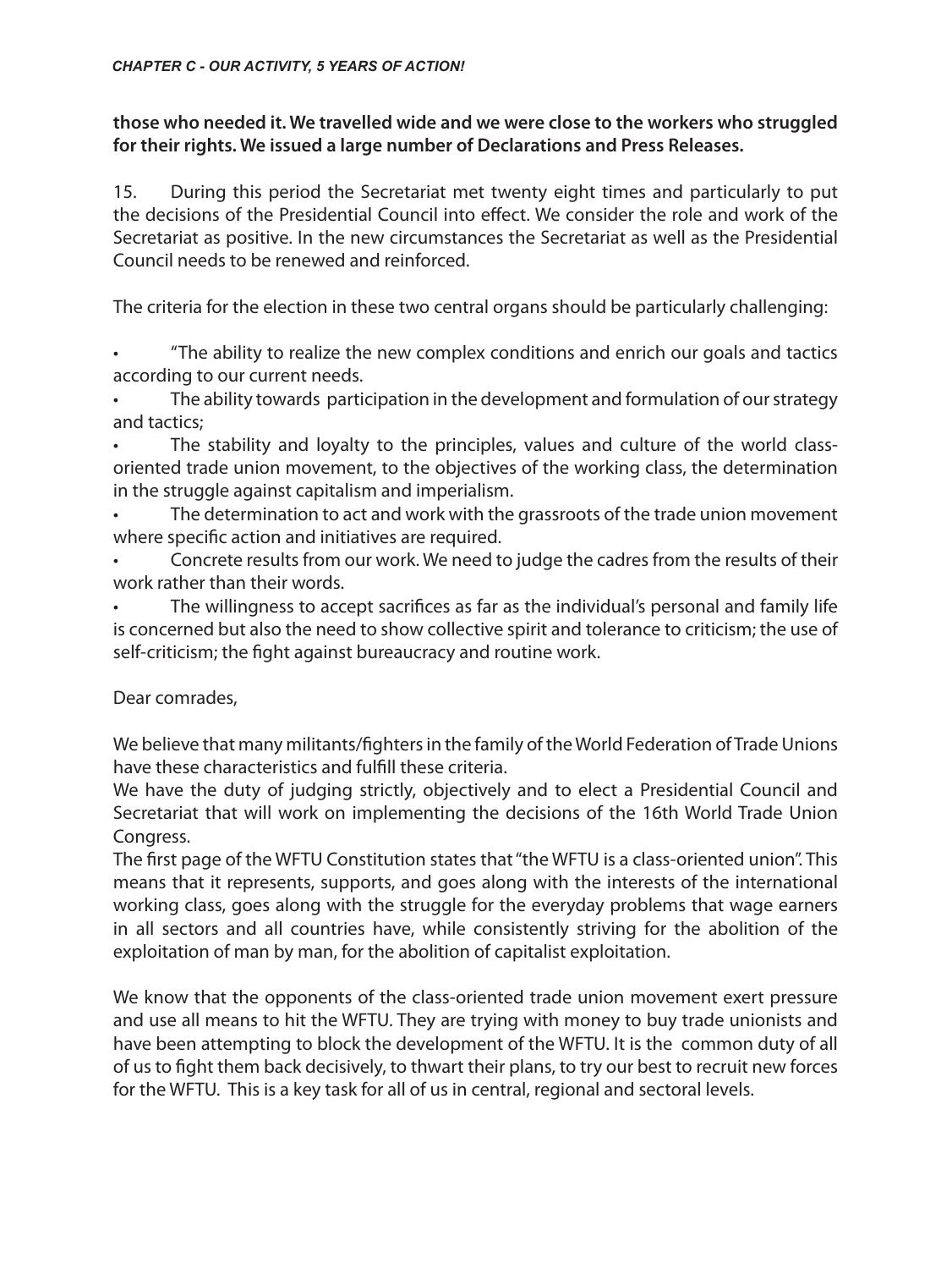**those who needed it. We travelled wide and we were close to the workers who struggled for their rights. We issued a large number of Declarations and Press Releases.**

15. During this period the Secretariat met twenty eight times and particularly to put the decisions of the Presidential Council into effect. We consider the role and work of the Secretariat as positive. In the new circumstances the Secretariat as well as the Presidential Council needs to be renewed and reinforced.

The criteria for the election in these two central organs should be particularly challenging:

- "The ability to realize the new complex conditions and enrich our goals and tactics according to our current needs.
- The ability towards participation in the development and formulation of our strategy and tactics;
- The stability and loyalty to the principles, values and culture of the world class-oriented trade union movement, to the objectives of the working class, the determination in the struggle against capitalism and imperialism.
- The determination to act and work with the grassroots of the trade union movement where specific action and initiatives are required.
- Concrete results from our work. We need to judge the cadres from the results of their work rather than their words.
- The willingness to accept sacrifices as far as the individual's personal and family life is concerned but also the need to show collective spirit and tolerance to criticism; the use of self-criticism; the fight against bureaucracy and routine work.

Dear comrades,

We believe that many militants/fighters in the family of the World Federation of Trade Unions have these characteristics and fulfill these criteria.
We have the duty of judging strictly, objectively and to elect a Presidential Council and Secretariat that will work on implementing the decisions of the 16th World Trade Union Congress.
The first page of the WFTU Constitution states that "the WFTU is a class-oriented union". This means that it represents, supports, and goes along with the interests of the international working class, goes along with the struggle for the everyday problems that wage earners in all sectors and all countries have, while consistently striving for the abolition of the exploitation of man by man, for the abolition of capitalist exploitation.

We know that the opponents of the class-oriented trade union movement exert pressure and use all means to hit the WFTU. They are trying with money to buy trade unionists and have been attempting to block the development of the WFTU. It is the common duty of all of us to fight them back decisively, to thwart their plans, to try our best to recruit new forces for the WFTU. This is a key task for all of us in central, regional and sectoral levels.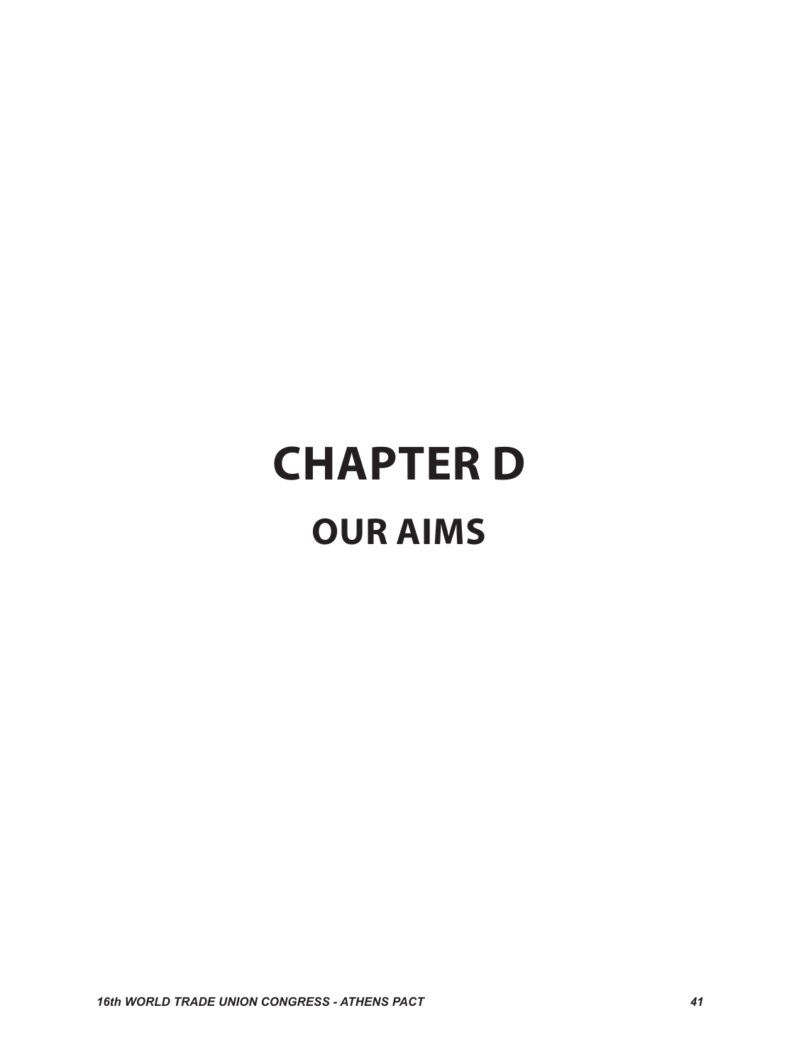# CHAPTER D

## OUR AIMS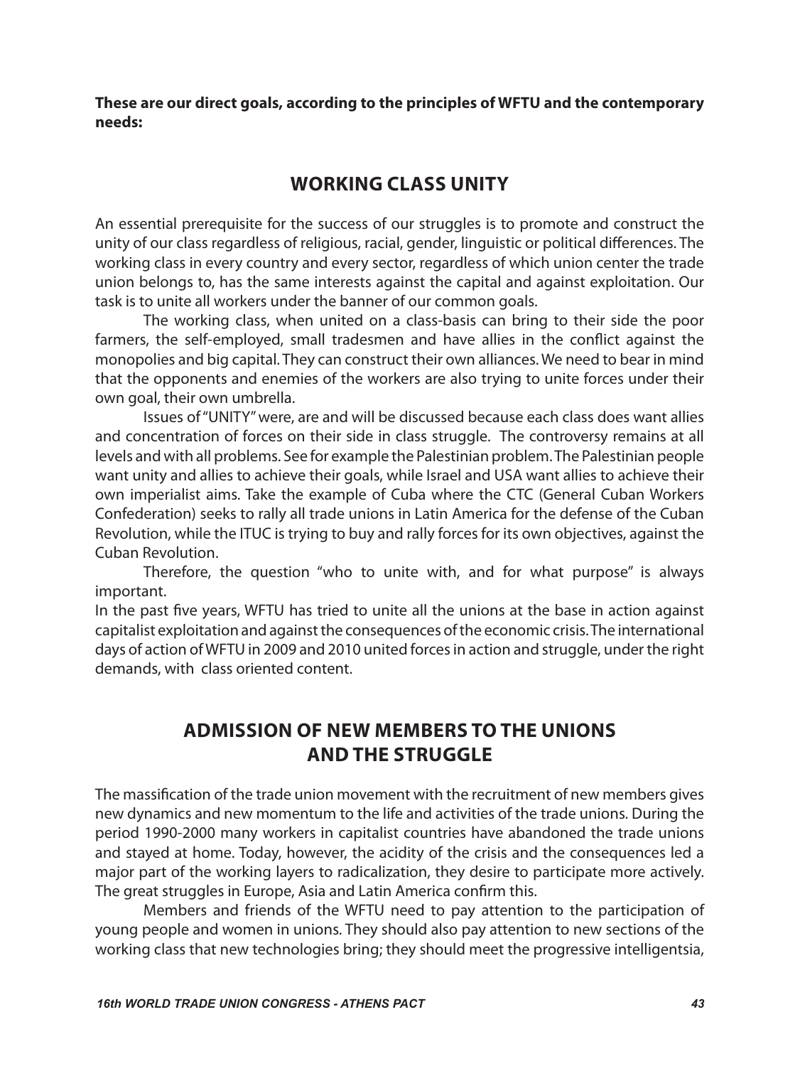**These are our direct goals, according to the principles of WFTU and the contemporary needs:**

## WORKING CLASS UNITY

An essential prerequisite for the success of our struggles is to promote and construct the unity of our class regardless of religious, racial, gender, linguistic or political differences. The working class in every country and every sector, regardless of which union center the trade union belongs to, has the same interests against the capital and against exploitation. Our task is to unite all workers under the banner of our common goals.

The working class, when united on a class-basis can bring to their side the poor farmers, the self-employed, small tradesmen and have allies in the conflict against the monopolies and big capital. They can construct their own alliances. We need to bear in mind that the opponents and enemies of the workers are also trying to unite forces under their own goal, their own umbrella.

Issues of "UNITY" were, are and will be discussed because each class does want allies and concentration of forces on their side in class struggle. The controversy remains at all levels and with all problems. See for example the Palestinian problem. The Palestinian people want unity and allies to achieve their goals, while Israel and USA want allies to achieve their own imperialist aims. Take the example of Cuba where the CTC (General Cuban Workers Confederation) seeks to rally all trade unions in Latin America for the defense of the Cuban Revolution, while the ITUC is trying to buy and rally forces for its own objectives, against the Cuban Revolution.

Therefore, the question "who to unite with, and for what purpose" is always important.

In the past five years, WFTU has tried to unite all the unions at the base in action against capitalist exploitation and against the consequences of the economic crisis. The international days of action of WFTU in 2009 and 2010 united forces in action and struggle, under the right demands, with class oriented content.

## ADMISSION OF NEW MEMBERS TO THE UNIONS AND THE STRUGGLE

The massification of the trade union movement with the recruitment of new members gives new dynamics and new momentum to the life and activities of the trade unions. During the period 1990-2000 many workers in capitalist countries have abandoned the trade unions and stayed at home. Today, however, the acidity of the crisis and the consequences led a major part of the working layers to radicalization, they desire to participate more actively. The great struggles in Europe, Asia and Latin America confirm this.

Members and friends of the WFTU need to pay attention to the participation of young people and women in unions. They should also pay attention to new sections of the working class that new technologies bring; they should meet the progressive intelligentsia,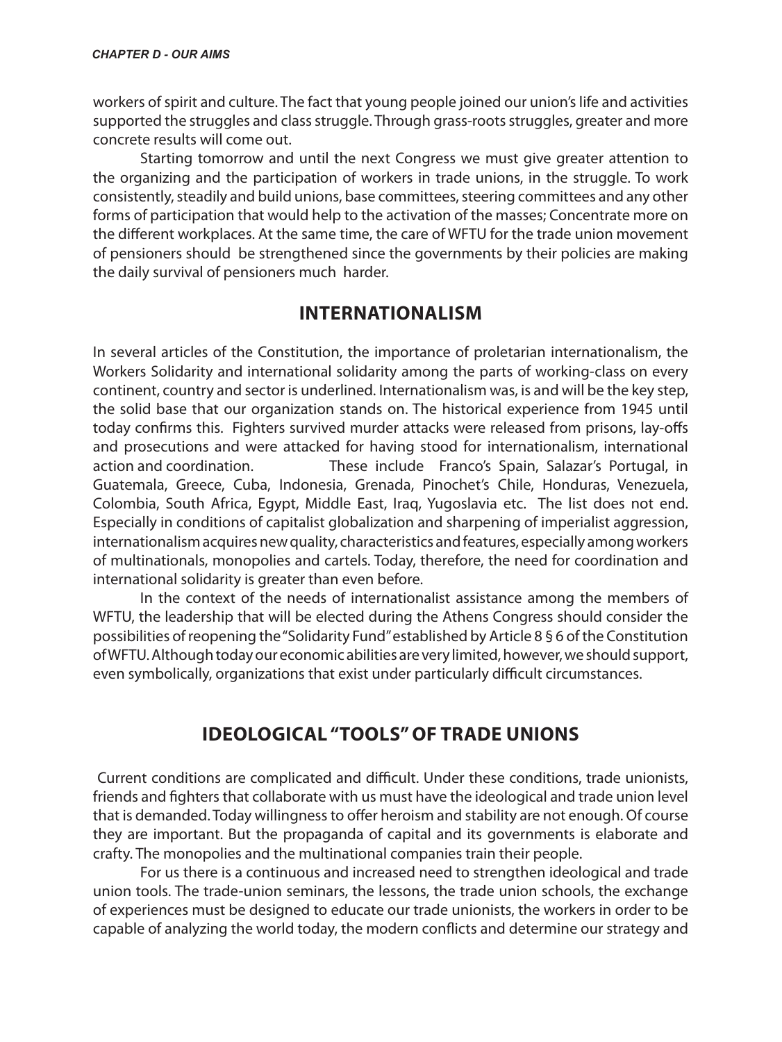workers of spirit and culture. The fact that young people joined our union's life and activities supported the struggles and class struggle. Through grass-roots struggles, greater and more concrete results will come out.

Starting tomorrow and until the next Congress we must give greater attention to the organizing and the participation of workers in trade unions, in the struggle. To work consistently, steadily and build unions, base committees, steering committees and any other forms of participation that would help to the activation of the masses; Concentrate more on the different workplaces. At the same time, the care of WFTU for the trade union movement of pensioners should be strengthened since the governments by their policies are making the daily survival of pensioners much harder.

## INTERNATIONALISM

In several articles of the Constitution, the importance of proletarian internationalism, the Workers Solidarity and international solidarity among the parts of working-class on every continent, country and sector is underlined. Internationalism was, is and will be the key step, the solid base that our organization stands on. The historical experience from 1945 until today confirms this. Fighters survived murder attacks were released from prisons, lay-offs and prosecutions and were attacked for having stood for internationalism, international action and coordination. These include Franco's Spain, Salazar's Portugal, in Guatemala, Greece, Cuba, Indonesia, Grenada, Pinochet's Chile, Honduras, Venezuela, Colombia, South Africa, Egypt, Middle East, Iraq, Yugoslavia etc. The list does not end. Especially in conditions of capitalist globalization and sharpening of imperialist aggression, internationalism acquires new quality, characteristics and features, especially among workers of multinationals, monopolies and cartels. Today, therefore, the need for coordination and international solidarity is greater than even before.

In the context of the needs of internationalist assistance among the members of WFTU, the leadership that will be elected during the Athens Congress should consider the possibilities of reopening the "Solidarity Fund" established by Article 8 § 6 of the Constitution of WFTU. Although today our economic abilities are very limited, however, we should support, even symbolically, organizations that exist under particularly difficult circumstances.

## IDEOLOGICAL "TOOLS" OF TRADE UNIONS

Current conditions are complicated and difficult. Under these conditions, trade unionists, friends and fighters that collaborate with us must have the ideological and trade union level that is demanded. Today willingness to offer heroism and stability are not enough. Of course they are important. But the propaganda of capital and its governments is elaborate and crafty. The monopolies and the multinational companies train their people.

For us there is a continuous and increased need to strengthen ideological and trade union tools. The trade-union seminars, the lessons, the trade union schools, the exchange of experiences must be designed to educate our trade unionists, the workers in order to be capable of analyzing the world today, the modern conflicts and determine our strategy and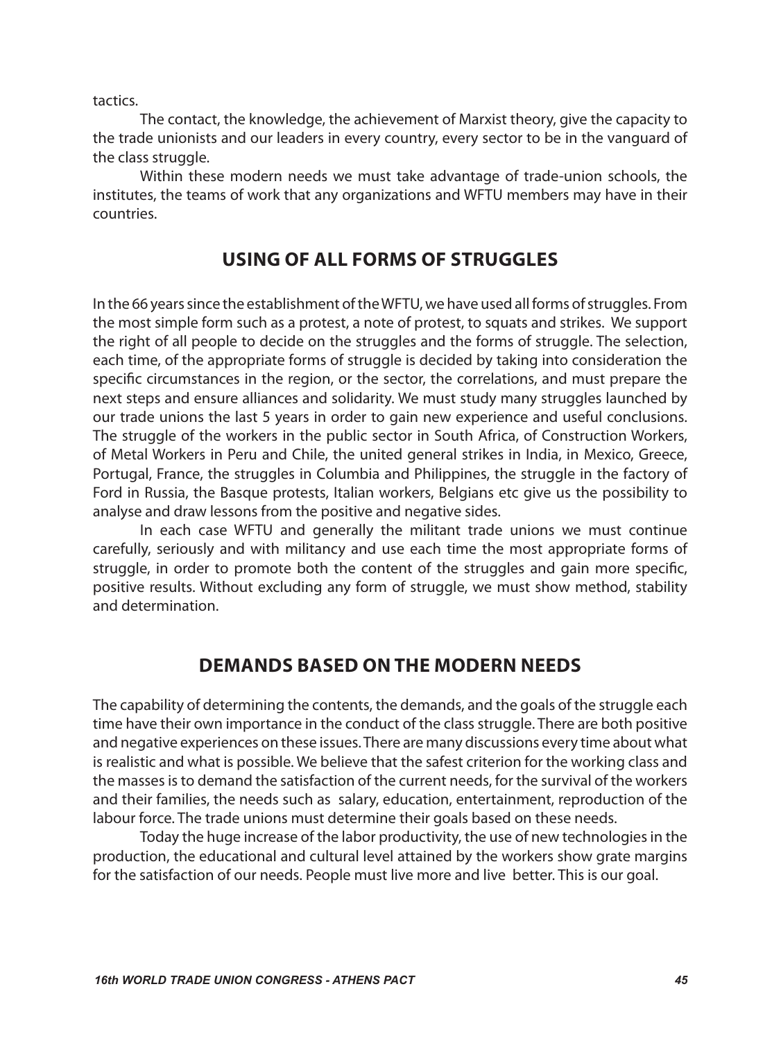tactics.

The contact, the knowledge, the achievement of Marxist theory, give the capacity to the trade unionists and our leaders in every country, every sector to be in the vanguard of the class struggle.

Within these modern needs we must take advantage of trade-union schools, the institutes, the teams of work that any organizations and WFTU members may have in their countries.

## USING OF ALL FORMS OF STRUGGLES

In the 66 years since the establishment of the WFTU, we have used all forms of struggles. From the most simple form such as a protest, a note of protest, to squats and strikes. We support the right of all people to decide on the struggles and the forms of struggle. The selection, each time, of the appropriate forms of struggle is decided by taking into consideration the specific circumstances in the region, or the sector, the correlations, and must prepare the next steps and ensure alliances and solidarity. We must study many struggles launched by our trade unions the last 5 years in order to gain new experience and useful conclusions. The struggle of the workers in the public sector in South Africa, of Construction Workers, of Metal Workers in Peru and Chile, the united general strikes in India, in Mexico, Greece, Portugal, France, the struggles in Columbia and Philippines, the struggle in the factory of Ford in Russia, the Basque protests, Italian workers, Belgians etc give us the possibility to analyse and draw lessons from the positive and negative sides.

In each case WFTU and generally the militant trade unions we must continue carefully, seriously and with militancy and use each time the most appropriate forms of struggle, in order to promote both the content of the struggles and gain more specific, positive results. Without excluding any form of struggle, we must show method, stability and determination.

## DEMANDS BASED ON THE MODERN NEEDS

The capability of determining the contents, the demands, and the goals of the struggle each time have their own importance in the conduct of the class struggle. There are both positive and negative experiences on these issues. There are many discussions every time about what is realistic and what is possible. We believe that the safest criterion for the working class and the masses is to demand the satisfaction of the current needs, for the survival of the workers and their families, the needs such as salary, education, entertainment, reproduction of the labour force. The trade unions must determine their goals based on these needs.

Today the huge increase of the labor productivity, the use of new technologies in the production, the educational and cultural level attained by the workers show grate margins for the satisfaction of our needs. People must live more and live better. This is our goal.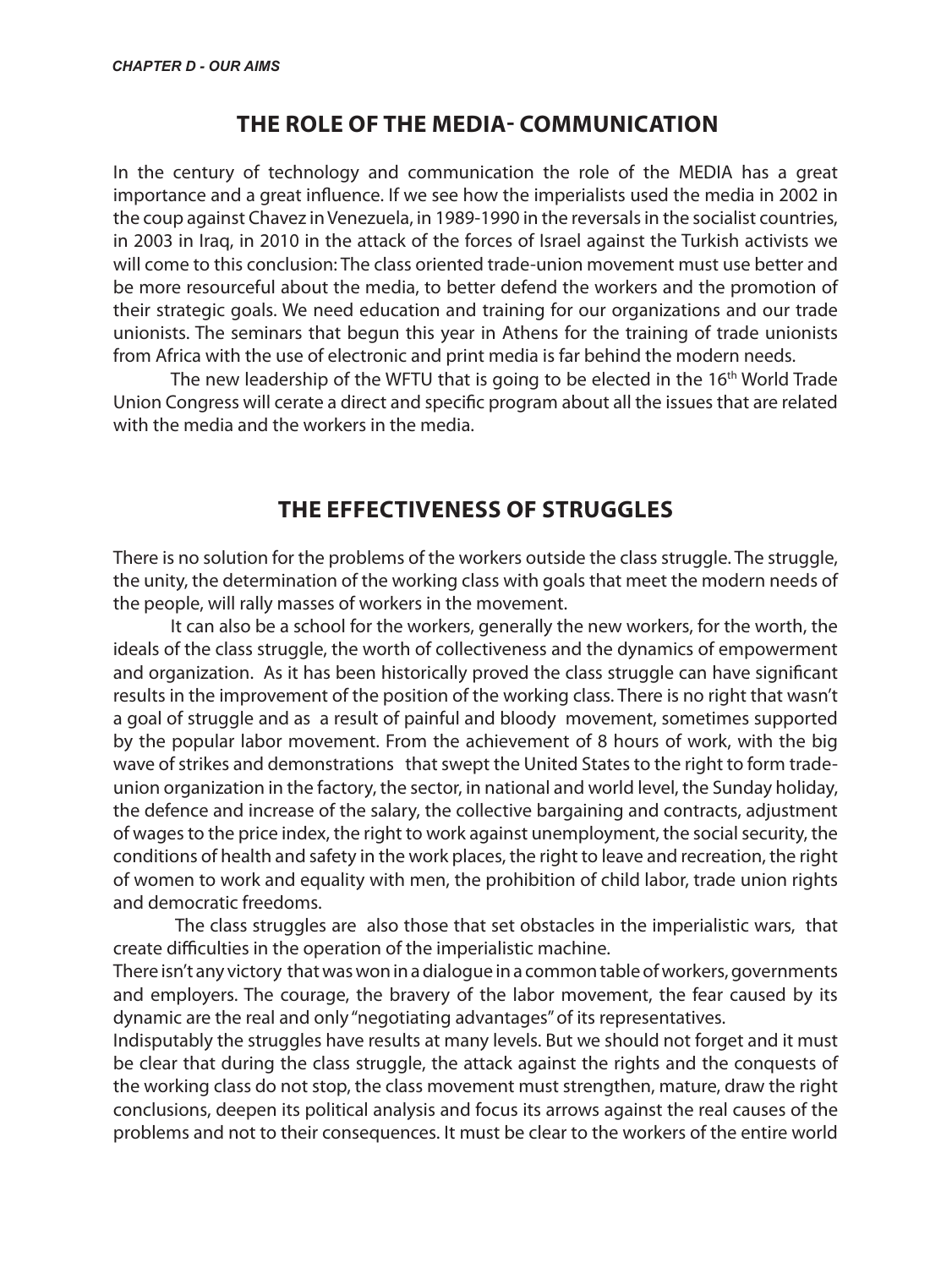## THE ROLE OF THE MEDIA- COMMUNICATION

In the century of technology and communication the role of the MEDIA has a great importance and a great influence. If we see how the imperialists used the media in 2002 in the coup against Chavez in Venezuela, in 1989-1990 in the reversals in the socialist countries, in 2003 in Iraq, in 2010 in the attack of the forces of Israel against the Turkish activists we will come to this conclusion: The class oriented trade-union movement must use better and be more resourceful about the media, to better defend the workers and the promotion of their strategic goals. We need education and training for our organizations and our trade unionists. The seminars that begun this year in Athens for the training of trade unionists from Africa with the use of electronic and print media is far behind the modern needs.

The new leadership of the WFTU that is going to be elected in the 16th World Trade Union Congress will cerate a direct and specific program about all the issues that are related with the media and the workers in the media.

## THE EFFECTIVENESS OF STRUGGLES

There is no solution for the problems of the workers outside the class struggle. The struggle, the unity, the determination of the working class with goals that meet the modern needs of the people, will rally masses of workers in the movement.

It can also be a school for the workers, generally the new workers, for the worth, the ideals of the class struggle, the worth of collectiveness and the dynamics of empowerment and organization. As it has been historically proved the class struggle can have significant results in the improvement of the position of the working class. There is no right that wasn't a goal of struggle and as a result of painful and bloody movement, sometimes supported by the popular labor movement. From the achievement of 8 hours of work, with the big wave of strikes and demonstrations that swept the United States to the right to form trade-union organization in the factory, the sector, in national and world level, the Sunday holiday, the defence and increase of the salary, the collective bargaining and contracts, adjustment of wages to the price index, the right to work against unemployment, the social security, the conditions of health and safety in the work places, the right to leave and recreation, the right of women to work and equality with men, the prohibition of child labor, trade union rights and democratic freedoms.

The class struggles are also those that set obstacles in the imperialistic wars, that create difficulties in the operation of the imperialistic machine.

There isn't any victory that was won in a dialogue in a common table of workers, governments and employers. The courage, the bravery of the labor movement, the fear caused by its dynamic are the real and only "negotiating advantages" of its representatives.

Indisputably the struggles have results at many levels. But we should not forget and it must be clear that during the class struggle, the attack against the rights and the conquests of the working class do not stop, the class movement must strengthen, mature, draw the right conclusions, deepen its political analysis and focus its arrows against the real causes of the problems and not to their consequences. It must be clear to the workers of the entire world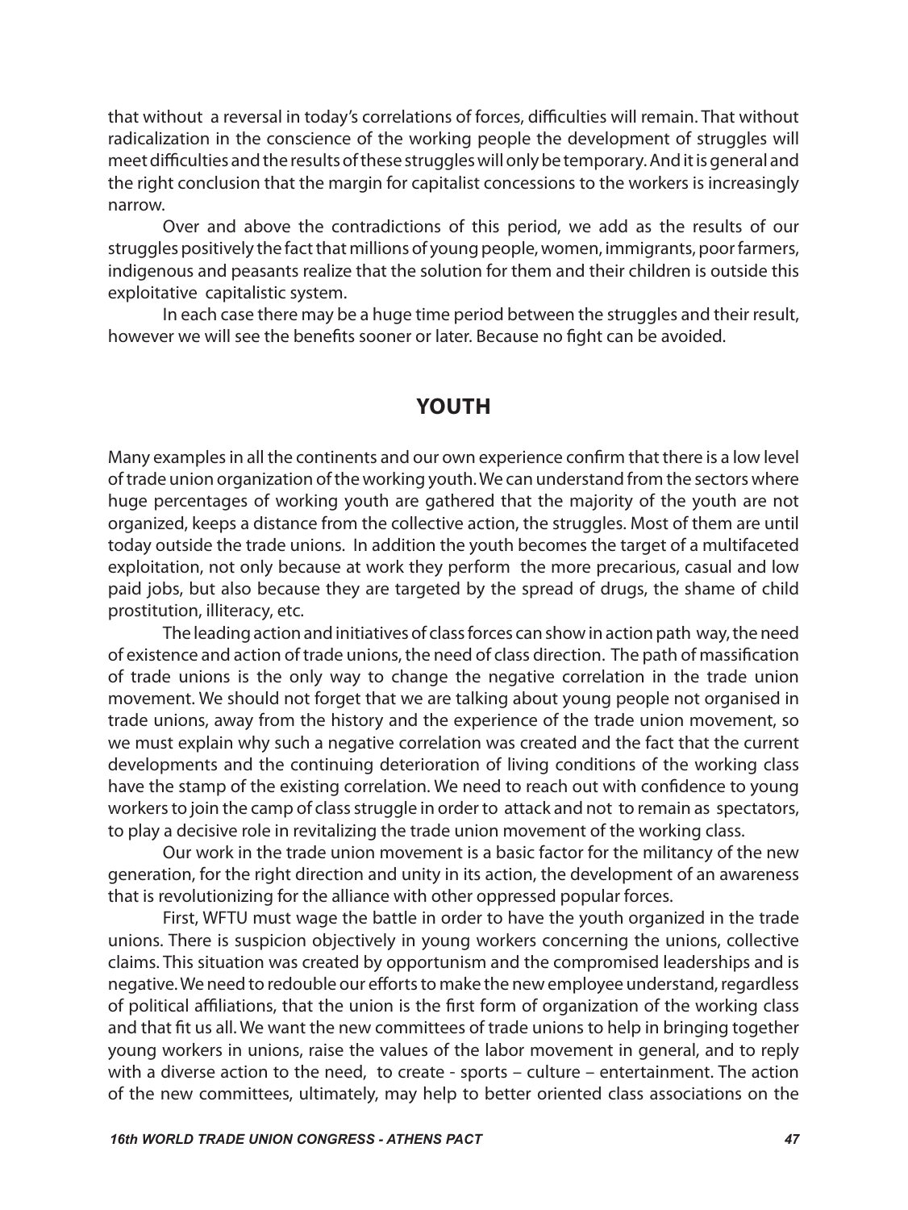that without a reversal in today's correlations of forces, difficulties will remain. That without radicalization in the conscience of the working people the development of struggles will meet difficulties and the results of these struggles will only be temporary. And it is general and the right conclusion that the margin for capitalist concessions to the workers is increasingly narrow.

Over and above the contradictions of this period, we add as the results of our struggles positively the fact that millions of young people, women, immigrants, poor farmers, indigenous and peasants realize that the solution for them and their children is outside this exploitative capitalistic system.

In each case there may be a huge time period between the struggles and their result, however we will see the benefits sooner or later. Because no fight can be avoided.

## YOUTH

Many examples in all the continents and our own experience confirm that there is a low level of trade union organization of the working youth. We can understand from the sectors where huge percentages of working youth are gathered that the majority of the youth are not organized, keeps a distance from the collective action, the struggles. Most of them are until today outside the trade unions. In addition the youth becomes the target of a multifaceted exploitation, not only because at work they perform the more precarious, casual and low paid jobs, but also because they are targeted by the spread of drugs, the shame of child prostitution, illiteracy, etc.

The leading action and initiatives of class forces can show in action path way, the need of existence and action of trade unions, the need of class direction. The path of massification of trade unions is the only way to change the negative correlation in the trade union movement. We should not forget that we are talking about young people not organised in trade unions, away from the history and the experience of the trade union movement, so we must explain why such a negative correlation was created and the fact that the current developments and the continuing deterioration of living conditions of the working class have the stamp of the existing correlation. We need to reach out with confidence to young workers to join the camp of class struggle in order to attack and not to remain as spectators, to play a decisive role in revitalizing the trade union movement of the working class.

Our work in the trade union movement is a basic factor for the militancy of the new generation, for the right direction and unity in its action, the development of an awareness that is revolutionizing for the alliance with other oppressed popular forces.

First, WFTU must wage the battle in order to have the youth organized in the trade unions. There is suspicion objectively in young workers concerning the unions, collective claims. This situation was created by opportunism and the compromised leaderships and is negative. We need to redouble our efforts to make the new employee understand, regardless of political affiliations, that the union is the first form of organization of the working class and that fit us all. We want the new committees of trade unions to help in bringing together young workers in unions, raise the values of the labor movement in general, and to reply with a diverse action to the need, to create - sports – culture – entertainment. The action of the new committees, ultimately, may help to better oriented class associations on the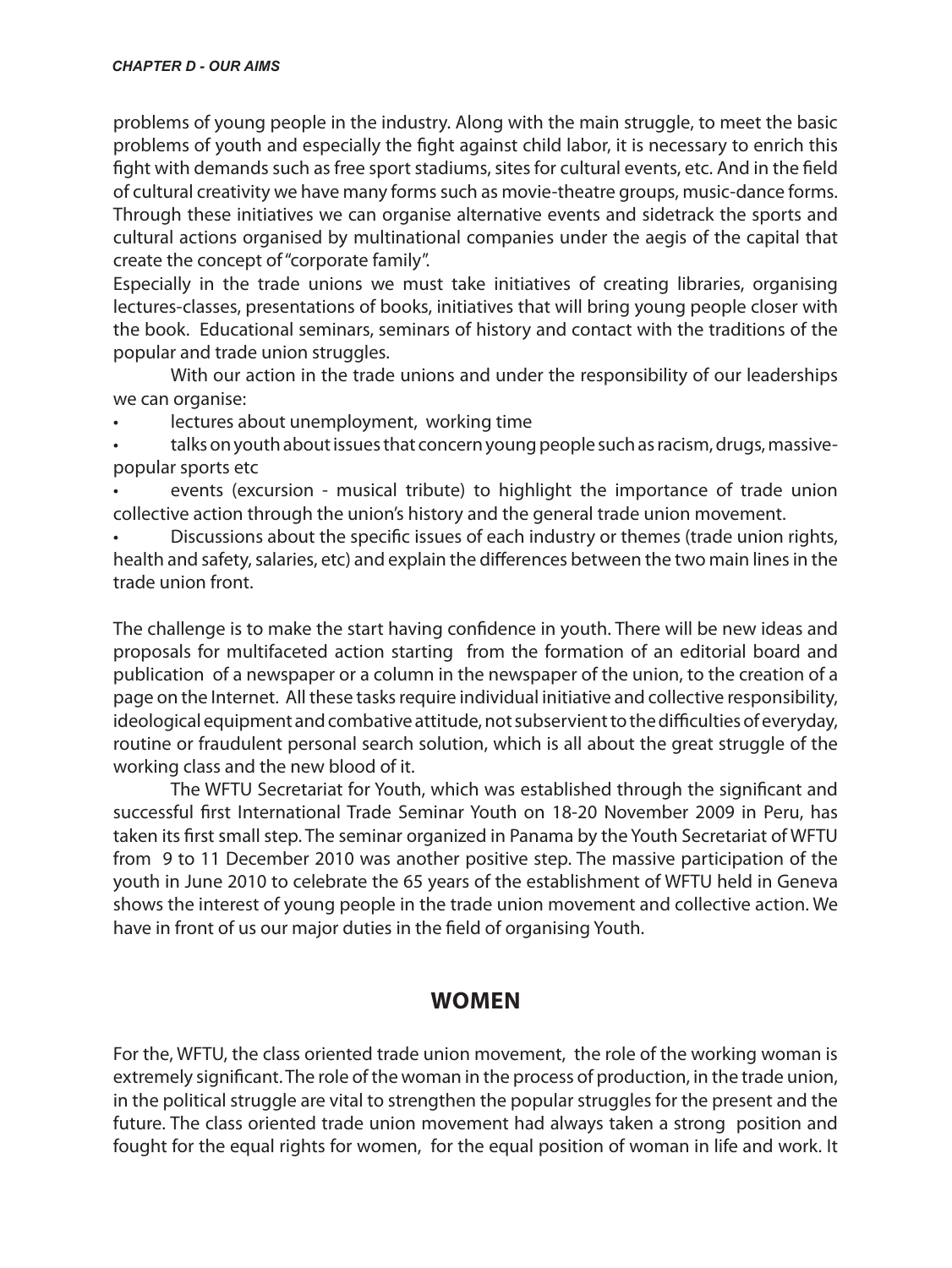problems of young people in the industry. Along with the main struggle, to meet the basic problems of youth and especially the fight against child labor, it is necessary to enrich this fight with demands such as free sport stadiums, sites for cultural events, etc. And in the field of cultural creativity we have many forms such as movie-theatre groups, music-dance forms. Through these initiatives we can organise alternative events and sidetrack the sports and cultural actions organised by multinational companies under the aegis of the capital that create the concept of "corporate family".

Especially in the trade unions we must take initiatives of creating libraries, organising lectures-classes, presentations of books, initiatives that will bring young people closer with the book. Educational seminars, seminars of history and contact with the traditions of the popular and trade union struggles.

With our action in the trade unions and under the responsibility of our leaderships we can organise:

- lectures about unemployment, working time
- talks on youth about issues that concern young people such as racism, drugs, massive-popular sports etc
- events (excursion - musical tribute) to highlight the importance of trade union collective action through the union's history and the general trade union movement.
- Discussions about the specific issues of each industry or themes (trade union rights, health and safety, salaries, etc) and explain the differences between the two main lines in the trade union front.

The challenge is to make the start having confidence in youth. There will be new ideas and proposals for multifaceted action starting from the formation of an editorial board and publication of a newspaper or a column in the newspaper of the union, to the creation of a page on the Internet. All these tasks require individual initiative and collective responsibility, ideological equipment and combative attitude, not subservient to the difficulties of everyday, routine or fraudulent personal search solution, which is all about the great struggle of the working class and the new blood of it.

The WFTU Secretariat for Youth, which was established through the significant and successful first International Trade Seminar Youth on 18-20 November 2009 in Peru, has taken its first small step. The seminar organized in Panama by the Youth Secretariat of WFTU from 9 to 11 December 2010 was another positive step. The massive participation of the youth in June 2010 to celebrate the 65 years of the establishment of WFTU held in Geneva shows the interest of young people in the trade union movement and collective action. We have in front of us our major duties in the field of organising Youth.

## WOMEN

For the, WFTU, the class oriented trade union movement, the role of the working woman is extremely significant. The role of the woman in the process of production, in the trade union, in the political struggle are vital to strengthen the popular struggles for the present and the future. The class oriented trade union movement had always taken a strong position and fought for the equal rights for women, for the equal position of woman in life and work. It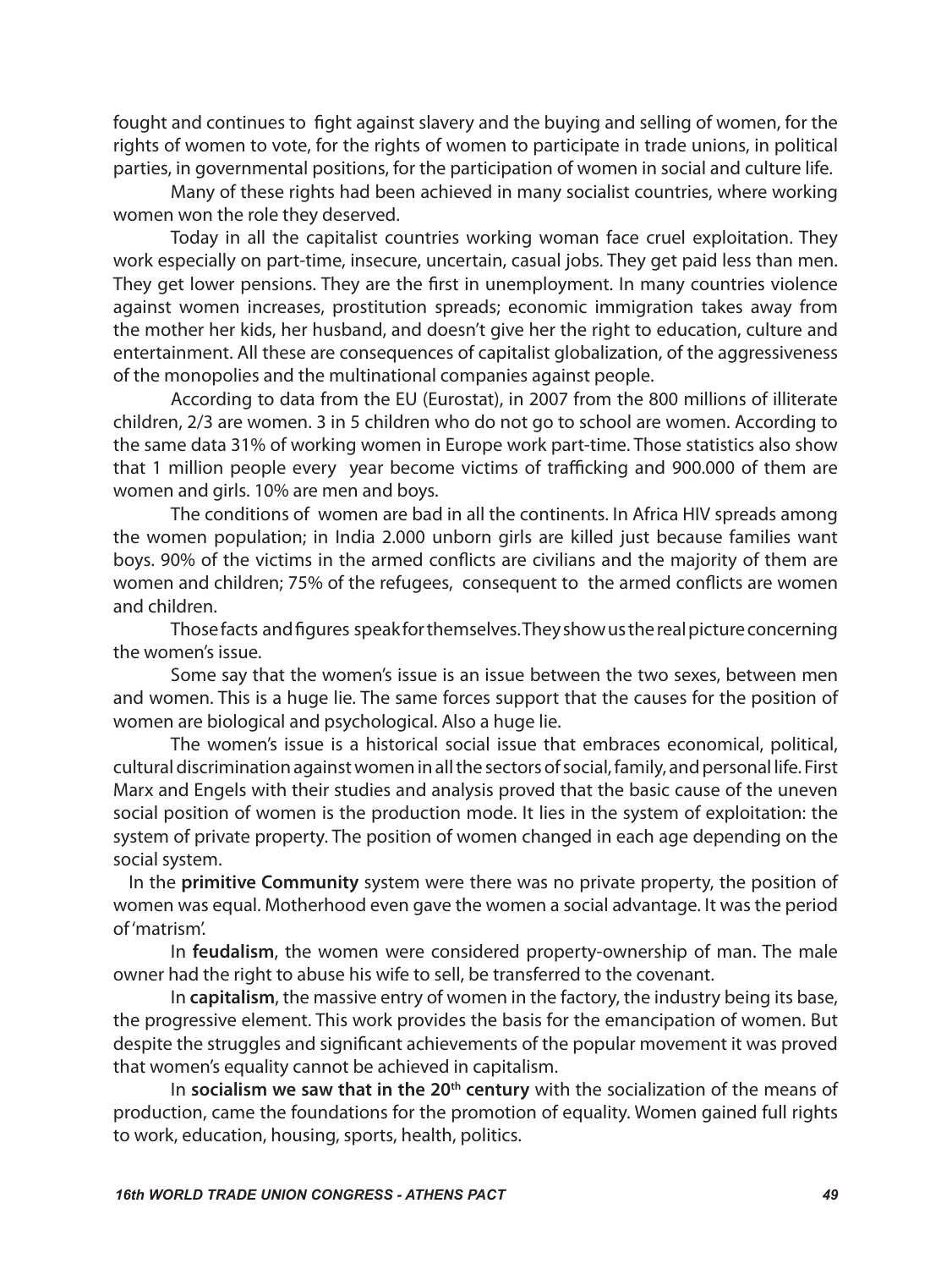fought and continues to fight against slavery and the buying and selling of women, for the rights of women to vote, for the rights of women to participate in trade unions, in political parties, in governmental positions, for the participation of women in social and culture life.

Many of these rights had been achieved in many socialist countries, where working women won the role they deserved.

Today in all the capitalist countries working woman face cruel exploitation. They work especially on part-time, insecure, uncertain, casual jobs. They get paid less than men. They get lower pensions. They are the first in unemployment. In many countries violence against women increases, prostitution spreads; economic immigration takes away from the mother her kids, her husband, and doesn't give her the right to education, culture and entertainment. All these are consequences of capitalist globalization, of the aggressiveness of the monopolies and the multinational companies against people.

According to data from the EU (Eurostat), in 2007 from the 800 millions of illiterate children, 2/3 are women. 3 in 5 children who do not go to school are women. According to the same data 31% of working women in Europe work part-time. Those statistics also show that 1 million people every year become victims of trafficking and 900.000 of them are women and girls. 10% are men and boys.

The conditions of women are bad in all the continents. In Africa HIV spreads among the women population; in India 2.000 unborn girls are killed just because families want boys. 90% of the victims in the armed conflicts are civilians and the majority of them are women and children; 75% of the refugees, consequent to the armed conflicts are women and children.

Those facts and figures speak for themselves. They show us the real picture concerning the women's issue.

Some say that the women's issue is an issue between the two sexes, between men and women. This is a huge lie. The same forces support that the causes for the position of women are biological and psychological. Also a huge lie.

The women's issue is a historical social issue that embraces economical, political, cultural discrimination against women in all the sectors of social, family, and personal life. First Marx and Engels with their studies and analysis proved that the basic cause of the uneven social position of women is the production mode. It lies in the system of exploitation: the system of private property. The position of women changed in each age depending on the social system.

In the **primitive Community** system were there was no private property, the position of women was equal. Motherhood even gave the women a social advantage. It was the period of 'matrism'.

In **feudalism**, the women were considered property-ownership of man. The male owner had the right to abuse his wife to sell, be transferred to the covenant.

In **capitalism**, the massive entry of women in the factory, the industry being its base, the progressive element. This work provides the basis for the emancipation of women. But despite the struggles and significant achievements of the popular movement it was proved that women's equality cannot be achieved in capitalism.

In **socialism we saw that in the 20th century** with the socialization of the means of production, came the foundations for the promotion of equality. Women gained full rights to work, education, housing, sports, health, politics.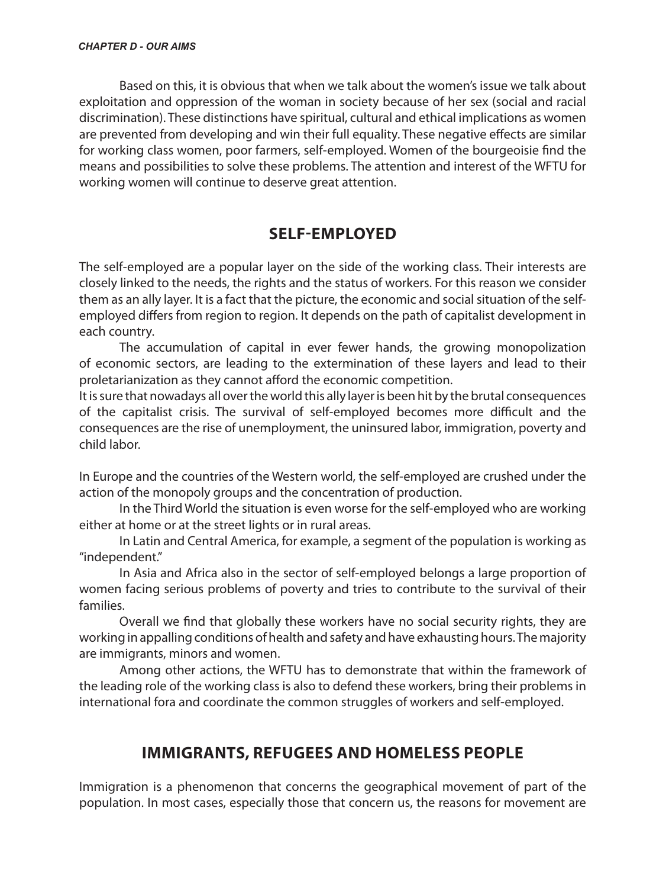Based on this, it is obvious that when we talk about the women's issue we talk about exploitation and oppression of the woman in society because of her sex (social and racial discrimination). These distinctions have spiritual, cultural and ethical implications as women are prevented from developing and win their full equality. These negative effects are similar for working class women, poor farmers, self-employed. Women of the bourgeoisie find the means and possibilities to solve these problems. The attention and interest of the WFTU for working women will continue to deserve great attention.

## SELF-EMPLOYED

The self-employed are a popular layer on the side of the working class. Their interests are closely linked to the needs, the rights and the status of workers. For this reason we consider them as an ally layer. It is a fact that the picture, the economic and social situation of the self-employed differs from region to region. It depends on the path of capitalist development in each country.

The accumulation of capital in ever fewer hands, the growing monopolization of economic sectors, are leading to the extermination of these layers and lead to their proletarianization as they cannot afford the economic competition.

It is sure that nowadays all over the world this ally layer is been hit by the brutal consequences of the capitalist crisis. The survival of self-employed becomes more difficult and the consequences are the rise of unemployment, the uninsured labor, immigration, poverty and child labor.

In Europe and the countries of the Western world, the self-employed are crushed under the action of the monopoly groups and the concentration of production.

In the Third World the situation is even worse for the self-employed who are working either at home or at the street lights or in rural areas.

In Latin and Central America, for example, a segment of the population is working as "independent."

In Asia and Africa also in the sector of self-employed belongs a large proportion of women facing serious problems of poverty and tries to contribute to the survival of their families.

Overall we find that globally these workers have no social security rights, they are working in appalling conditions of health and safety and have exhausting hours. The majority are immigrants, minors and women.

Among other actions, the WFTU has to demonstrate that within the framework of the leading role of the working class is also to defend these workers, bring their problems in international fora and coordinate the common struggles of workers and self-employed.

## IMMIGRANTS, REFUGEES AND HOMELESS PEOPLE

Immigration is a phenomenon that concerns the geographical movement of part of the population. In most cases, especially those that concern us, the reasons for movement are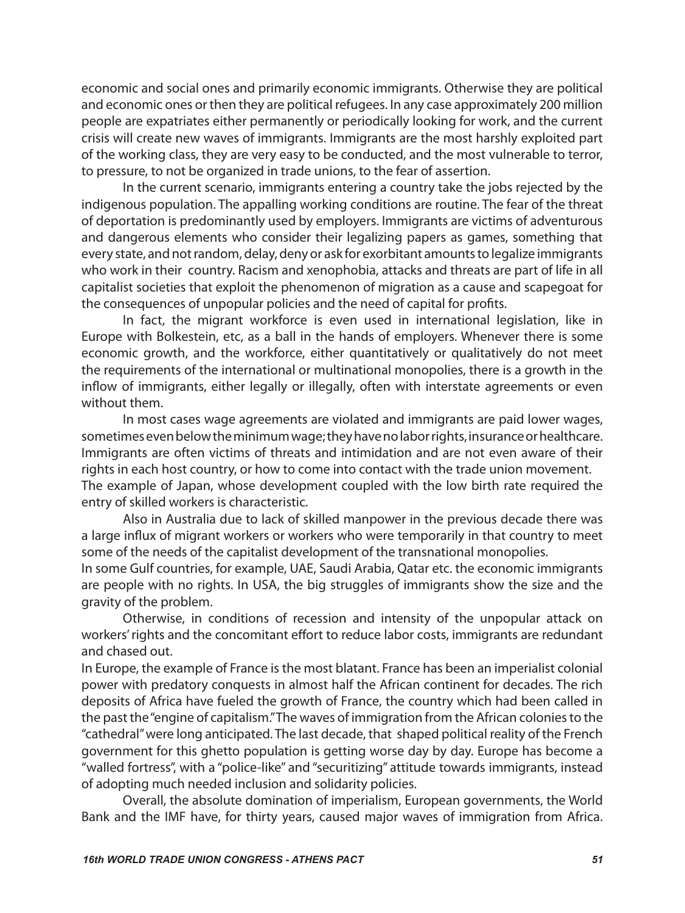economic and social ones and primarily economic immigrants. Otherwise they are political and economic ones or then they are political refugees. In any case approximately 200 million people are expatriates either permanently or periodically looking for work, and the current crisis will create new waves of immigrants. Immigrants are the most harshly exploited part of the working class, they are very easy to be conducted, and the most vulnerable to terror, to pressure, to not be organized in trade unions, to the fear of assertion.

In the current scenario, immigrants entering a country take the jobs rejected by the indigenous population. The appalling working conditions are routine. The fear of the threat of deportation is predominantly used by employers. Immigrants are victims of adventurous and dangerous elements who consider their legalizing papers as games, something that every state, and not random, delay, deny or ask for exorbitant amounts to legalize immigrants who work in their country. Racism and xenophobia, attacks and threats are part of life in all capitalist societies that exploit the phenomenon of migration as a cause and scapegoat for the consequences of unpopular policies and the need of capital for profits.

In fact, the migrant workforce is even used in international legislation, like in Europe with Bolkestein, etc, as a ball in the hands of employers. Whenever there is some economic growth, and the workforce, either quantitatively or qualitatively do not meet the requirements of the international or multinational monopolies, there is a growth in the inflow of immigrants, either legally or illegally, often with interstate agreements or even without them.

In most cases wage agreements are violated and immigrants are paid lower wages, sometimes even below the minimum wage; they have no labor rights, insurance or healthcare. Immigrants are often victims of threats and intimidation and are not even aware of their rights in each host country, or how to come into contact with the trade union movement.

The example of Japan, whose development coupled with the low birth rate required the entry of skilled workers is characteristic.

Also in Australia due to lack of skilled manpower in the previous decade there was a large influx of migrant workers or workers who were temporarily in that country to meet some of the needs of the capitalist development of the transnational monopolies.

In some Gulf countries, for example, UAE, Saudi Arabia, Qatar etc. the economic immigrants are people with no rights. In USA, the big struggles of immigrants show the size and the gravity of the problem.

Otherwise, in conditions of recession and intensity of the unpopular attack on workers' rights and the concomitant effort to reduce labor costs, immigrants are redundant and chased out.

In Europe, the example of France is the most blatant. France has been an imperialist colonial power with predatory conquests in almost half the African continent for decades. The rich deposits of Africa have fueled the growth of France, the country which had been called in the past the "engine of capitalism." The waves of immigration from the African colonies to the "cathedral" were long anticipated. The last decade, that shaped political reality of the French government for this ghetto population is getting worse day by day. Europe has become a "walled fortress", with a "police-like" and "securitizing" attitude towards immigrants, instead of adopting much needed inclusion and solidarity policies.

Overall, the absolute domination of imperialism, European governments, the World Bank and the IMF have, for thirty years, caused major waves of immigration from Africa.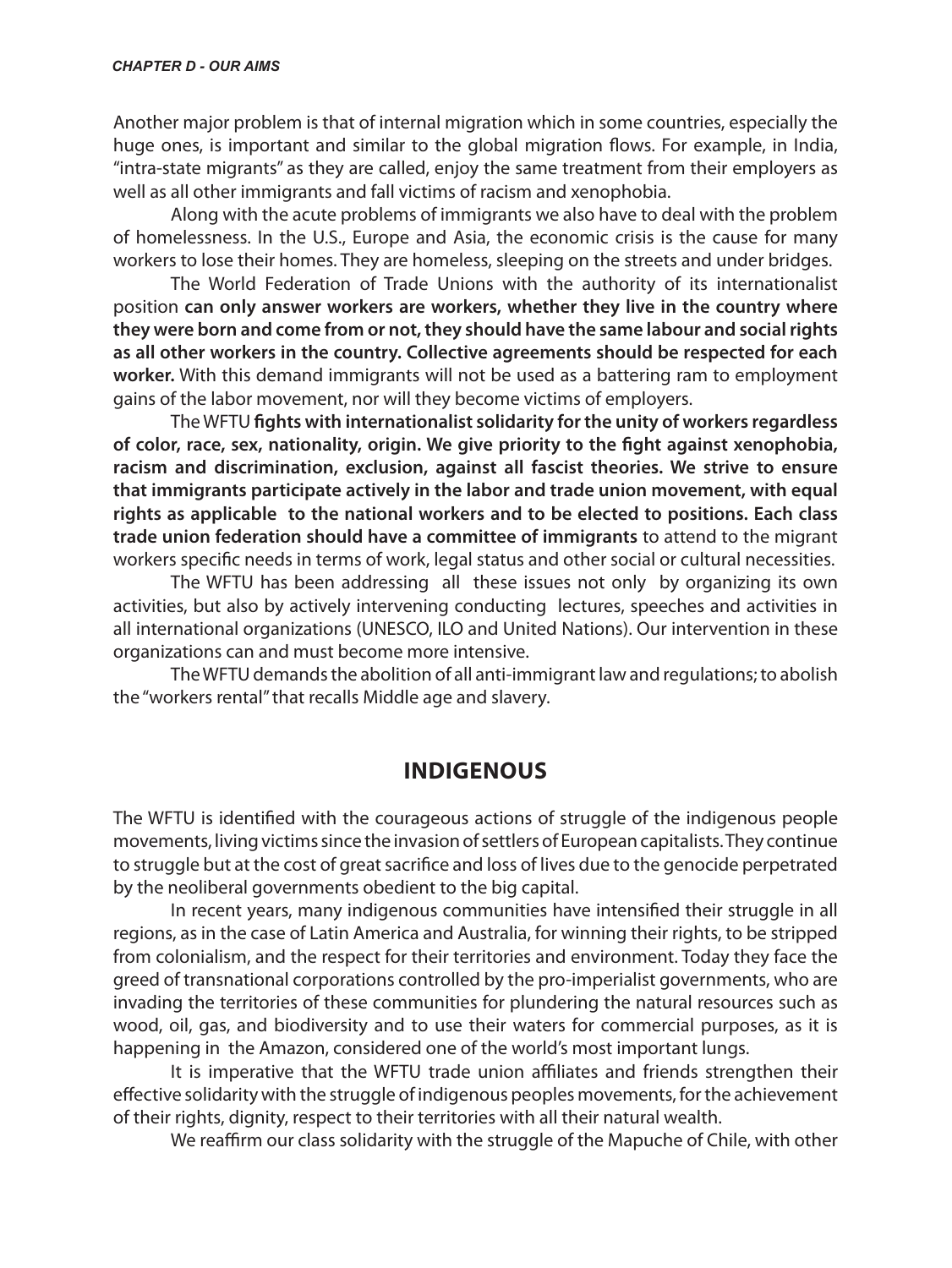Another major problem is that of internal migration which in some countries, especially the huge ones, is important and similar to the global migration flows. For example, in India, "intra-state migrants" as they are called, enjoy the same treatment from their employers as well as all other immigrants and fall victims of racism and xenophobia.

Along with the acute problems of immigrants we also have to deal with the problem of homelessness. In the U.S., Europe and Asia, the economic crisis is the cause for many workers to lose their homes. They are homeless, sleeping on the streets and under bridges.

The World Federation of Trade Unions with the authority of its internationalist position **can only answer workers are workers, whether they live in the country where they were born and come from or not, they should have the same labour and social rights as all other workers in the country. Collective agreements should be respected for each worker.** With this demand immigrants will not be used as a battering ram to employment gains of the labor movement, nor will they become victims of employers.

The WFTU **fights with internationalist solidarity for the unity of workers regardless of color, race, sex, nationality, origin. We give priority to the fight against xenophobia, racism and discrimination, exclusion, against all fascist theories. We strive to ensure that immigrants participate actively in the labor and trade union movement, with equal rights as applicable to the national workers and to be elected to positions. Each class trade union federation should have a committee of immigrants** to attend to the migrant workers specific needs in terms of work, legal status and other social or cultural necessities.

The WFTU has been addressing all these issues not only by organizing its own activities, but also by actively intervening conducting lectures, speeches and activities in all international organizations (UNESCO, ILO and United Nations). Our intervention in these organizations can and must become more intensive.

The WFTU demands the abolition of all anti-immigrant law and regulations; to abolish the "workers rental" that recalls Middle age and slavery.

## INDIGENOUS

The WFTU is identified with the courageous actions of struggle of the indigenous people movements, living victims since the invasion of settlers of European capitalists. They continue to struggle but at the cost of great sacrifice and loss of lives due to the genocide perpetrated by the neoliberal governments obedient to the big capital.

In recent years, many indigenous communities have intensified their struggle in all regions, as in the case of Latin America and Australia, for winning their rights, to be stripped from colonialism, and the respect for their territories and environment. Today they face the greed of transnational corporations controlled by the pro-imperialist governments, who are invading the territories of these communities for plundering the natural resources such as wood, oil, gas, and biodiversity and to use their waters for commercial purposes, as it is happening in the Amazon, considered one of the world's most important lungs.

It is imperative that the WFTU trade union affiliates and friends strengthen their effective solidarity with the struggle of indigenous peoples movements, for the achievement of their rights, dignity, respect to their territories with all their natural wealth.

We reaffirm our class solidarity with the struggle of the Mapuche of Chile, with other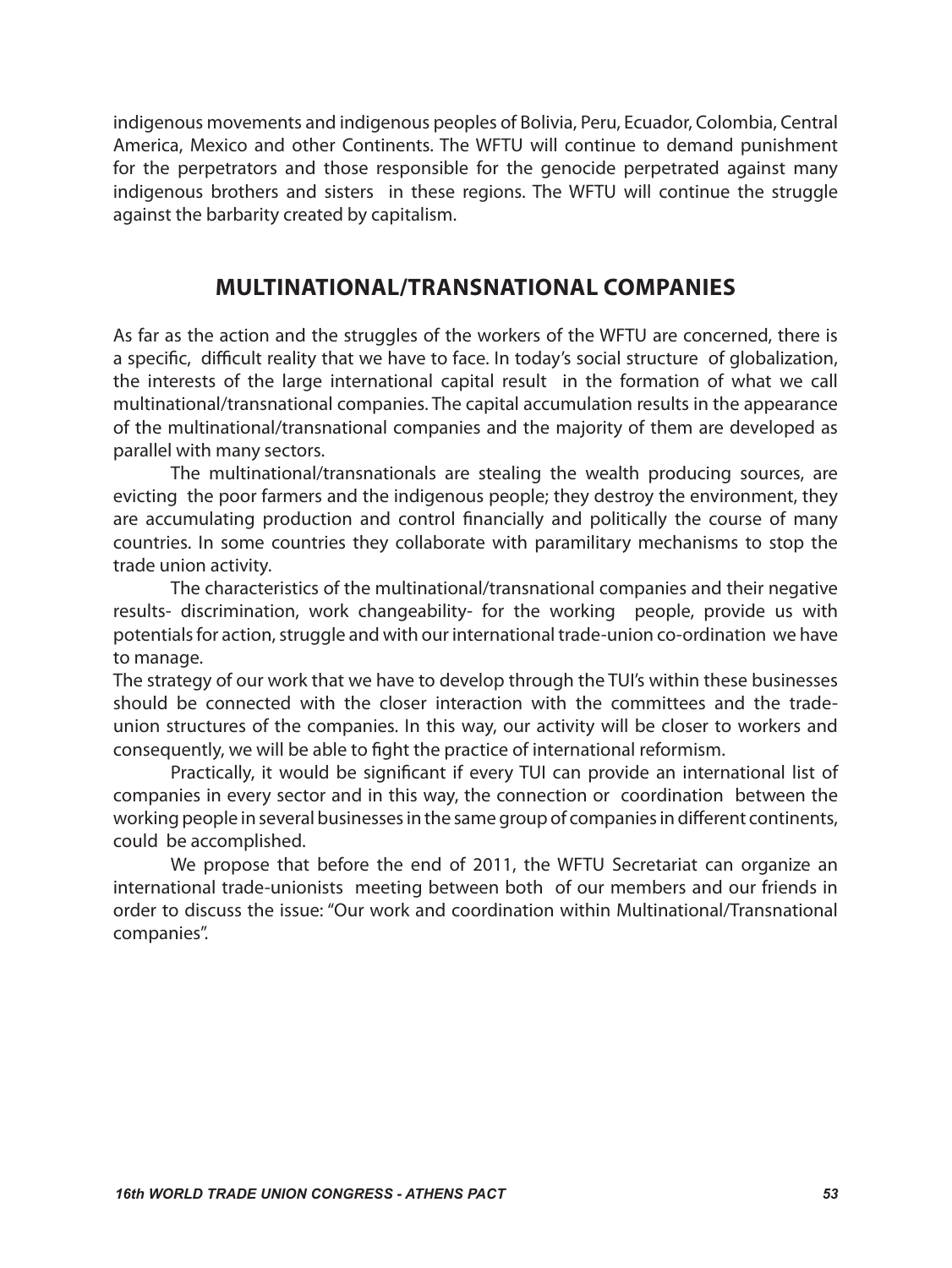indigenous movements and indigenous peoples of Bolivia, Peru, Ecuador, Colombia, Central America, Mexico and other Continents. The WFTU will continue to demand punishment for the perpetrators and those responsible for the genocide perpetrated against many indigenous brothers and sisters in these regions. The WFTU will continue the struggle against the barbarity created by capitalism.

## MULTINATIONAL/TRANSNATIONAL COMPANIES

As far as the action and the struggles of the workers of the WFTU are concerned, there is a specific, difficult reality that we have to face. In today's social structure of globalization, the interests of the large international capital result in the formation of what we call multinational/transnational companies. The capital accumulation results in the appearance of the multinational/transnational companies and the majority of them are developed as parallel with many sectors.

The multinational/transnationals are stealing the wealth producing sources, are evicting the poor farmers and the indigenous people; they destroy the environment, they are accumulating production and control financially and politically the course of many countries. In some countries they collaborate with paramilitary mechanisms to stop the trade union activity.

The characteristics of the multinational/transnational companies and their negative results- discrimination, work changeability- for the working people, provide us with potentials for action, struggle and with our international trade-union co-ordination we have to manage.

The strategy of our work that we have to develop through the TUI's within these businesses should be connected with the closer interaction with the committees and the trade-union structures of the companies. In this way, our activity will be closer to workers and consequently, we will be able to fight the practice of international reformism.

Practically, it would be significant if every TUI can provide an international list of companies in every sector and in this way, the connection or coordination between the working people in several businesses in the same group of companies in different continents, could be accomplished.

We propose that before the end of 2011, the WFTU Secretariat can organize an international trade-unionists meeting between both of our members and our friends in order to discuss the issue: "Our work and coordination within Multinational/Transnational companies".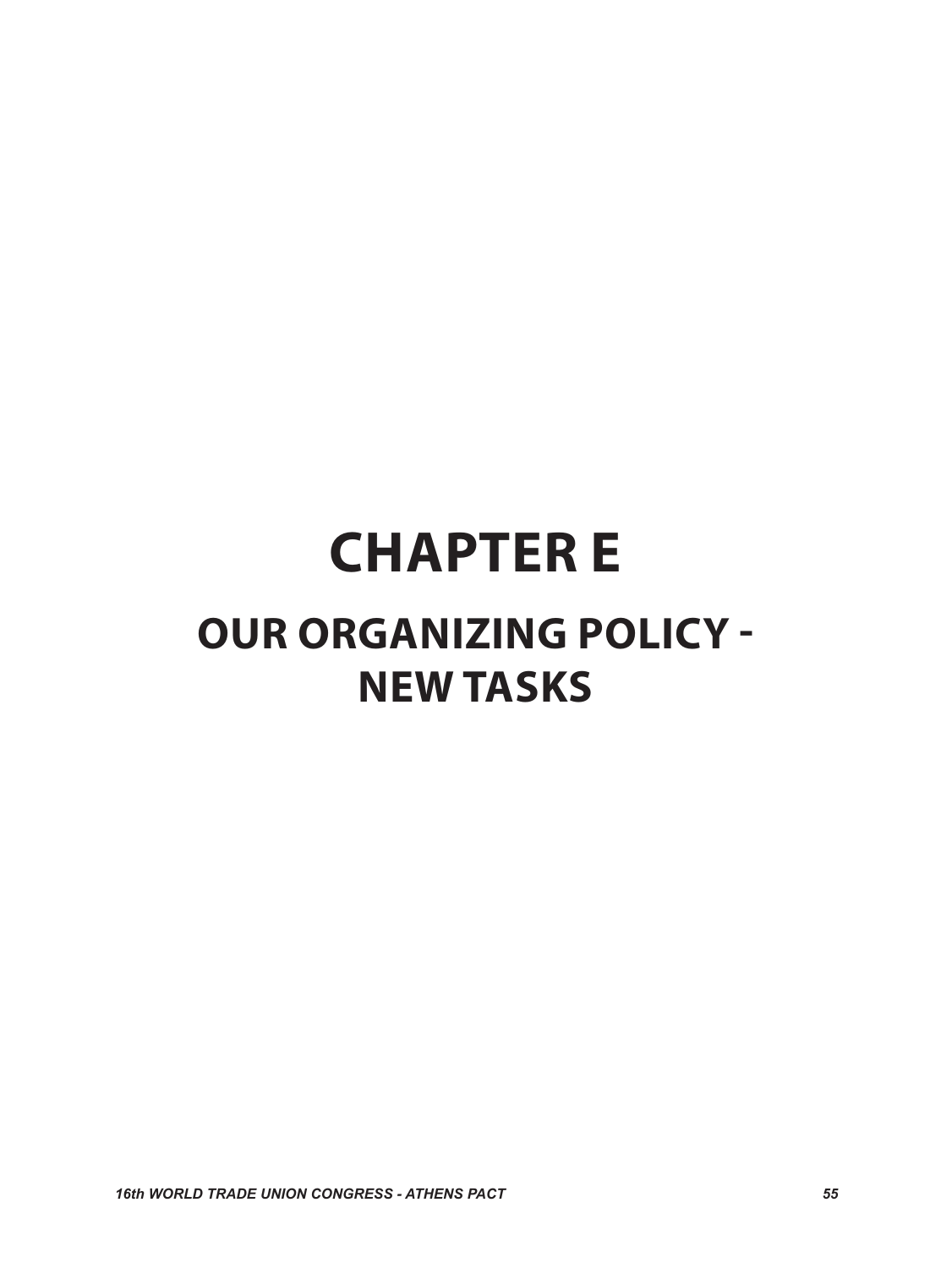# CHAPTER E

## OUR ORGANIZING POLICY - NEW TASKS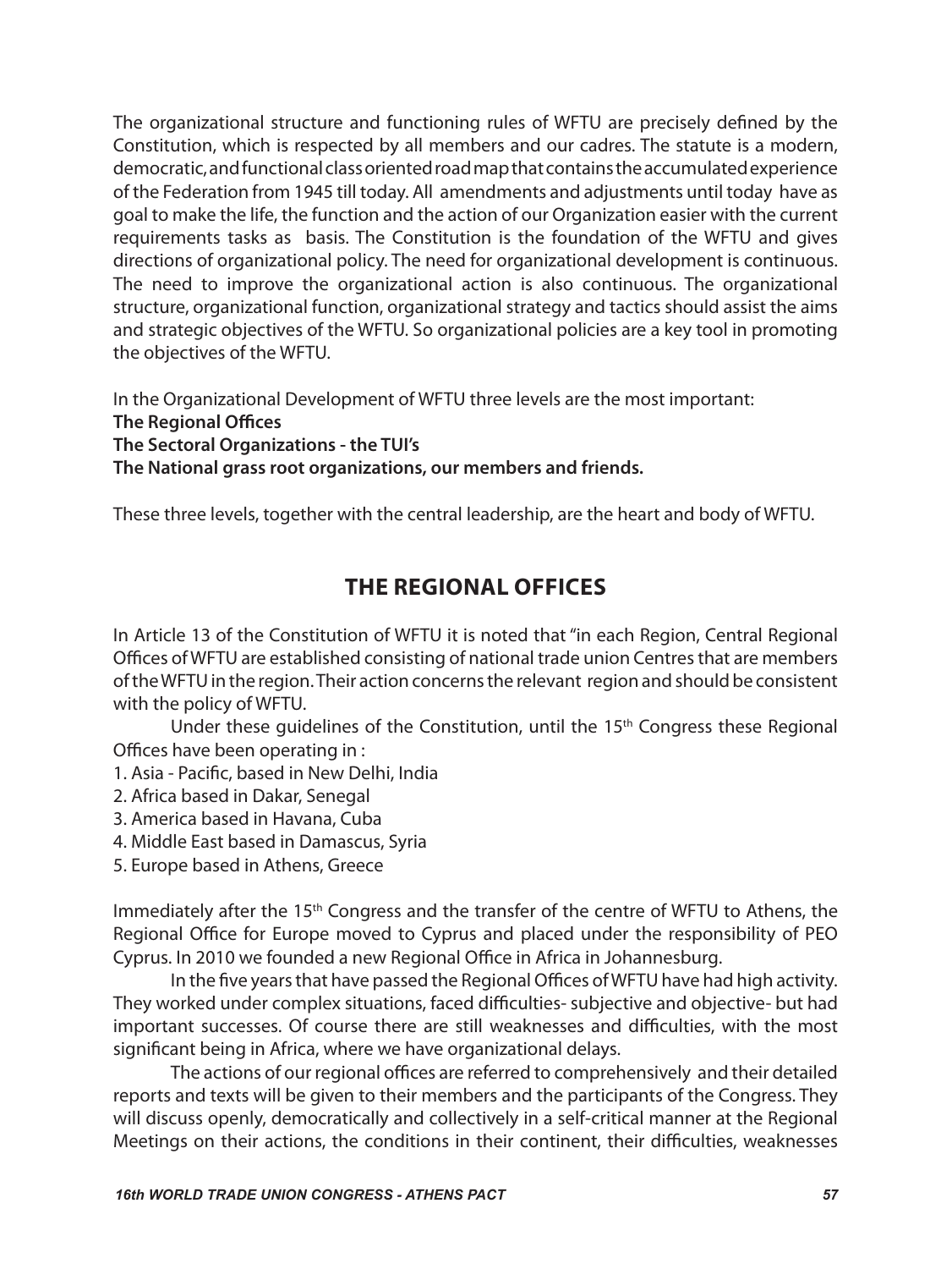The organizational structure and functioning rules of WFTU are precisely defined by the Constitution, which is respected by all members and our cadres. The statute is a modern, democratic, and functional class oriented road map that contains the accumulated experience of the Federation from 1945 till today. All amendments and adjustments until today have as goal to make the life, the function and the action of our Organization easier with the current requirements tasks as basis. The Constitution is the foundation of the WFTU and gives directions of organizational policy. The need for organizational development is continuous. The need to improve the organizational action is also continuous. The organizational structure, organizational function, organizational strategy and tactics should assist the aims and strategic objectives of the WFTU. So organizational policies are a key tool in promoting the objectives of the WFTU.

In the Organizational Development of WFTU three levels are the most important:
**The Regional Offices**
**The Sectoral Organizations - the TUI's**
**The National grass root organizations, our members and friends.**

These three levels, together with the central leadership, are the heart and body of WFTU.

## THE REGIONAL OFFICES

In Article 13 of the Constitution of WFTU it is noted that "in each Region, Central Regional Offices of WFTU are established consisting of national trade union Centres that are members of the WFTU in the region. Their action concerns the relevant region and should be consistent with the policy of WFTU.

Under these guidelines of the Constitution, until the 15th Congress these Regional Offices have been operating in :

1. Asia - Pacific, based in New Delhi, India
2. Africa based in Dakar, Senegal
3. America based in Havana, Cuba
4. Middle East based in Damascus, Syria
5. Europe based in Athens, Greece

Immediately after the 15th Congress and the transfer of the centre of WFTU to Athens, the Regional Office for Europe moved to Cyprus and placed under the responsibility of PEO Cyprus. In 2010 we founded a new Regional Office in Africa in Johannesburg.

In the five years that have passed the Regional Offices of WFTU have had high activity. They worked under complex situations, faced difficulties- subjective and objective- but had important successes. Of course there are still weaknesses and difficulties, with the most significant being in Africa, where we have organizational delays.

The actions of our regional offices are referred to comprehensively and their detailed reports and texts will be given to their members and the participants of the Congress. They will discuss openly, democratically and collectively in a self-critical manner at the Regional Meetings on their actions, the conditions in their continent, their difficulties, weaknesses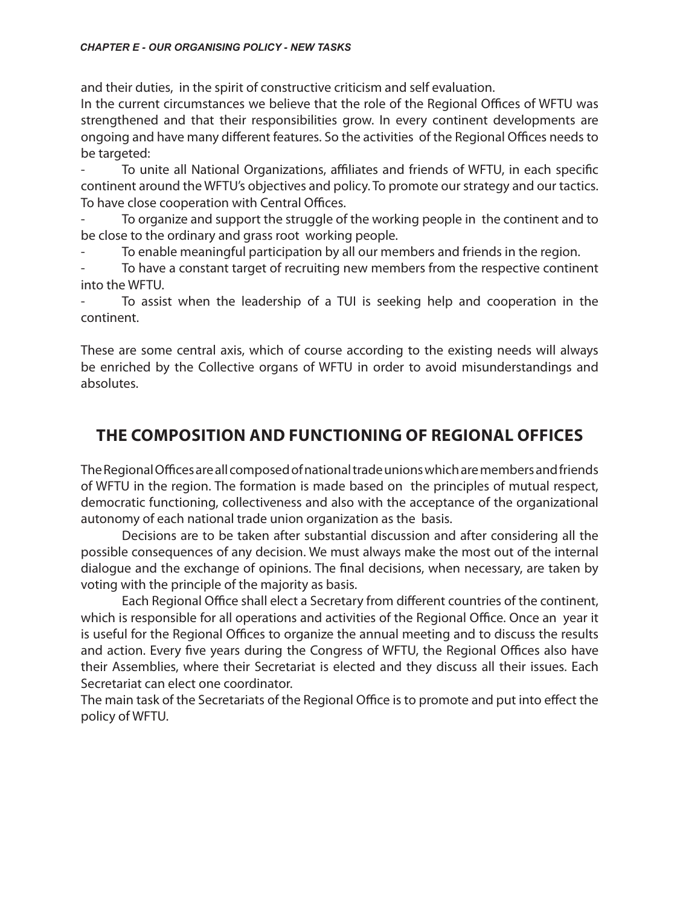and their duties, in the spirit of constructive criticism and self evaluation.

In the current circumstances we believe that the role of the Regional Offices of WFTU was strengthened and that their responsibilities grow. In every continent developments are ongoing and have many different features. So the activities of the Regional Offices needs to be targeted:

- To unite all National Organizations, affiliates and friends of WFTU, in each specific continent around the WFTU's objectives and policy. To promote our strategy and our tactics. To have close cooperation with Central Offices.
- To organize and support the struggle of the working people in the continent and to be close to the ordinary and grass root working people.
- To enable meaningful participation by all our members and friends in the region.
- To have a constant target of recruiting new members from the respective continent into the WFTU.
- To assist when the leadership of a TUI is seeking help and cooperation in the continent.

These are some central axis, which of course according to the existing needs will always be enriched by the Collective organs of WFTU in order to avoid misunderstandings and absolutes.

## THE COMPOSITION AND FUNCTIONING OF REGIONAL OFFICES

The Regional Offices are all composed of national trade unions which are members and friends of WFTU in the region. The formation is made based on the principles of mutual respect, democratic functioning, collectiveness and also with the acceptance of the organizational autonomy of each national trade union organization as the basis.

Decisions are to be taken after substantial discussion and after considering all the possible consequences of any decision. We must always make the most out of the internal dialogue and the exchange of opinions. The final decisions, when necessary, are taken by voting with the principle of the majority as basis.

Each Regional Office shall elect a Secretary from different countries of the continent, which is responsible for all operations and activities of the Regional Office. Once an year it is useful for the Regional Offices to organize the annual meeting and to discuss the results and action. Every five years during the Congress of WFTU, the Regional Offices also have their Assemblies, where their Secretariat is elected and they discuss all their issues. Each Secretariat can elect one coordinator.

The main task of the Secretariats of the Regional Office is to promote and put into effect the policy of WFTU.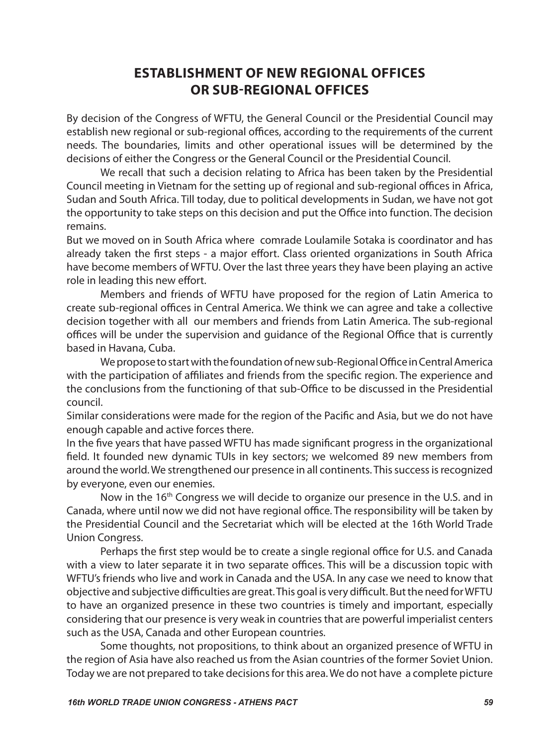## ESTABLISHMENT OF NEW REGIONAL OFFICES OR SUB-REGIONAL OFFICES

By decision of the Congress of WFTU, the General Council or the Presidential Council may establish new regional or sub-regional offices, according to the requirements of the current needs. The boundaries, limits and other operational issues will be determined by the decisions of either the Congress or the General Council or the Presidential Council.

We recall that such a decision relating to Africa has been taken by the Presidential Council meeting in Vietnam for the setting up of regional and sub-regional offices in Africa, Sudan and South Africa. Till today, due to political developments in Sudan, we have not got the opportunity to take steps on this decision and put the Office into function. The decision remains.

But we moved on in South Africa where comrade Loulamile Sotaka is coordinator and has already taken the first steps - a major effort. Class oriented organizations in South Africa have become members of WFTU. Over the last three years they have been playing an active role in leading this new effort.

Members and friends of WFTU have proposed for the region of Latin America to create sub-regional offices in Central America. We think we can agree and take a collective decision together with all our members and friends from Latin America. The sub-regional offices will be under the supervision and guidance of the Regional Office that is currently based in Havana, Cuba.

We propose to start with the foundation of new sub-Regional Office in Central America with the participation of affiliates and friends from the specific region. The experience and the conclusions from the functioning of that sub-Office to be discussed in the Presidential council.

Similar considerations were made for the region of the Pacific and Asia, but we do not have enough capable and active forces there.

In the five years that have passed WFTU has made significant progress in the organizational field. It founded new dynamic TUIs in key sectors; we welcomed 89 new members from around the world. We strengthened our presence in all continents. This success is recognized by everyone, even our enemies.

Now in the 16th Congress we will decide to organize our presence in the U.S. and in Canada, where until now we did not have regional office. The responsibility will be taken by the Presidential Council and the Secretariat which will be elected at the 16th World Trade Union Congress.

Perhaps the first step would be to create a single regional office for U.S. and Canada with a view to later separate it in two separate offices. This will be a discussion topic with WFTU's friends who live and work in Canada and the USA. In any case we need to know that objective and subjective difficulties are great. This goal is very difficult. But the need for WFTU to have an organized presence in these two countries is timely and important, especially considering that our presence is very weak in countries that are powerful imperialist centers such as the USA, Canada and other European countries.

Some thoughts, not propositions, to think about an organized presence of WFTU in the region of Asia have also reached us from the Asian countries of the former Soviet Union. Today we are not prepared to take decisions for this area. We do not have a complete picture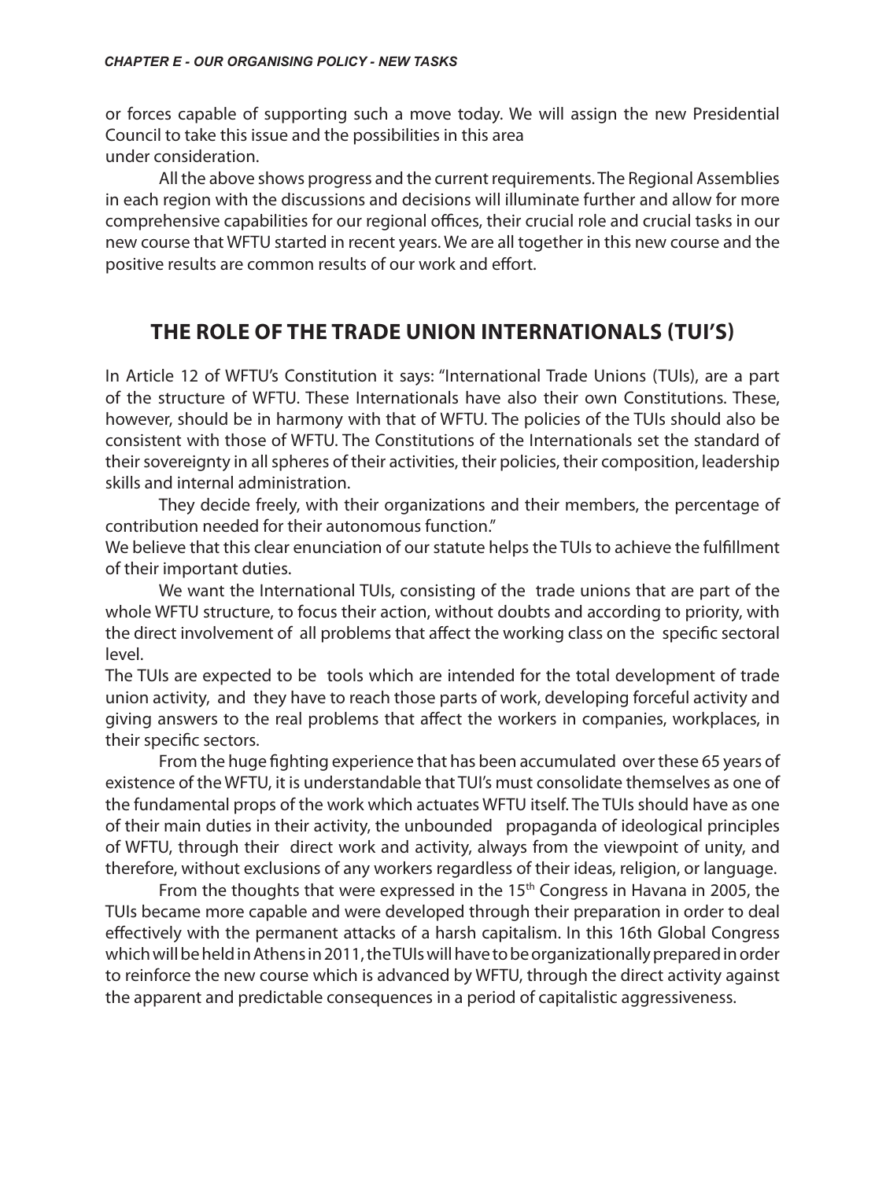or forces capable of supporting such a move today. We will assign the new Presidential Council to take this issue and the possibilities in this area under consideration.

All the above shows progress and the current requirements. The Regional Assemblies in each region with the discussions and decisions will illuminate further and allow for more comprehensive capabilities for our regional offices, their crucial role and crucial tasks in our new course that WFTU started in recent years. We are all together in this new course and the positive results are common results of our work and effort.

## THE ROLE OF THE TRADE UNION INTERNATIONALS (TUI'S)

In Article 12 of WFTU's Constitution it says: "International Trade Unions (TUIs), are a part of the structure of WFTU. These Internationals have also their own Constitutions. These, however, should be in harmony with that of WFTU. The policies of the TUIs should also be consistent with those of WFTU. The Constitutions of the Internationals set the standard of their sovereignty in all spheres of their activities, their policies, their composition, leadership skills and internal administration.

They decide freely, with their organizations and their members, the percentage of contribution needed for their autonomous function."

We believe that this clear enunciation of our statute helps the TUIs to achieve the fulfillment of their important duties.

We want the International TUIs, consisting of the trade unions that are part of the whole WFTU structure, to focus their action, without doubts and according to priority, with the direct involvement of all problems that affect the working class on the specific sectoral level.

The TUIs are expected to be tools which are intended for the total development of trade union activity, and they have to reach those parts of work, developing forceful activity and giving answers to the real problems that affect the workers in companies, workplaces, in their specific sectors.

From the huge fighting experience that has been accumulated over these 65 years of existence of the WFTU, it is understandable that TUI's must consolidate themselves as one of the fundamental props of the work which actuates WFTU itself. The TUIs should have as one of their main duties in their activity, the unbounded propaganda of ideological principles of WFTU, through their direct work and activity, always from the viewpoint of unity, and therefore, without exclusions of any workers regardless of their ideas, religion, or language.

From the thoughts that were expressed in the 15th Congress in Havana in 2005, the TUIs became more capable and were developed through their preparation in order to deal effectively with the permanent attacks of a harsh capitalism. In this 16th Global Congress which will be held in Athens in 2011, the TUIs will have to be organizationally prepared in order to reinforce the new course which is advanced by WFTU, through the direct activity against the apparent and predictable consequences in a period of capitalistic aggressiveness.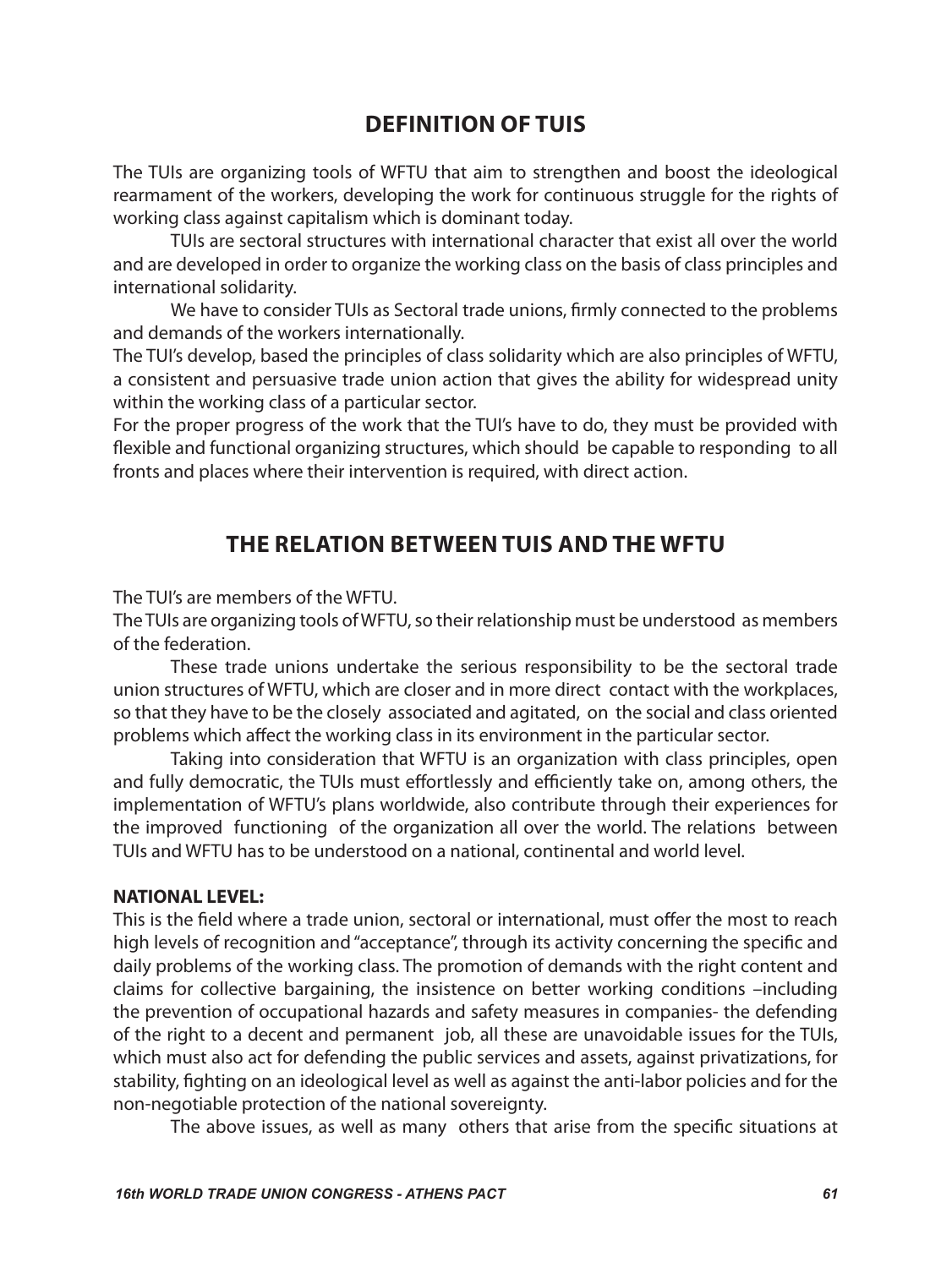## DEFINITION OF TUIS

The TUIs are organizing tools of WFTU that aim to strengthen and boost the ideological rearmament of the workers, developing the work for continuous struggle for the rights of working class against capitalism which is dominant today.

TUIs are sectoral structures with international character that exist all over the world and are developed in order to organize the working class on the basis of class principles and international solidarity.

We have to consider TUIs as Sectoral trade unions, firmly connected to the problems and demands of the workers internationally.

The TUI's develop, based the principles of class solidarity which are also principles of WFTU, a consistent and persuasive trade union action that gives the ability for widespread unity within the working class of a particular sector.

For the proper progress of the work that the TUI's have to do, they must be provided with flexible and functional organizing structures, which should be capable to responding to all fronts and places where their intervention is required, with direct action.

## THE RELATION BETWEEN TUIS AND THE WFTU

The TUI's are members of the WFTU.

The TUIs are organizing tools of WFTU, so their relationship must be understood as members of the federation.

These trade unions undertake the serious responsibility to be the sectoral trade union structures of WFTU, which are closer and in more direct contact with the workplaces, so that they have to be the closely associated and agitated, on the social and class oriented problems which affect the working class in its environment in the particular sector.

Taking into consideration that WFTU is an organization with class principles, open and fully democratic, the TUIs must effortlessly and efficiently take on, among others, the implementation of WFTU's plans worldwide, also contribute through their experiences for the improved functioning of the organization all over the world. The relations between TUIs and WFTU has to be understood on a national, continental and world level.

**NATIONAL LEVEL:**

This is the field where a trade union, sectoral or international, must offer the most to reach high levels of recognition and "acceptance", through its activity concerning the specific and daily problems of the working class. The promotion of demands with the right content and claims for collective bargaining, the insistence on better working conditions –including the prevention of occupational hazards and safety measures in companies- the defending of the right to a decent and permanent job, all these are unavoidable issues for the TUIs, which must also act for defending the public services and assets, against privatizations, for stability, fighting on an ideological level as well as against the anti-labor policies and for the non-negotiable protection of the national sovereignty.

The above issues, as well as many others that arise from the specific situations at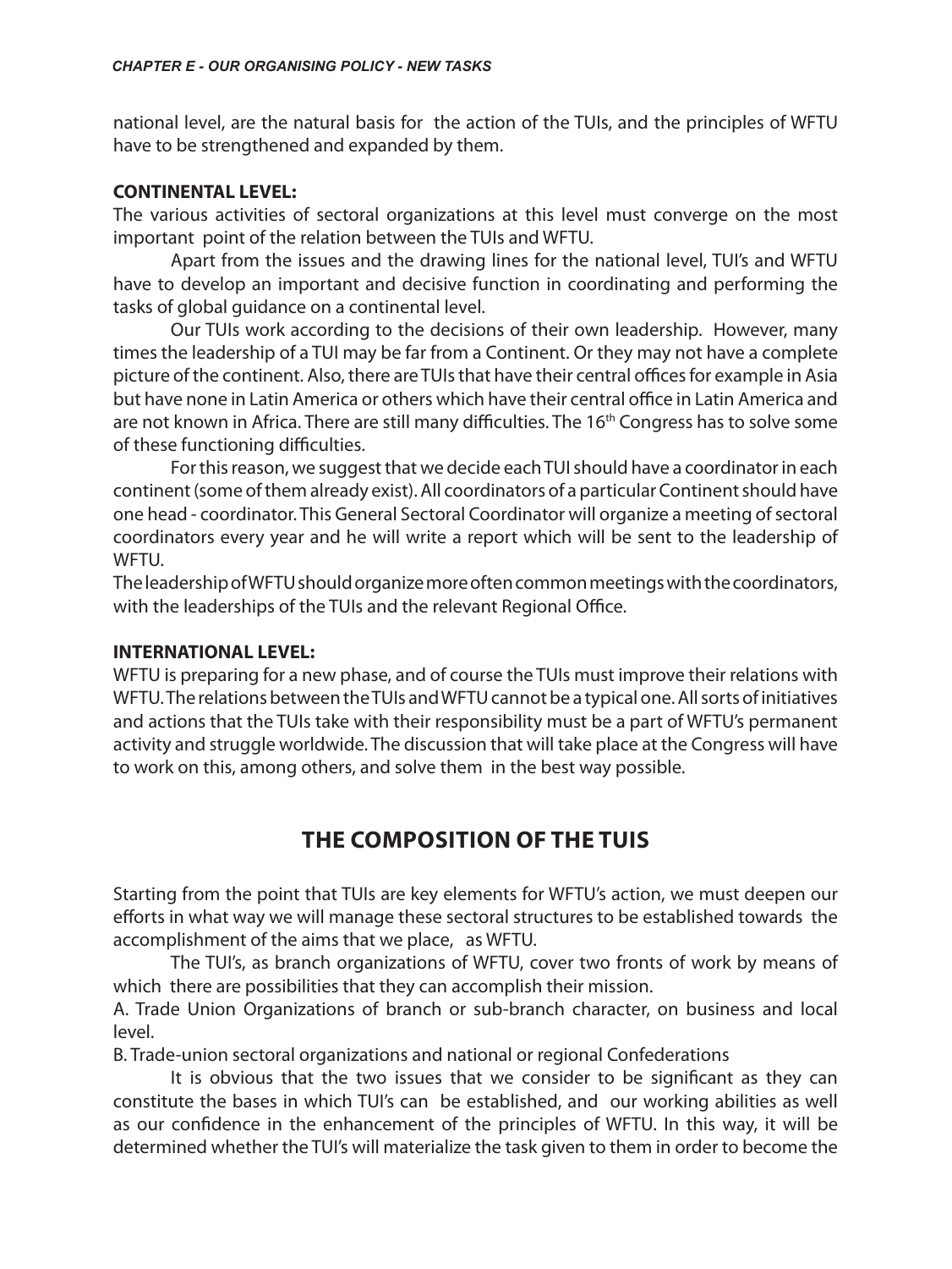national level, are the natural basis for the action of the TUIs, and the principles of WFTU have to be strengthened and expanded by them.

**CONTINENTAL LEVEL:**

The various activities of sectoral organizations at this level must converge on the most important point of the relation between the TUIs and WFTU.

Apart from the issues and the drawing lines for the national level, TUI's and WFTU have to develop an important and decisive function in coordinating and performing the tasks of global guidance on a continental level.

Our TUIs work according to the decisions of their own leadership. However, many times the leadership of a TUI may be far from a Continent. Or they may not have a complete picture of the continent. Also, there are TUIs that have their central offices for example in Asia but have none in Latin America or others which have their central office in Latin America and are not known in Africa. There are still many difficulties. The 16th Congress has to solve some of these functioning difficulties.

For this reason, we suggest that we decide each TUI should have a coordinator in each continent (some of them already exist). All coordinators of a particular Continent should have one head - coordinator. This General Sectoral Coordinator will organize a meeting of sectoral coordinators every year and he will write a report which will be sent to the leadership of WFTU.

The leadership of WFTU should organize more often common meetings with the coordinators, with the leaderships of the TUIs and the relevant Regional Office.

**INTERNATIONAL LEVEL:**

WFTU is preparing for a new phase, and of course the TUIs must improve their relations with WFTU. The relations between the TUIs and WFTU cannot be a typical one. All sorts of initiatives and actions that the TUIs take with their responsibility must be a part of WFTU's permanent activity and struggle worldwide. The discussion that will take place at the Congress will have to work on this, among others, and solve them in the best way possible.

## THE COMPOSITION OF THE TUIS

Starting from the point that TUIs are key elements for WFTU's action, we must deepen our efforts in what way we will manage these sectoral structures to be established towards the accomplishment of the aims that we place, as WFTU.

The TUI's, as branch organizations of WFTU, cover two fronts of work by means of which there are possibilities that they can accomplish their mission.

A. Trade Union Organizations of branch or sub-branch character, on business and local level.

B. Trade-union sectoral organizations and national or regional Confederations

It is obvious that the two issues that we consider to be significant as they can constitute the bases in which TUI's can be established, and our working abilities as well as our confidence in the enhancement of the principles of WFTU. In this way, it will be determined whether the TUI's will materialize the task given to them in order to become the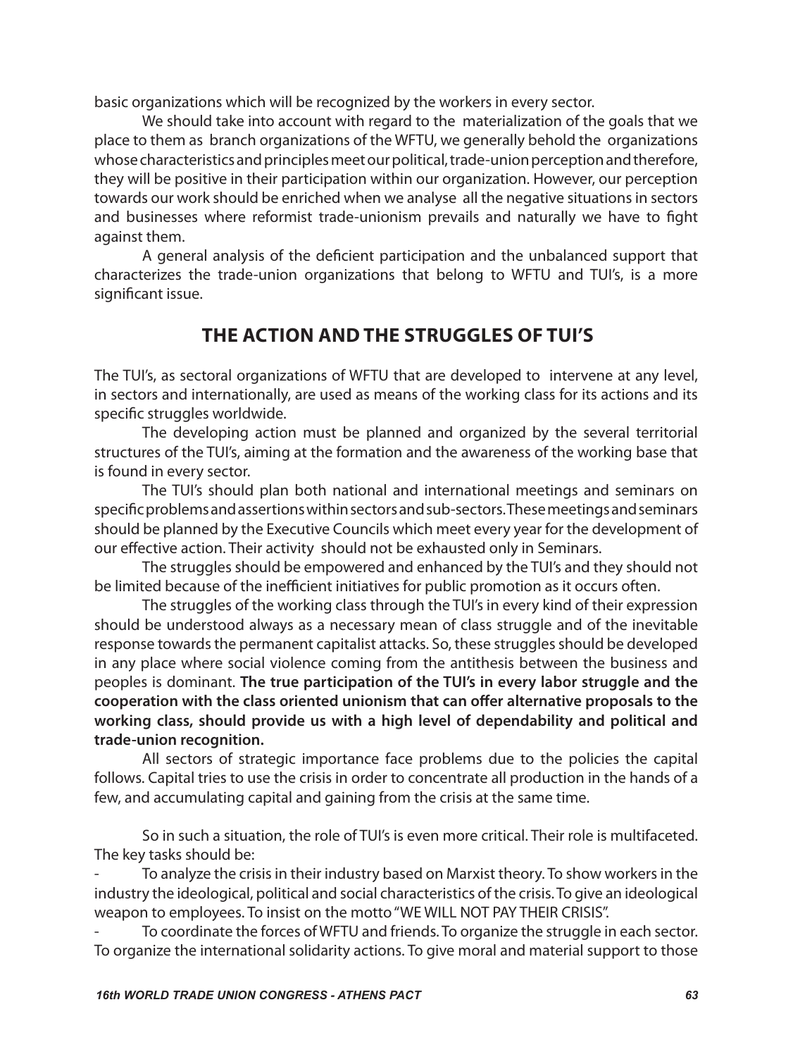basic organizations which will be recognized by the workers in every sector.

We should take into account with regard to the materialization of the goals that we place to them as branch organizations of the WFTU, we generally behold the organizations whose characteristics and principles meet our political, trade-union perception and therefore, they will be positive in their participation within our organization. However, our perception towards our work should be enriched when we analyse all the negative situations in sectors and businesses where reformist trade-unionism prevails and naturally we have to fight against them.

A general analysis of the deficient participation and the unbalanced support that characterizes the trade-union organizations that belong to WFTU and TUI's, is a more significant issue.

## THE ACTION AND THE STRUGGLES OF TUI'S

The TUI's, as sectoral organizations of WFTU that are developed to intervene at any level, in sectors and internationally, are used as means of the working class for its actions and its specific struggles worldwide.

The developing action must be planned and organized by the several territorial structures of the TUI's, aiming at the formation and the awareness of the working base that is found in every sector.

The TUI's should plan both national and international meetings and seminars on specific problems and assertions within sectors and sub-sectors. These meetings and seminars should be planned by the Executive Councils which meet every year for the development of our effective action. Their activity should not be exhausted only in Seminars.

The struggles should be empowered and enhanced by the TUI's and they should not be limited because of the inefficient initiatives for public promotion as it occurs often.

The struggles of the working class through the TUI's in every kind of their expression should be understood always as a necessary mean of class struggle and of the inevitable response towards the permanent capitalist attacks. So, these struggles should be developed in any place where social violence coming from the antithesis between the business and peoples is dominant. **The true participation of the TUI's in every labor struggle and the cooperation with the class oriented unionism that can offer alternative proposals to the working class, should provide us with a high level of dependability and political and trade-union recognition.**

All sectors of strategic importance face problems due to the policies the capital follows. Capital tries to use the crisis in order to concentrate all production in the hands of a few, and accumulating capital and gaining from the crisis at the same time.

So in such a situation, the role of TUI's is even more critical. Their role is multifaceted. The key tasks should be:

- To analyze the crisis in their industry based on Marxist theory. To show workers in the industry the ideological, political and social characteristics of the crisis. To give an ideological weapon to employees. To insist on the motto "WE WILL NOT PAY THEIR CRISIS".
- To coordinate the forces of WFTU and friends. To organize the struggle in each sector. To organize the international solidarity actions. To give moral and material support to those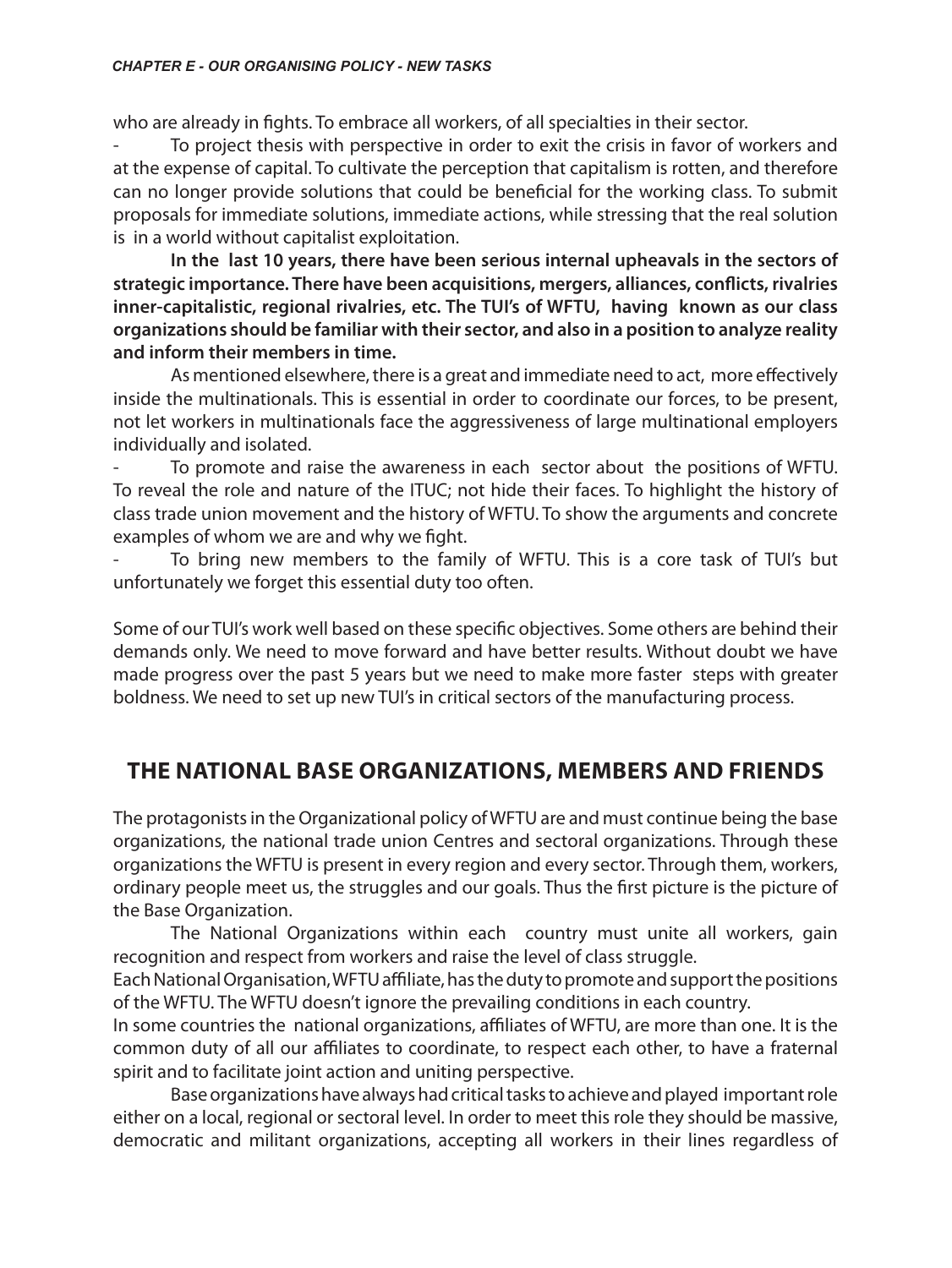who are already in fights. To embrace all workers, of all specialties in their sector.

- To project thesis with perspective in order to exit the crisis in favor of workers and at the expense of capital. To cultivate the perception that capitalism is rotten, and therefore can no longer provide solutions that could be beneficial for the working class. To submit proposals for immediate solutions, immediate actions, while stressing that the real solution is in a world without capitalist exploitation.

**In the last 10 years, there have been serious internal upheavals in the sectors of strategic importance. There have been acquisitions, mergers, alliances, conflicts, rivalries inner-capitalistic, regional rivalries, etc. The TUI's of WFTU, having known as our class organizations should be familiar with their sector, and also in a position to analyze reality and inform their members in time.**

As mentioned elsewhere, there is a great and immediate need to act, more effectively inside the multinationals. This is essential in order to coordinate our forces, to be present, not let workers in multinationals face the aggressiveness of large multinational employers individually and isolated.

- To promote and raise the awareness in each sector about the positions of WFTU. To reveal the role and nature of the ITUC; not hide their faces. To highlight the history of class trade union movement and the history of WFTU. To show the arguments and concrete examples of whom we are and why we fight.
- To bring new members to the family of WFTU. This is a core task of TUI's but unfortunately we forget this essential duty too often.

Some of our TUI's work well based on these specific objectives. Some others are behind their demands only. We need to move forward and have better results. Without doubt we have made progress over the past 5 years but we need to make more faster steps with greater boldness. We need to set up new TUI's in critical sectors of the manufacturing process.

## THE NATIONAL BASE ORGANIZATIONS, MEMBERS AND FRIENDS

The protagonists in the Organizational policy of WFTU are and must continue being the base organizations, the national trade union Centres and sectoral organizations. Through these organizations the WFTU is present in every region and every sector. Through them, workers, ordinary people meet us, the struggles and our goals. Thus the first picture is the picture of the Base Organization.

The National Organizations within each country must unite all workers, gain recognition and respect from workers and raise the level of class struggle.

Each National Organisation, WFTU affiliate, has the duty to promote and support the positions of the WFTU. The WFTU doesn't ignore the prevailing conditions in each country.

In some countries the national organizations, affiliates of WFTU, are more than one. It is the common duty of all our affiliates to coordinate, to respect each other, to have a fraternal spirit and to facilitate joint action and uniting perspective.

Base organizations have always had critical tasks to achieve and played important role either on a local, regional or sectoral level. In order to meet this role they should be massive, democratic and militant organizations, accepting all workers in their lines regardless of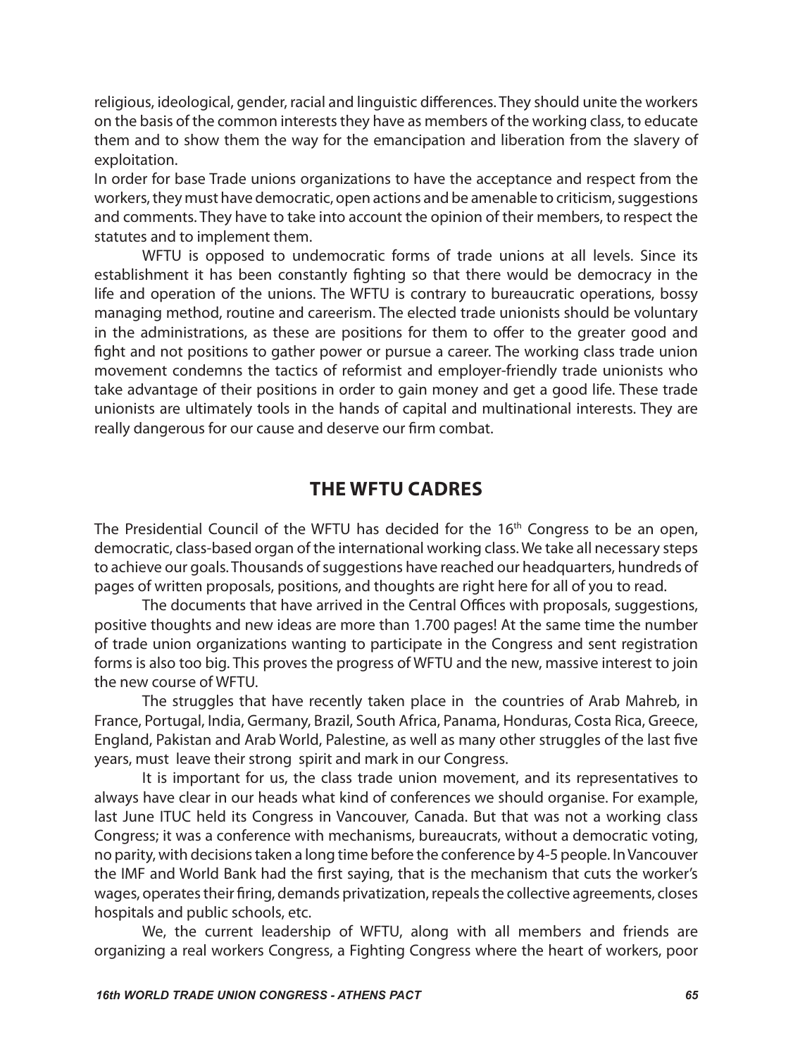religious, ideological, gender, racial and linguistic differences. They should unite the workers on the basis of the common interests they have as members of the working class, to educate them and to show them the way for the emancipation and liberation from the slavery of exploitation.

In order for base Trade unions organizations to have the acceptance and respect from the workers, they must have democratic, open actions and be amenable to criticism, suggestions and comments. They have to take into account the opinion of their members, to respect the statutes and to implement them.

WFTU is opposed to undemocratic forms of trade unions at all levels. Since its establishment it has been constantly fighting so that there would be democracy in the life and operation of the unions. The WFTU is contrary to bureaucratic operations, bossy managing method, routine and careerism. The elected trade unionists should be voluntary in the administrations, as these are positions for them to offer to the greater good and fight and not positions to gather power or pursue a career. The working class trade union movement condemns the tactics of reformist and employer-friendly trade unionists who take advantage of their positions in order to gain money and get a good life. These trade unionists are ultimately tools in the hands of capital and multinational interests. They are really dangerous for our cause and deserve our firm combat.

## THE WFTU CADRES

The Presidential Council of the WFTU has decided for the 16th Congress to be an open, democratic, class-based organ of the international working class. We take all necessary steps to achieve our goals. Thousands of suggestions have reached our headquarters, hundreds of pages of written proposals, positions, and thoughts are right here for all of you to read.

The documents that have arrived in the Central Offices with proposals, suggestions, positive thoughts and new ideas are more than 1.700 pages! At the same time the number of trade union organizations wanting to participate in the Congress and sent registration forms is also too big. This proves the progress of WFTU and the new, massive interest to join the new course of WFTU.

The struggles that have recently taken place in the countries of Arab Mahreb, in France, Portugal, India, Germany, Brazil, South Africa, Panama, Honduras, Costa Rica, Greece, England, Pakistan and Arab World, Palestine, as well as many other struggles of the last five years, must leave their strong spirit and mark in our Congress.

It is important for us, the class trade union movement, and its representatives to always have clear in our heads what kind of conferences we should organise. For example, last June ITUC held its Congress in Vancouver, Canada. But that was not a working class Congress; it was a conference with mechanisms, bureaucrats, without a democratic voting, no parity, with decisions taken a long time before the conference by 4-5 people. In Vancouver the IMF and World Bank had the first saying, that is the mechanism that cuts the worker's wages, operates their firing, demands privatization, repeals the collective agreements, closes hospitals and public schools, etc.

We, the current leadership of WFTU, along with all members and friends are organizing a real workers Congress, a Fighting Congress where the heart of workers, poor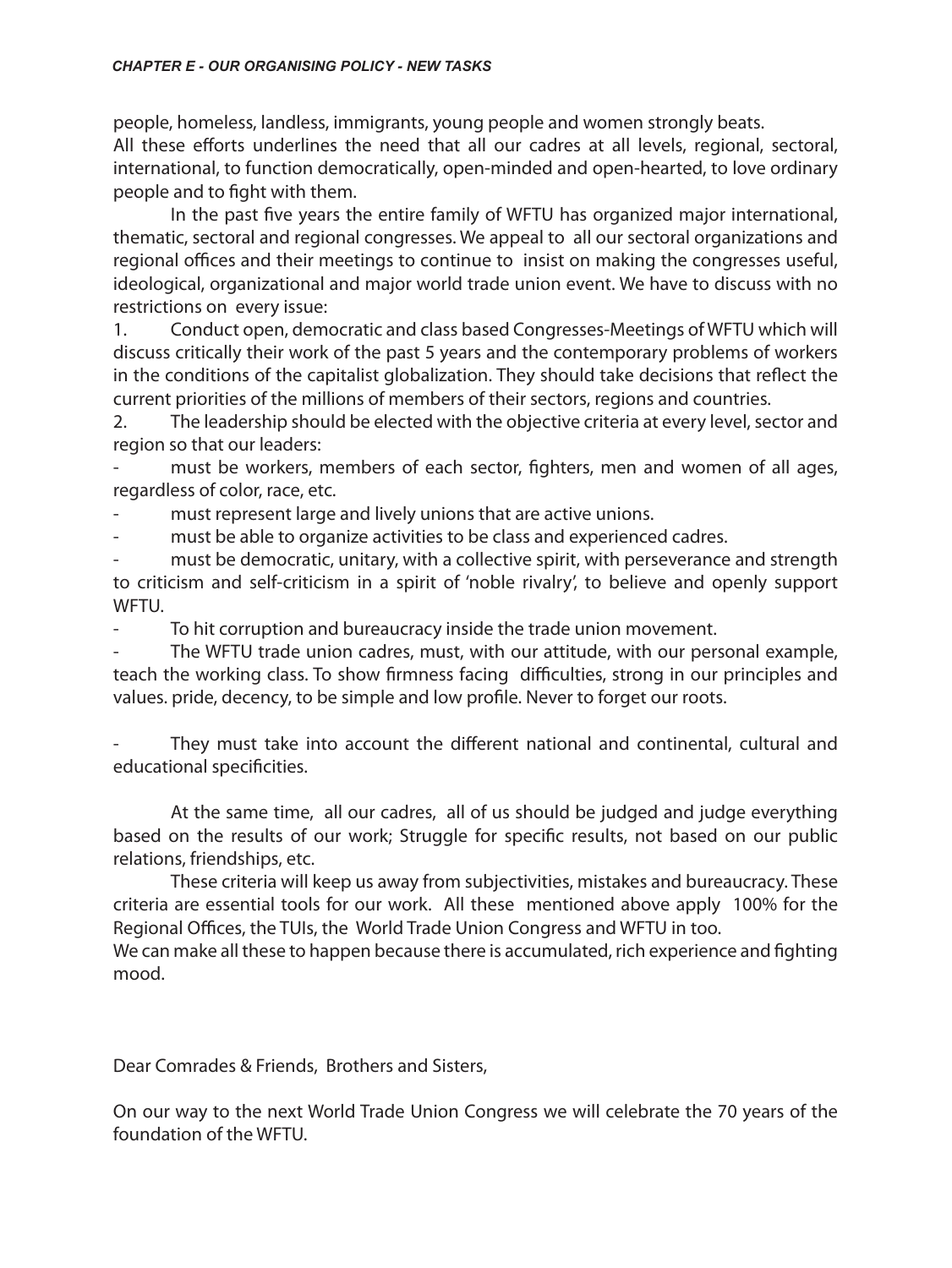people, homeless, landless, immigrants, young people and women strongly beats.

All these efforts underlines the need that all our cadres at all levels, regional, sectoral, international, to function democratically, open-minded and open-hearted, to love ordinary people and to fight with them.

In the past five years the entire family of WFTU has organized major international, thematic, sectoral and regional congresses. We appeal to all our sectoral organizations and regional offices and their meetings to continue to insist on making the congresses useful, ideological, organizational and major world trade union event. We have to discuss with no restrictions on every issue:

1. Conduct open, democratic and class based Congresses-Meetings of WFTU which will discuss critically their work of the past 5 years and the contemporary problems of workers in the conditions of the capitalist globalization. They should take decisions that reflect the current priorities of the millions of members of their sectors, regions and countries.
2. The leadership should be elected with the objective criteria at every level, sector and region so that our leaders:

- must be workers, members of each sector, fighters, men and women of all ages, regardless of color, race, etc.
- must represent large and lively unions that are active unions.
- must be able to organize activities to be class and experienced cadres.
- must be democratic, unitary, with a collective spirit, with perseverance and strength to criticism and self-criticism in a spirit of 'noble rivalry', to believe and openly support WFTU.
- To hit corruption and bureaucracy inside the trade union movement.
- The WFTU trade union cadres, must, with our attitude, with our personal example, teach the working class. To show firmness facing difficulties, strong in our principles and values. pride, decency, to be simple and low profile. Never to forget our roots.
- They must take into account the different national and continental, cultural and educational specificities.

At the same time, all our cadres, all of us should be judged and judge everything based on the results of our work; Struggle for specific results, not based on our public relations, friendships, etc.

These criteria will keep us away from subjectivities, mistakes and bureaucracy. These criteria are essential tools for our work. All these mentioned above apply 100% for the Regional Offices, the TUIs, the World Trade Union Congress and WFTU in too.

We can make all these to happen because there is accumulated, rich experience and fighting mood.

Dear Comrades & Friends, Brothers and Sisters,

On our way to the next World Trade Union Congress we will celebrate the 70 years of the foundation of the WFTU.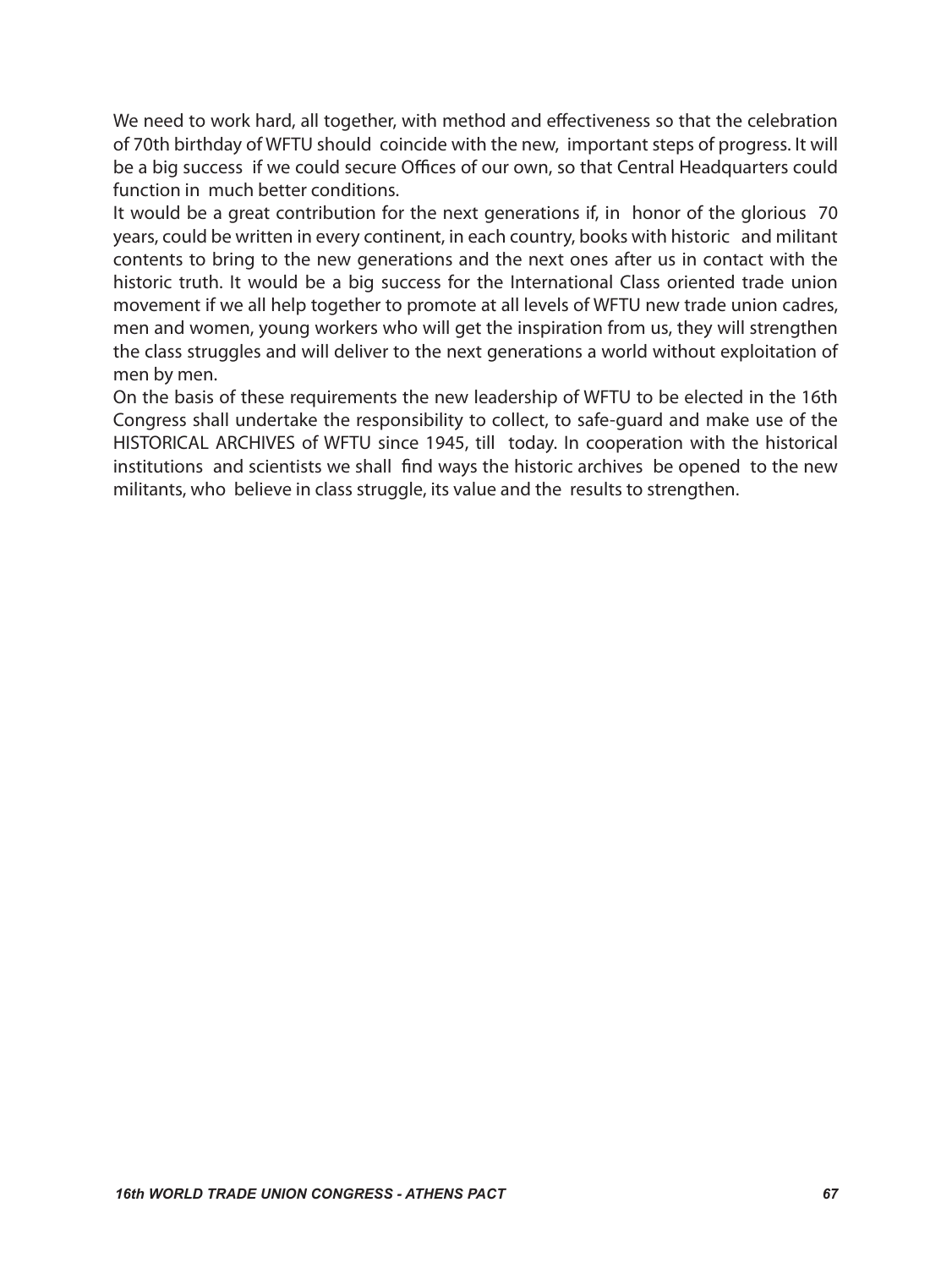We need to work hard, all together, with method and effectiveness so that the celebration of 70th birthday of WFTU should coincide with the new, important steps of progress. It will be a big success if we could secure Offices of our own, so that Central Headquarters could function in much better conditions.

It would be a great contribution for the next generations if, in honor of the glorious 70 years, could be written in every continent, in each country, books with historic and militant contents to bring to the new generations and the next ones after us in contact with the historic truth. It would be a big success for the International Class oriented trade union movement if we all help together to promote at all levels of WFTU new trade union cadres, men and women, young workers who will get the inspiration from us, they will strengthen the class struggles and will deliver to the next generations a world without exploitation of men by men.

On the basis of these requirements the new leadership of WFTU to be elected in the 16th Congress shall undertake the responsibility to collect, to safe-guard and make use of the HISTORICAL ARCHIVES of WFTU since 1945, till today. In cooperation with the historical institutions and scientists we shall find ways the historic archives be opened to the new militants, who believe in class struggle, its value and the results to strengthen.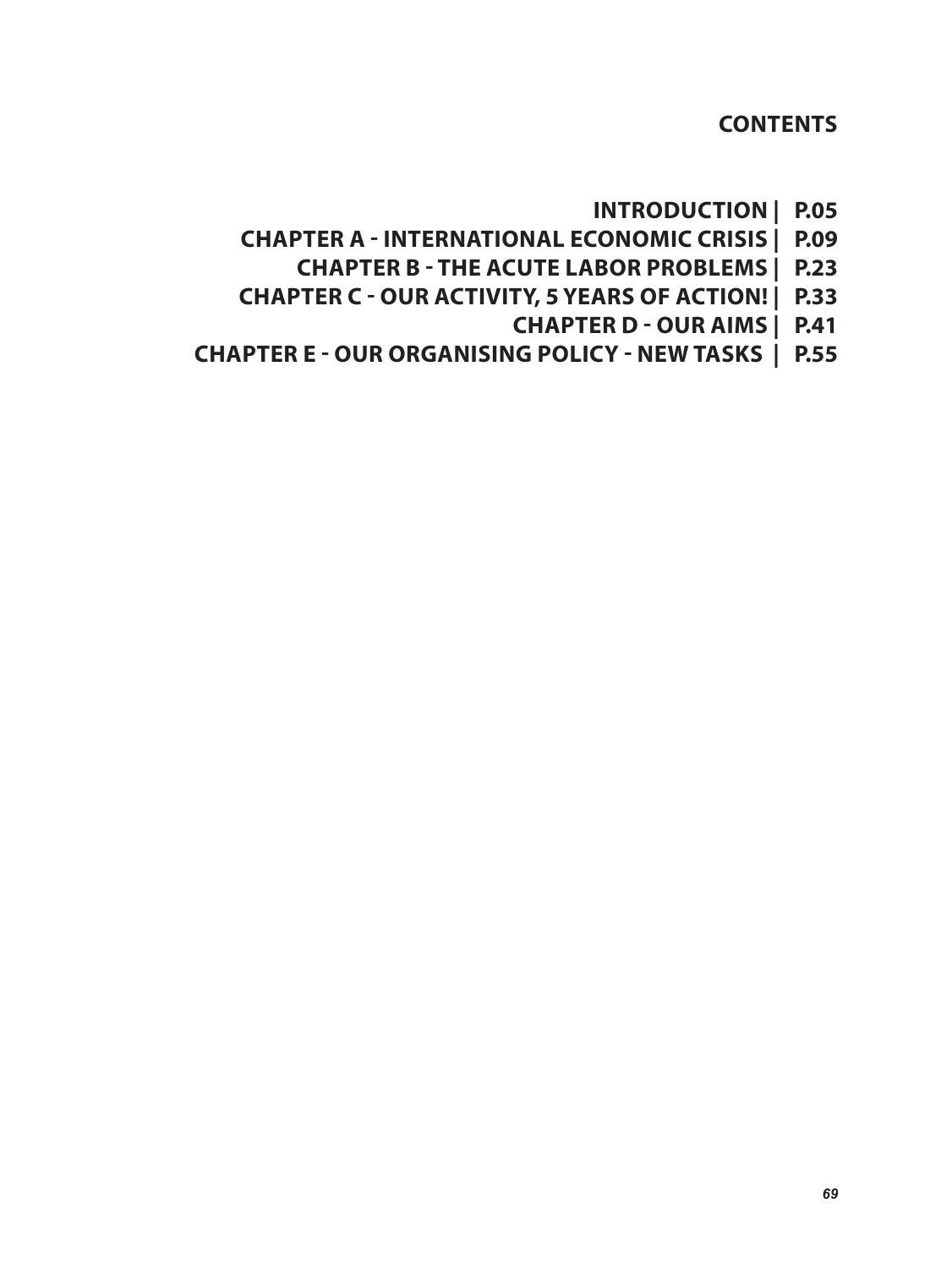## CONTENTS

INTRODUCTION | P.05

CHAPTER A - INTERNATIONAL ECONOMIC CRISIS | P.09

CHAPTER B - THE ACUTE LABOR PROBLEMS | P.23

CHAPTER C - OUR ACTIVITY, 5 YEARS OF ACTION! | P.33

CHAPTER D - OUR AIMS | P.41

CHAPTER E - OUR ORGANISING POLICY - NEW TASKS | P.55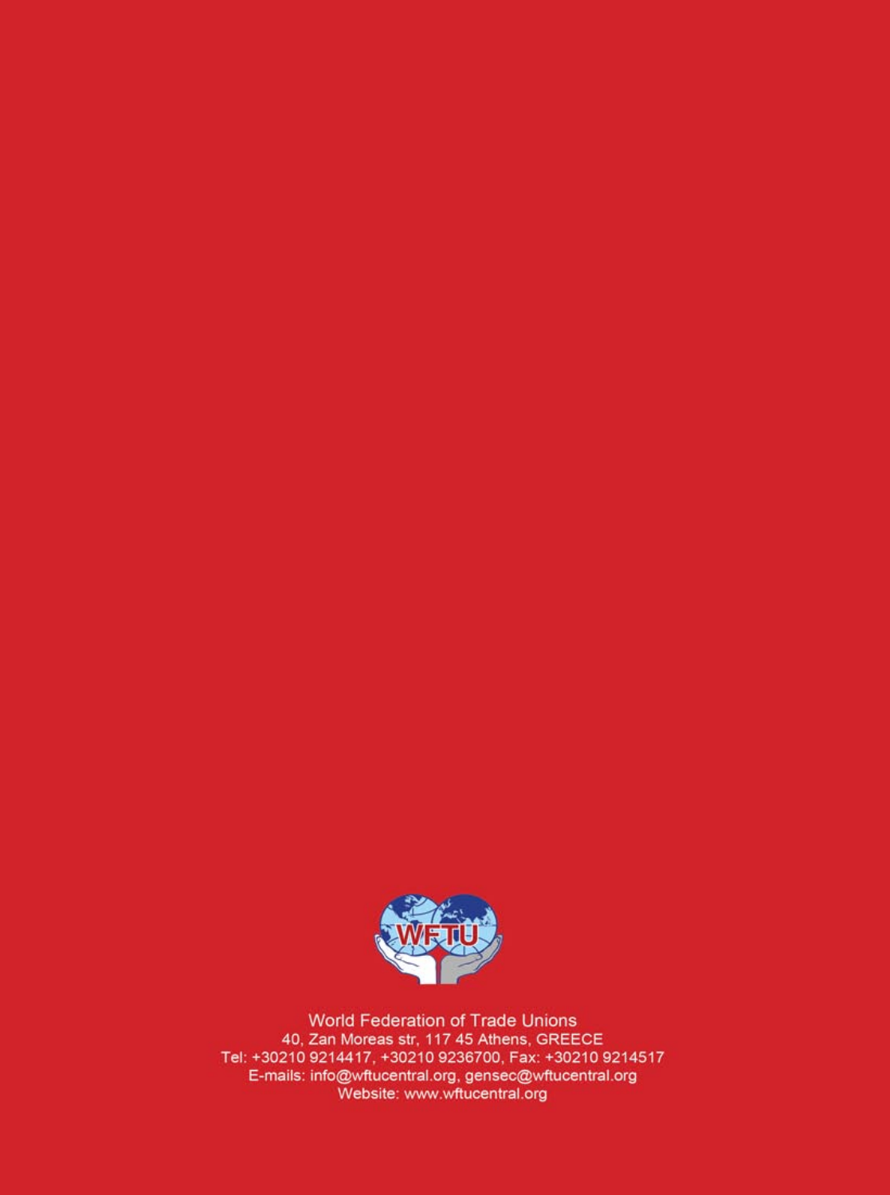World Federation of Trade Unions
40, Zan Moreas str, 117 45 Athens, GREECE
Tel: +30210 9214417, +30210 9236700, Fax: +30210 9214517
E-mails: info@wftucentral.org, gensec@wftucentral.org
Website: www.wftucentral.org